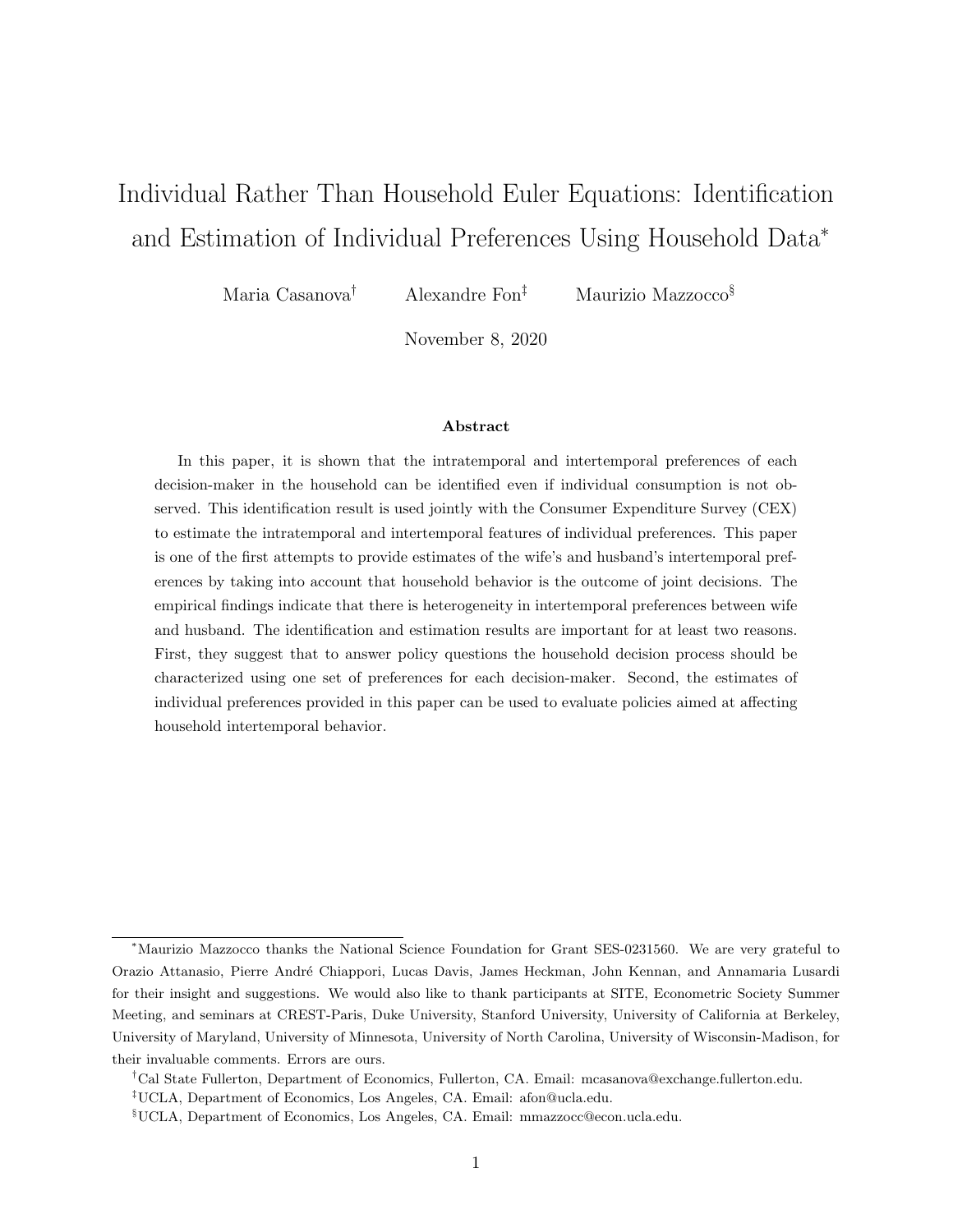# Individual Rather Than Household Euler Equations: Identification and Estimation of Individual Preferences Using Household Data[*]

Maria Casanova[†] Alexandre Fon[‡] Maurizio Mazzocco[§]

November 8, 2020

### Abstract

In this paper, it is shown that the intratemporal and intertemporal preferences of each decision-maker in the household can be identified even if individual consumption is not observed. This identification result is used jointly with the Consumer Expenditure Survey (CEX) to estimate the intratemporal and intertemporal features of individual preferences. This paper is one of the first attempts to provide estimates of the wife's and husband's intertemporal preferences by taking into account that household behavior is the outcome of joint decisions. The empirical findings indicate that there is heterogeneity in intertemporal preferences between wife and husband. The identification and estimation results are important for at least two reasons. First, they suggest that to answer policy questions the household decision process should be characterized using one set of preferences for each decision-maker. Second, the estimates of individual preferences provided in this paper can be used to evaluate policies aimed at affecting household intertemporal behavior.

---

[*] Maurizio Mazzocco thanks the National Science Foundation for Grant SES-0231560. We are very grateful to Orazio Attanasio, Pierre André Chiappori, Lucas Davis, James Heckman, John Kennan, and Annamaria Lusardi for their insight and suggestions. We would also like to thank participants at SITE, Econometric Society Summer Meeting, and seminars at CREST-Paris, Duke University, Stanford University, University of California at Berkeley, University of Maryland, University of Minnesota, University of North Carolina, University of Wisconsin-Madison, for their invaluable comments. Errors are ours.

[†] Cal State Fullerton, Department of Economics, Fullerton, CA. Email: mcasanova@exchange.fullerton.edu.

[‡] UCLA, Department of Economics, Los Angeles, CA. Email: afon@ucla.edu.

[§] UCLA, Department of Economics, Los Angeles, CA. Email: mmazzocc@econ.ucla.edu.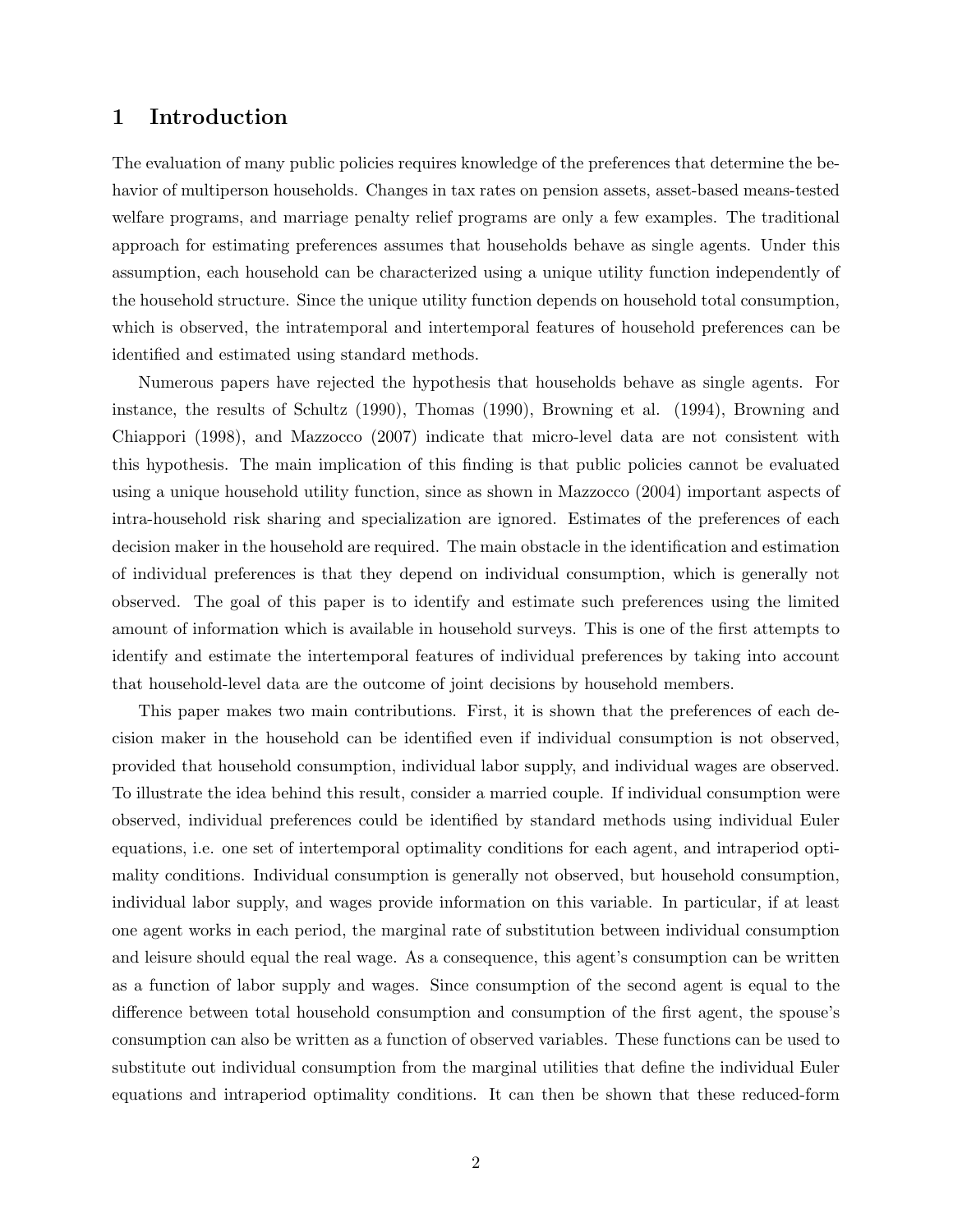# 1 Introduction

The evaluation of many public policies requires knowledge of the preferences that determine the behavior of multiperson households. Changes in tax rates on pension assets, asset-based means-tested welfare programs, and marriage penalty relief programs are only a few examples. The traditional approach for estimating preferences assumes that households behave as single agents. Under this assumption, each household can be characterized using a unique utility function independently of the household structure. Since the unique utility function depends on household total consumption, which is observed, the intratemporal and intertemporal features of household preferences can be identified and estimated using standard methods.

Numerous papers have rejected the hypothesis that households behave as single agents. For instance, the results of Schultz (1990), Thomas (1990), Browning et al. (1994), Browning and Chiappori (1998), and Mazzocco (2007) indicate that micro-level data are not consistent with this hypothesis. The main implication of this finding is that public policies cannot be evaluated using a unique household utility function, since as shown in Mazzocco (2004) important aspects of intra-household risk sharing and specialization are ignored. Estimates of the preferences of each decision maker in the household are required. The main obstacle in the identification and estimation of individual preferences is that they depend on individual consumption, which is generally not observed. The goal of this paper is to identify and estimate such preferences using the limited amount of information which is available in household surveys. This is one of the first attempts to identify and estimate the intertemporal features of individual preferences by taking into account that household-level data are the outcome of joint decisions by household members.

This paper makes two main contributions. First, it is shown that the preferences of each decision maker in the household can be identified even if individual consumption is not observed, provided that household consumption, individual labor supply, and individual wages are observed. To illustrate the idea behind this result, consider a married couple. If individual consumption were observed, individual preferences could be identified by standard methods using individual Euler equations, i.e. one set of intertemporal optimality conditions for each agent, and intraperiod optimality conditions. Individual consumption is generally not observed, but household consumption, individual labor supply, and wages provide information on this variable. In particular, if at least one agent works in each period, the marginal rate of substitution between individual consumption and leisure should equal the real wage. As a consequence, this agent's consumption can be written as a function of labor supply and wages. Since consumption of the second agent is equal to the difference between total household consumption and consumption of the first agent, the spouse's consumption can also be written as a function of observed variables. These functions can be used to substitute out individual consumption from the marginal utilities that define the individual Euler equations and intraperiod optimality conditions. It can then be shown that these reduced-form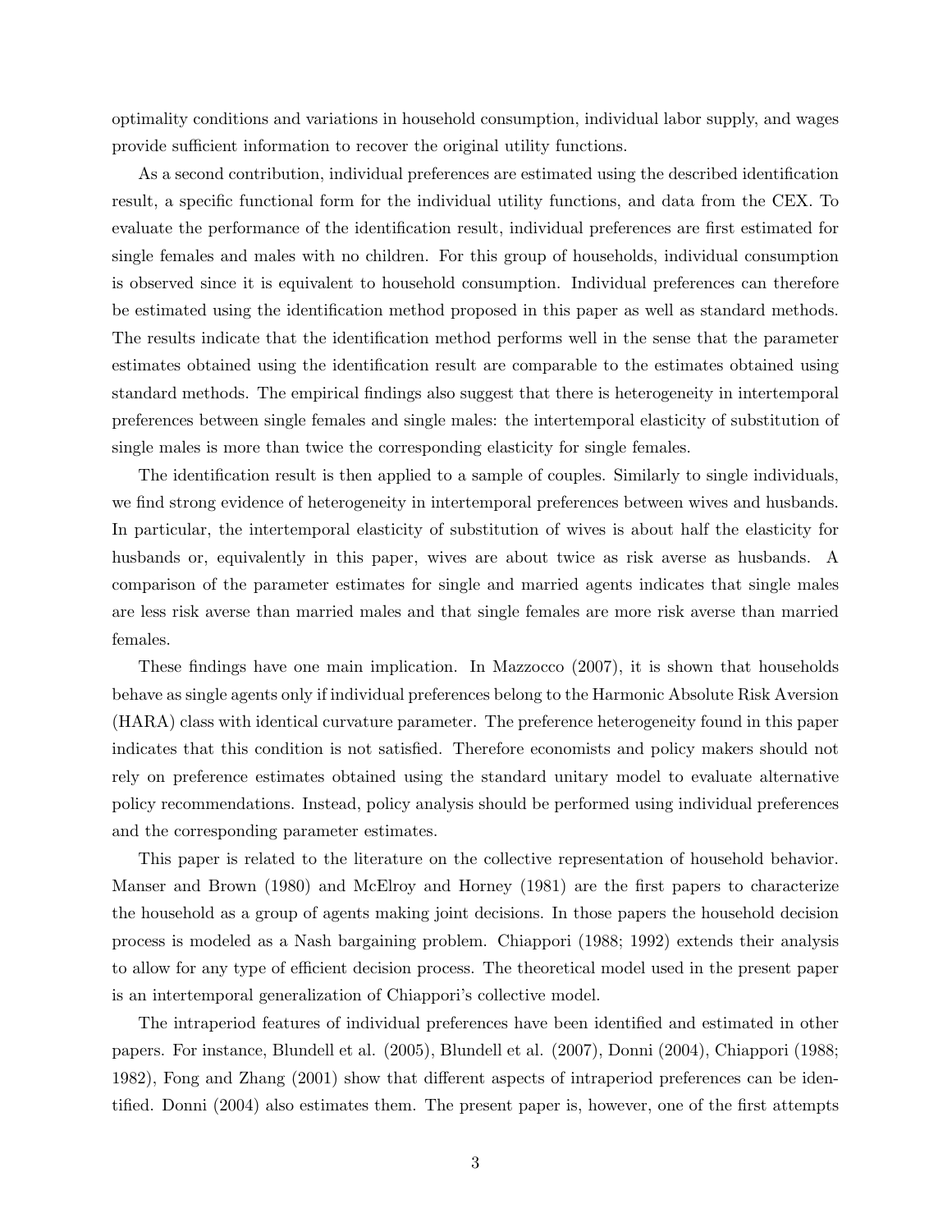optimality conditions and variations in household consumption, individual labor supply, and wages provide sufficient information to recover the original utility functions.

As a second contribution, individual preferences are estimated using the described identification result, a specific functional form for the individual utility functions, and data from the CEX. To evaluate the performance of the identification result, individual preferences are first estimated for single females and males with no children. For this group of households, individual consumption is observed since it is equivalent to household consumption. Individual preferences can therefore be estimated using the identification method proposed in this paper as well as standard methods. The results indicate that the identification method performs well in the sense that the parameter estimates obtained using the identification result are comparable to the estimates obtained using standard methods. The empirical findings also suggest that there is heterogeneity in intertemporal preferences between single females and single males: the intertemporal elasticity of substitution of single males is more than twice the corresponding elasticity for single females.

The identification result is then applied to a sample of couples. Similarly to single individuals, we find strong evidence of heterogeneity in intertemporal preferences between wives and husbands. In particular, the intertemporal elasticity of substitution of wives is about half the elasticity for husbands or, equivalently in this paper, wives are about twice as risk averse as husbands. A comparison of the parameter estimates for single and married agents indicates that single males are less risk averse than married males and that single females are more risk averse than married females.

These findings have one main implication. In Mazzocco (2007), it is shown that households behave as single agents only if individual preferences belong to the Harmonic Absolute Risk Aversion (HARA) class with identical curvature parameter. The preference heterogeneity found in this paper indicates that this condition is not satisfied. Therefore economists and policy makers should not rely on preference estimates obtained using the standard unitary model to evaluate alternative policy recommendations. Instead, policy analysis should be performed using individual preferences and the corresponding parameter estimates.

This paper is related to the literature on the collective representation of household behavior. Manser and Brown (1980) and McElroy and Horney (1981) are the first papers to characterize the household as a group of agents making joint decisions. In those papers the household decision process is modeled as a Nash bargaining problem. Chiappori (1988; 1992) extends their analysis to allow for any type of efficient decision process. The theoretical model used in the present paper is an intertemporal generalization of Chiappori's collective model.

The intraperiod features of individual preferences have been identified and estimated in other papers. For instance, Blundell et al. (2005), Blundell et al. (2007), Donni (2004), Chiappori (1988; 1982), Fong and Zhang (2001) show that different aspects of intraperiod preferences can be identified. Donni (2004) also estimates them. The present paper is, however, one of the first attempts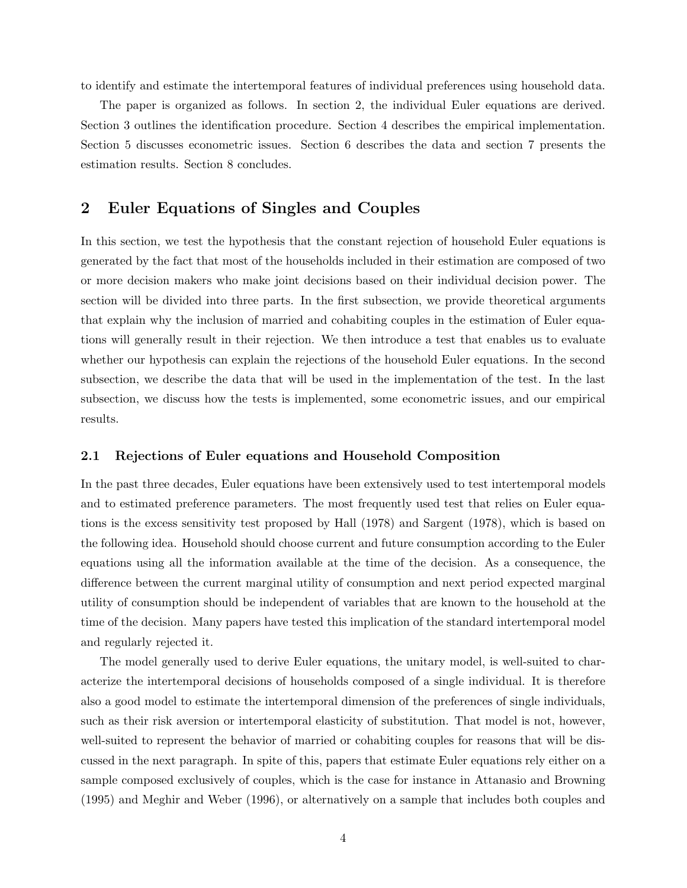to identify and estimate the intertemporal features of individual preferences using household data.

The paper is organized as follows. In section 2, the individual Euler equations are derived. Section 3 outlines the identification procedure. Section 4 describes the empirical implementation. Section 5 discusses econometric issues. Section 6 describes the data and section 7 presents the estimation results. Section 8 concludes.

## 2 Euler Equations of Singles and Couples

In this section, we test the hypothesis that the constant rejection of household Euler equations is generated by the fact that most of the households included in their estimation are composed of two or more decision makers who make joint decisions based on their individual decision power. The section will be divided into three parts. In the first subsection, we provide theoretical arguments that explain why the inclusion of married and cohabiting couples in the estimation of Euler equations will generally result in their rejection. We then introduce a test that enables us to evaluate whether our hypothesis can explain the rejections of the household Euler equations. In the second subsection, we describe the data that will be used in the implementation of the test. In the last subsection, we discuss how the tests is implemented, some econometric issues, and our empirical results.

### 2.1 Rejections of Euler equations and Household Composition

In the past three decades, Euler equations have been extensively used to test intertemporal models and to estimated preference parameters. The most frequently used test that relies on Euler equations is the excess sensitivity test proposed by Hall (1978) and Sargent (1978), which is based on the following idea. Household should choose current and future consumption according to the Euler equations using all the information available at the time of the decision. As a consequence, the difference between the current marginal utility of consumption and next period expected marginal utility of consumption should be independent of variables that are known to the household at the time of the decision. Many papers have tested this implication of the standard intertemporal model and regularly rejected it.

The model generally used to derive Euler equations, the unitary model, is well-suited to characterize the intertemporal decisions of households composed of a single individual. It is therefore also a good model to estimate the intertemporal dimension of the preferences of single individuals, such as their risk aversion or intertemporal elasticity of substitution. That model is not, however, well-suited to represent the behavior of married or cohabiting couples for reasons that will be discussed in the next paragraph. In spite of this, papers that estimate Euler equations rely either on a sample composed exclusively of couples, which is the case for instance in Attanasio and Browning (1995) and Meghir and Weber (1996), or alternatively on a sample that includes both couples and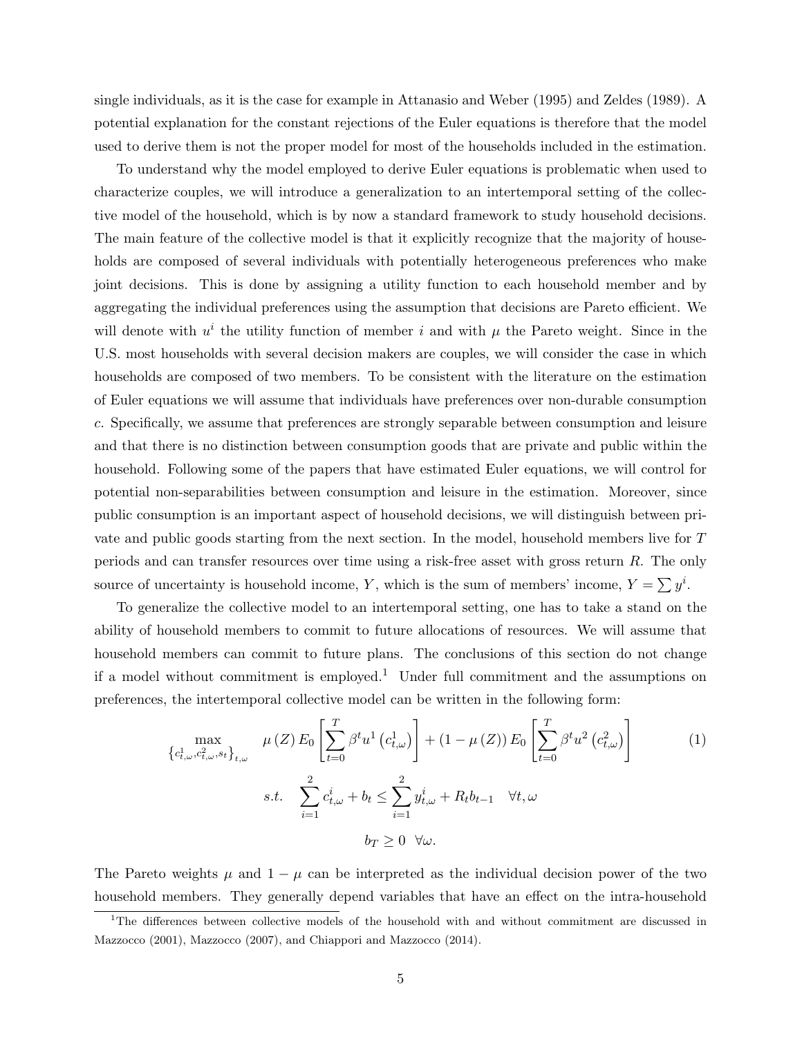single individuals, as it is the case for example in Attanasio and Weber (1995) and Zeldes (1989). A potential explanation for the constant rejections of the Euler equations is therefore that the model used to derive them is not the proper model for most of the households included in the estimation.

To understand why the model employed to derive Euler equations is problematic when used to characterize couples, we will introduce a generalization to an intertemporal setting of the collective model of the household, which is by now a standard framework to study household decisions. The main feature of the collective model is that it explicitly recognize that the majority of households are composed of several individuals with potentially heterogeneous preferences who make joint decisions. This is done by assigning a utility function to each household member and by aggregating the individual preferences using the assumption that decisions are Pareto efficient. We will denote with $u^i$ the utility function of member $i$ and with $\mu$ the Pareto weight. Since in the U.S. most households with several decision makers are couples, we will consider the case in which households are composed of two members. To be consistent with the literature on the estimation of Euler equations we will assume that individuals have preferences over non-durable consumption $c$. Specifically, we assume that preferences are strongly separable between consumption and leisure and that there is no distinction between consumption goods that are private and public within the household. Following some of the papers that have estimated Euler equations, we will control for potential non-separabilities between consumption and leisure in the estimation. Moreover, since public consumption is an important aspect of household decisions, we will distinguish between private and public goods starting from the next section. In the model, household members live for $T$ periods and can transfer resources over time using a risk-free asset with gross return $R$. The only source of uncertainty is household income, $Y$, which is the sum of members' income, $Y = \sum y^i$.

To generalize the collective model to an intertemporal setting, one has to take a stand on the ability of household members to commit to future allocations of resources. We will assume that household members can commit to future plans. The conclusions of this section do not change if a model without commitment is employed.[1] Under full commitment and the assumptions on preferences, the intertemporal collective model can be written in the following form:

$$\max_{\left\{c_{t,\omega}^1, c_{t,\omega}^2, s_t\right\}_{t,\omega}} \quad \mu(Z) E_0 \left[\sum_{t=0}^{T} \beta^t u^1\left(c_{t,\omega}^1\right)\right] + (1-\mu(Z)) E_0 \left[\sum_{t=0}^{T} \beta^t u^2\left(c_{t,\omega}^2\right)\right] \tag{1}$$

$$s.t. \quad \sum_{i=1}^{2} c_{t,\omega}^i + b_t \leq \sum_{i=1}^{2} y_{t,\omega}^i + R_t b_{t-1} \quad \forall t, \omega$$

$$b_T \geq 0 \quad \forall \omega.$$

The Pareto weights $\mu$ and $1-\mu$ can be interpreted as the individual decision power of the two household members. They generally depend variables that have an effect on the intra-household

[1] The differences between collective models of the household with and without commitment are discussed in Mazzocco (2001), Mazzocco (2007), and Chiappori and Mazzocco (2014).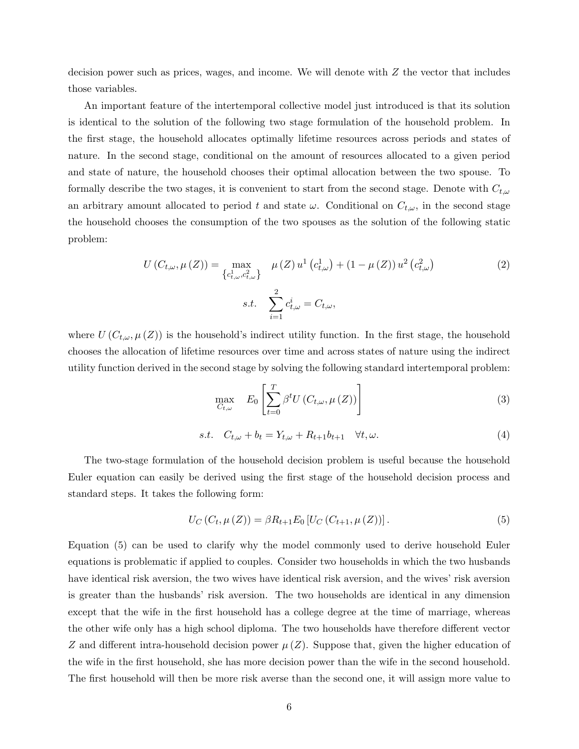decision power such as prices, wages, and income. We will denote with $Z$ the vector that includes those variables.

An important feature of the intertemporal collective model just introduced is that its solution is identical to the solution of the following two stage formulation of the household problem. In the first stage, the household allocates optimally lifetime resources across periods and states of nature. In the second stage, conditional on the amount of resources allocated to a given period and state of nature, the household chooses their optimal allocation between the two spouse. To formally describe the two stages, it is convenient to start from the second stage. Denote with $C_{t,\omega}$ an arbitrary amount allocated to period $t$ and state $\omega$. Conditional on $C_{t,\omega}$, in the second stage the household chooses the consumption of the two spouses as the solution of the following static problem:

$$U\left(C_{t,\omega}, \mu\left(Z\right)\right) = \max_{\left\{c^1_{t,\omega}, c^2_{t,\omega}\right\}} \quad \mu\left(Z\right) u^1\left(c^1_{t,\omega}\right) + \left(1 - \mu\left(Z\right)\right) u^2\left(c^2_{t,\omega}\right) \tag{2}$$

$$s.t. \quad \sum_{i=1}^{2} c^i_{t,\omega} = C_{t,\omega},$$

where $U\left(C_{t,\omega}, \mu\left(Z\right)\right)$ is the household's indirect utility function. In the first stage, the household chooses the allocation of lifetime resources over time and across states of nature using the indirect utility function derived in the second stage by solving the following standard intertemporal problem:

$$\max_{C_{t,\omega}} \quad E_0\left[\sum_{t=0}^{T} \beta^t U\left(C_{t,\omega}, \mu\left(Z\right)\right)\right] \tag{3}$$

$$s.t. \quad C_{t,\omega} + b_t = Y_{t,\omega} + R_{t+1} b_{t+1} \quad \forall t, \omega. \tag{4}$$

The two-stage formulation of the household decision problem is useful because the household Euler equation can easily be derived using the first stage of the household decision process and standard steps. It takes the following form:

$$U_C\left(C_t, \mu\left(Z\right)\right) = \beta R_{t+1} E_0\left[U_C\left(C_{t+1}, \mu\left(Z\right)\right)\right]. \tag{5}$$

Equation (5) can be used to clarify why the model commonly used to derive household Euler equations is problematic if applied to couples. Consider two households in which the two husbands have identical risk aversion, the two wives have identical risk aversion, and the wives' risk aversion is greater than the husbands' risk aversion. The two households are identical in any dimension except that the wife in the first household has a college degree at the time of marriage, whereas the other wife only has a high school diploma. The two households have therefore different vector $Z$ and different intra-household decision power $\mu\left(Z\right)$. Suppose that, given the higher education of the wife in the first household, she has more decision power than the wife in the second household. The first household will then be more risk averse than the second one, it will assign more value to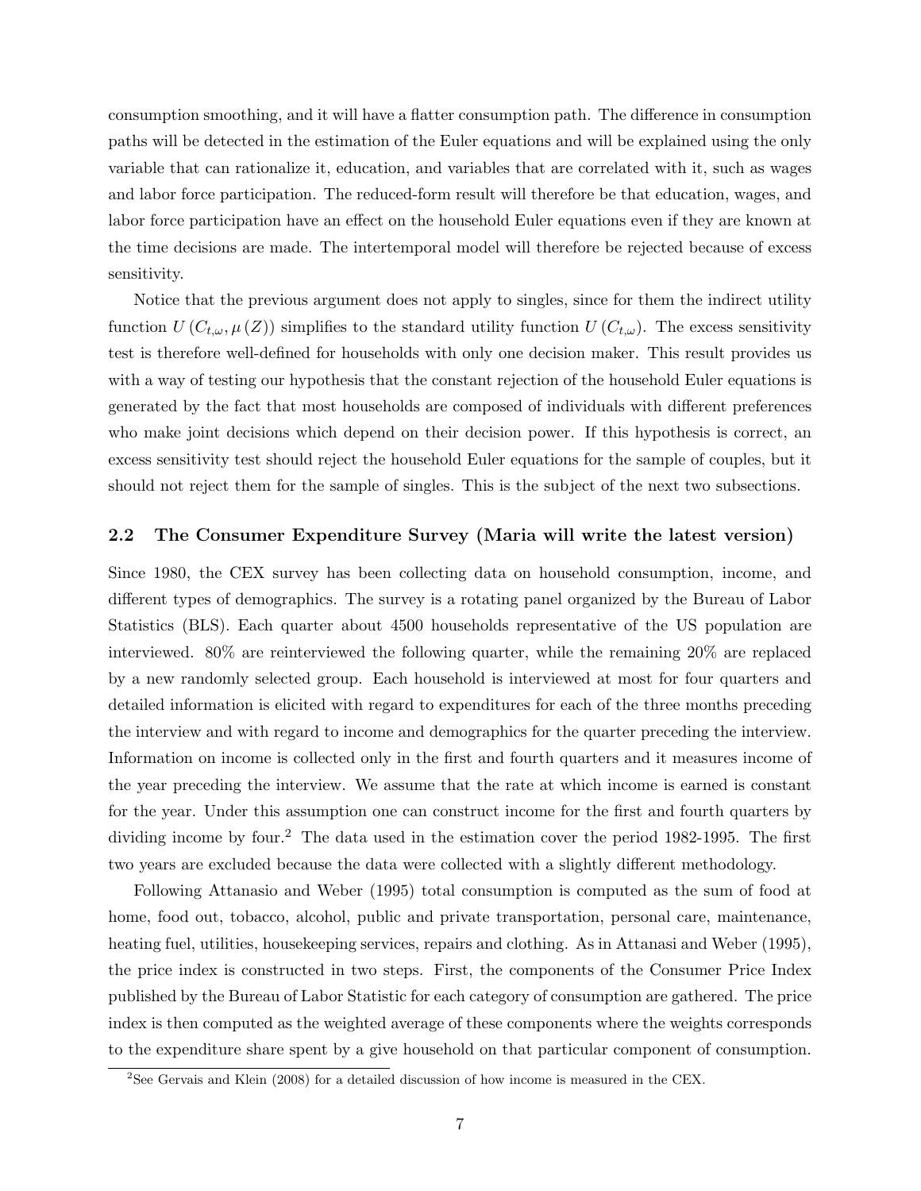consumption smoothing, and it will have a flatter consumption path. The difference in consumption paths will be detected in the estimation of the Euler equations and will be explained using the only variable that can rationalize it, education, and variables that are correlated with it, such as wages and labor force participation. The reduced-form result will therefore be that education, wages, and labor force participation have an effect on the household Euler equations even if they are known at the time decisions are made. The intertemporal model will therefore be rejected because of excess sensitivity.

Notice that the previous argument does not apply to singles, since for them the indirect utility function $U(C_{t,\omega}, \mu(Z))$ simplifies to the standard utility function $U(C_{t,\omega})$. The excess sensitivity test is therefore well-defined for households with only one decision maker. This result provides us with a way of testing our hypothesis that the constant rejection of the household Euler equations is generated by the fact that most households are composed of individuals with different preferences who make joint decisions which depend on their decision power. If this hypothesis is correct, an excess sensitivity test should reject the household Euler equations for the sample of couples, but it should not reject them for the sample of singles. This is the subject of the next two subsections.

## 2.2 The Consumer Expenditure Survey (Maria will write the latest version)

Since 1980, the CEX survey has been collecting data on household consumption, income, and different types of demographics. The survey is a rotating panel organized by the Bureau of Labor Statistics (BLS). Each quarter about 4500 households representative of the US population are interviewed. 80% are reinterviewed the following quarter, while the remaining 20% are replaced by a new randomly selected group. Each household is interviewed at most for four quarters and detailed information is elicited with regard to expenditures for each of the three months preceding the interview and with regard to income and demographics for the quarter preceding the interview. Information on income is collected only in the first and fourth quarters and it measures income of the year preceding the interview. We assume that the rate at which income is earned is constant for the year. Under this assumption one can construct income for the first and fourth quarters by dividing income by four.[2] The data used in the estimation cover the period 1982-1995. The first two years are excluded because the data were collected with a slightly different methodology.

Following Attanasio and Weber (1995) total consumption is computed as the sum of food at home, food out, tobacco, alcohol, public and private transportation, personal care, maintenance, heating fuel, utilities, housekeeping services, repairs and clothing. As in Attanasi and Weber (1995), the price index is constructed in two steps. First, the components of the Consumer Price Index published by the Bureau of Labor Statistic for each category of consumption are gathered. The price index is then computed as the weighted average of these components where the weights corresponds to the expenditure share spent by a give household on that particular component of consumption.

[2] See Gervais and Klein (2008) for a detailed discussion of how income is measured in the CEX.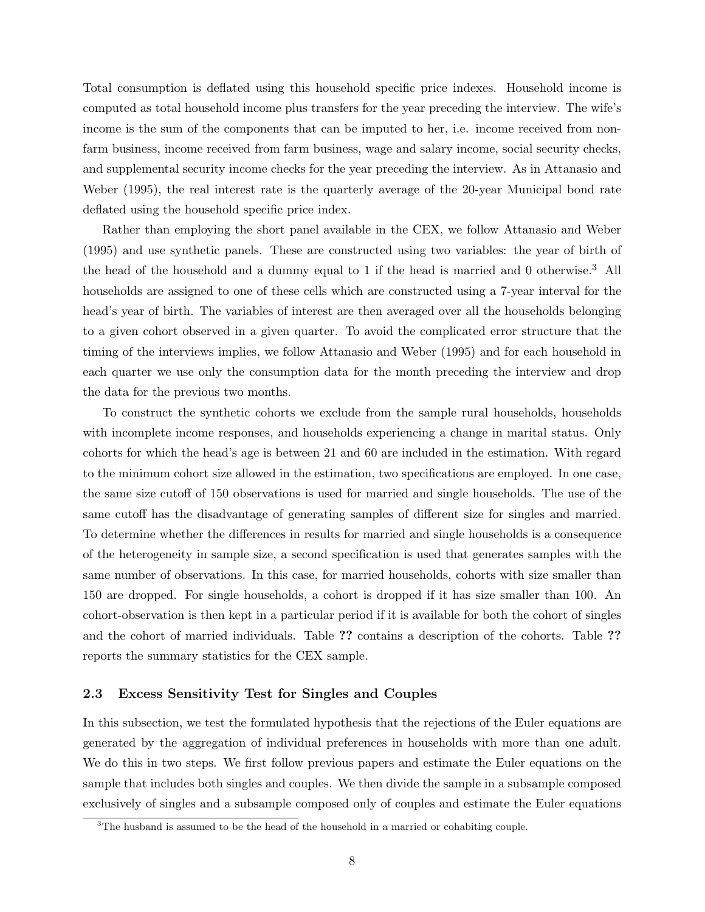Total consumption is deflated using this household specific price indexes. Household income is computed as total household income plus transfers for the year preceding the interview. The wife's income is the sum of the components that can be imputed to her, i.e. income received from non-farm business, income received from farm business, wage and salary income, social security checks, and supplemental security income checks for the year preceding the interview. As in Attanasio and Weber (1995), the real interest rate is the quarterly average of the 20-year Municipal bond rate deflated using the household specific price index.

Rather than employing the short panel available in the CEX, we follow Attanasio and Weber (1995) and use synthetic panels. These are constructed using two variables: the year of birth of the head of the household and a dummy equal to 1 if the head is married and 0 otherwise.[3] All households are assigned to one of these cells which are constructed using a 7-year interval for the head's year of birth. The variables of interest are then averaged over all the households belonging to a given cohort observed in a given quarter. To avoid the complicated error structure that the timing of the interviews implies, we follow Attanasio and Weber (1995) and for each household in each quarter we use only the consumption data for the month preceding the interview and drop the data for the previous two months.

To construct the synthetic cohorts we exclude from the sample rural households, households with incomplete income responses, and households experiencing a change in marital status. Only cohorts for which the head's age is between 21 and 60 are included in the estimation. With regard to the minimum cohort size allowed in the estimation, two specifications are employed. In one case, the same size cutoff of 150 observations is used for married and single households. The use of the same cutoff has the disadvantage of generating samples of different size for singles and married. To determine whether the differences in results for married and single households is a consequence of the heterogeneity in sample size, a second specification is used that generates samples with the same number of observations. In this case, for married households, cohorts with size smaller than 150 are dropped. For single households, a cohort is dropped if it has size smaller than 100. An cohort-observation is then kept in a particular period if it is available for both the cohort of singles and the cohort of married individuals. Table **??** contains a description of the cohorts. Table **??** reports the summary statistics for the CEX sample.

### 2.3 Excess Sensitivity Test for Singles and Couples

In this subsection, we test the formulated hypothesis that the rejections of the Euler equations are generated by the aggregation of individual preferences in households with more than one adult. We do this in two steps. We first follow previous papers and estimate the Euler equations on the sample that includes both singles and couples. We then divide the sample in a subsample composed exclusively of singles and a subsample composed only of couples and estimate the Euler equations

[3] The husband is assumed to be the head of the household in a married or cohabiting couple.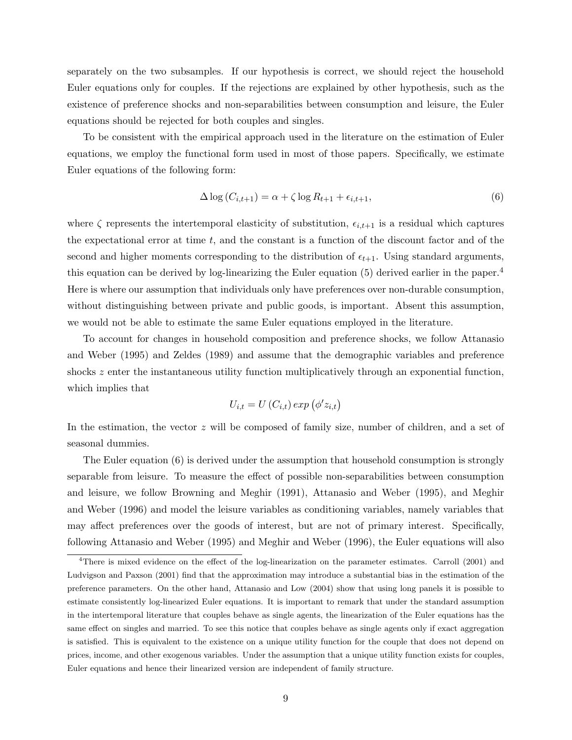separately on the two subsamples. If our hypothesis is correct, we should reject the household Euler equations only for couples. If the rejections are explained by other hypothesis, such as the existence of preference shocks and non-separabilities between consumption and leisure, the Euler equations should be rejected for both couples and singles.

To be consistent with the empirical approach used in the literature on the estimation of Euler equations, we employ the functional form used in most of those papers. Specifically, we estimate Euler equations of the following form:

$$\Delta \log \left(C_{i,t+1}\right) = \alpha + \zeta \log R_{t+1} + \epsilon_{i,t+1}, \tag{6}$$

where $\zeta$ represents the intertemporal elasticity of substitution, $\epsilon_{i,t+1}$ is a residual which captures the expectational error at time $t$, and the constant is a function of the discount factor and of the second and higher moments corresponding to the distribution of $\epsilon_{t+1}$. Using standard arguments, this equation can be derived by log-linearizing the Euler equation (5) derived earlier in the paper.[4] Here is where our assumption that individuals only have preferences over non-durable consumption, without distinguishing between private and public goods, is important. Absent this assumption, we would not be able to estimate the same Euler equations employed in the literature.

To account for changes in household composition and preference shocks, we follow Attanasio and Weber (1995) and Zeldes (1989) and assume that the demographic variables and preference shocks $z$ enter the instantaneous utility function multiplicatively through an exponential function, which implies that

$$U_{i,t} = U\left(C_{i,t}\right) exp\left(\phi' z_{i,t}\right)$$

In the estimation, the vector $z$ will be composed of family size, number of children, and a set of seasonal dummies.

The Euler equation (6) is derived under the assumption that household consumption is strongly separable from leisure. To measure the effect of possible non-separabilities between consumption and leisure, we follow Browning and Meghir (1991), Attanasio and Weber (1995), and Meghir and Weber (1996) and model the leisure variables as conditioning variables, namely variables that may affect preferences over the goods of interest, but are not of primary interest. Specifically, following Attanasio and Weber (1995) and Meghir and Weber (1996), the Euler equations will also

[4] There is mixed evidence on the effect of the log-linearization on the parameter estimates. Carroll (2001) and Ludvigson and Paxson (2001) find that the approximation may introduce a substantial bias in the estimation of the preference parameters. On the other hand, Attanasio and Low (2004) show that using long panels it is possible to estimate consistently log-linearized Euler equations. It is important to remark that under the standard assumption in the intertemporal literature that couples behave as single agents, the linearization of the Euler equations has the same effect on singles and married. To see this notice that couples behave as single agents only if exact aggregation is satisfied. This is equivalent to the existence on a unique utility function for the couple that does not depend on prices, income, and other exogenous variables. Under the assumption that a unique utility function exists for couples, Euler equations and hence their linearized version are independent of family structure.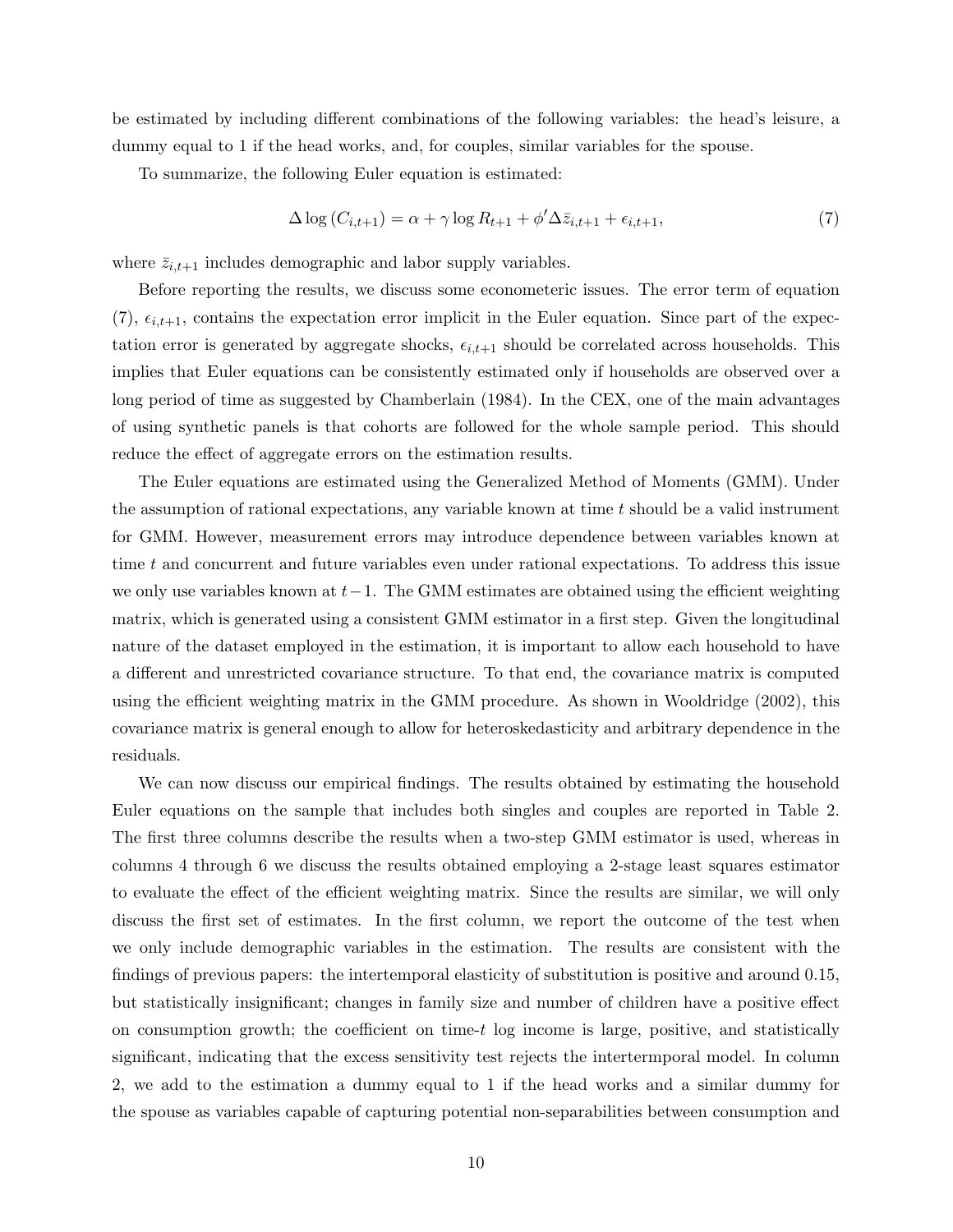be estimated by including different combinations of the following variables: the head's leisure, a dummy equal to 1 if the head works, and, for couples, similar variables for the spouse.

To summarize, the following Euler equation is estimated:

$$\Delta \log \left(C_{i,t+1}\right) = \alpha + \gamma \log R_{t+1} + \phi' \Delta \bar{z}_{i,t+1} + \epsilon_{i,t+1}, \tag{7}$$

where $\bar{z}_{i,t+1}$ includes demographic and labor supply variables.

Before reporting the results, we discuss some econometeric issues. The error term of equation (7), $\epsilon_{i,t+1}$, contains the expectation error implicit in the Euler equation. Since part of the expectation error is generated by aggregate shocks, $\epsilon_{i,t+1}$ should be correlated across households. This implies that Euler equations can be consistently estimated only if households are observed over a long period of time as suggested by Chamberlain (1984). In the CEX, one of the main advantages of using synthetic panels is that cohorts are followed for the whole sample period. This should reduce the effect of aggregate errors on the estimation results.

The Euler equations are estimated using the Generalized Method of Moments (GMM). Under the assumption of rational expectations, any variable known at time $t$ should be a valid instrument for GMM. However, measurement errors may introduce dependence between variables known at time $t$ and concurrent and future variables even under rational expectations. To address this issue we only use variables known at $t-1$. The GMM estimates are obtained using the efficient weighting matrix, which is generated using a consistent GMM estimator in a first step. Given the longitudinal nature of the dataset employed in the estimation, it is important to allow each household to have a different and unrestricted covariance structure. To that end, the covariance matrix is computed using the efficient weighting matrix in the GMM procedure. As shown in Wooldridge (2002), this covariance matrix is general enough to allow for heteroskedasticity and arbitrary dependence in the residuals.

We can now discuss our empirical findings. The results obtained by estimating the household Euler equations on the sample that includes both singles and couples are reported in Table 2. The first three columns describe the results when a two-step GMM estimator is used, whereas in columns 4 through 6 we discuss the results obtained employing a 2-stage least squares estimator to evaluate the effect of the efficient weighting matrix. Since the results are similar, we will only discuss the first set of estimates. In the first column, we report the outcome of the test when we only include demographic variables in the estimation. The results are consistent with the findings of previous papers: the intertemporal elasticity of substitution is positive and around 0.15, but statistically insignificant; changes in family size and number of children have a positive effect on consumption growth; the coefficient on time-$t$ log income is large, positive, and statistically significant, indicating that the excess sensitivity test rejects the intertermporal model. In column 2, we add to the estimation a dummy equal to 1 if the head works and a similar dummy for the spouse as variables capable of capturing potential non-separabilities between consumption and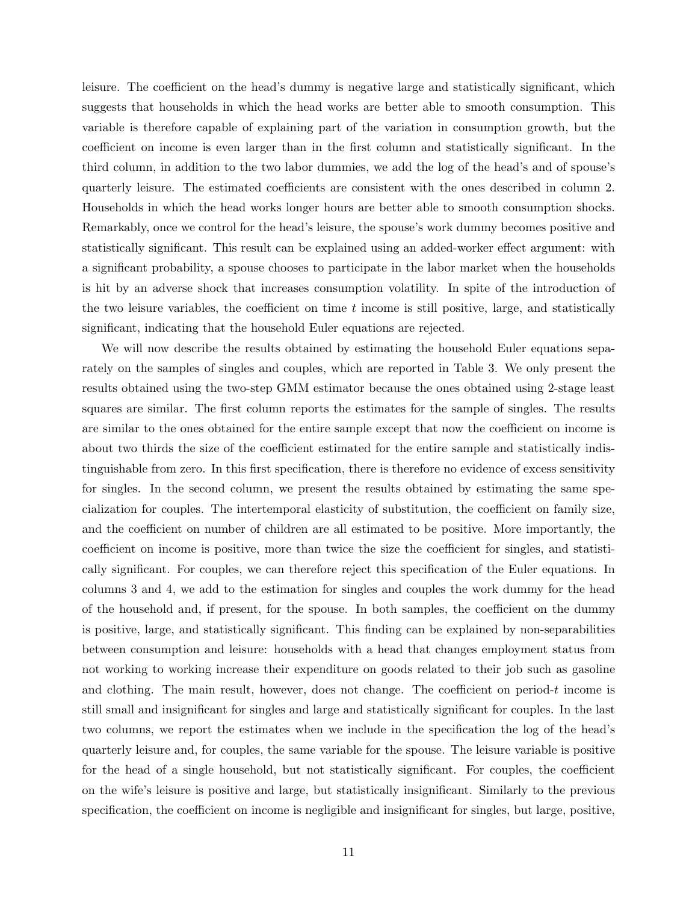leisure. The coefficient on the head's dummy is negative large and statistically significant, which suggests that households in which the head works are better able to smooth consumption. This variable is therefore capable of explaining part of the variation in consumption growth, but the coefficient on income is even larger than in the first column and statistically significant. In the third column, in addition to the two labor dummies, we add the log of the head's and of spouse's quarterly leisure. The estimated coefficients are consistent with the ones described in column 2. Households in which the head works longer hours are better able to smooth consumption shocks. Remarkably, once we control for the head's leisure, the spouse's work dummy becomes positive and statistically significant. This result can be explained using an added-worker effect argument: with a significant probability, a spouse chooses to participate in the labor market when the households is hit by an adverse shock that increases consumption volatility. In spite of the introduction of the two leisure variables, the coefficient on time $t$ income is still positive, large, and statistically significant, indicating that the household Euler equations are rejected.

We will now describe the results obtained by estimating the household Euler equations separately on the samples of singles and couples, which are reported in Table 3. We only present the results obtained using the two-step GMM estimator because the ones obtained using 2-stage least squares are similar. The first column reports the estimates for the sample of singles. The results are similar to the ones obtained for the entire sample except that now the coefficient on income is about two thirds the size of the coefficient estimated for the entire sample and statistically indistinguishable from zero. In this first specification, there is therefore no evidence of excess sensitivity for singles. In the second column, we present the results obtained by estimating the same specialization for couples. The intertemporal elasticity of substitution, the coefficient on family size, and the coefficient on number of children are all estimated to be positive. More importantly, the coefficient on income is positive, more than twice the size the coefficient for singles, and statistically significant. For couples, we can therefore reject this specification of the Euler equations. In columns 3 and 4, we add to the estimation for singles and couples the work dummy for the head of the household and, if present, for the spouse. In both samples, the coefficient on the dummy is positive, large, and statistically significant. This finding can be explained by non-separabilities between consumption and leisure: households with a head that changes employment status from not working to working increase their expenditure on goods related to their job such as gasoline and clothing. The main result, however, does not change. The coefficient on period-$t$ income is still small and insignificant for singles and large and statistically significant for couples. In the last two columns, we report the estimates when we include in the specification the log of the head's quarterly leisure and, for couples, the same variable for the spouse. The leisure variable is positive for the head of a single household, but not statistically significant. For couples, the coefficient on the wife's leisure is positive and large, but statistically insignificant. Similarly to the previous specification, the coefficient on income is negligible and insignificant for singles, but large, positive,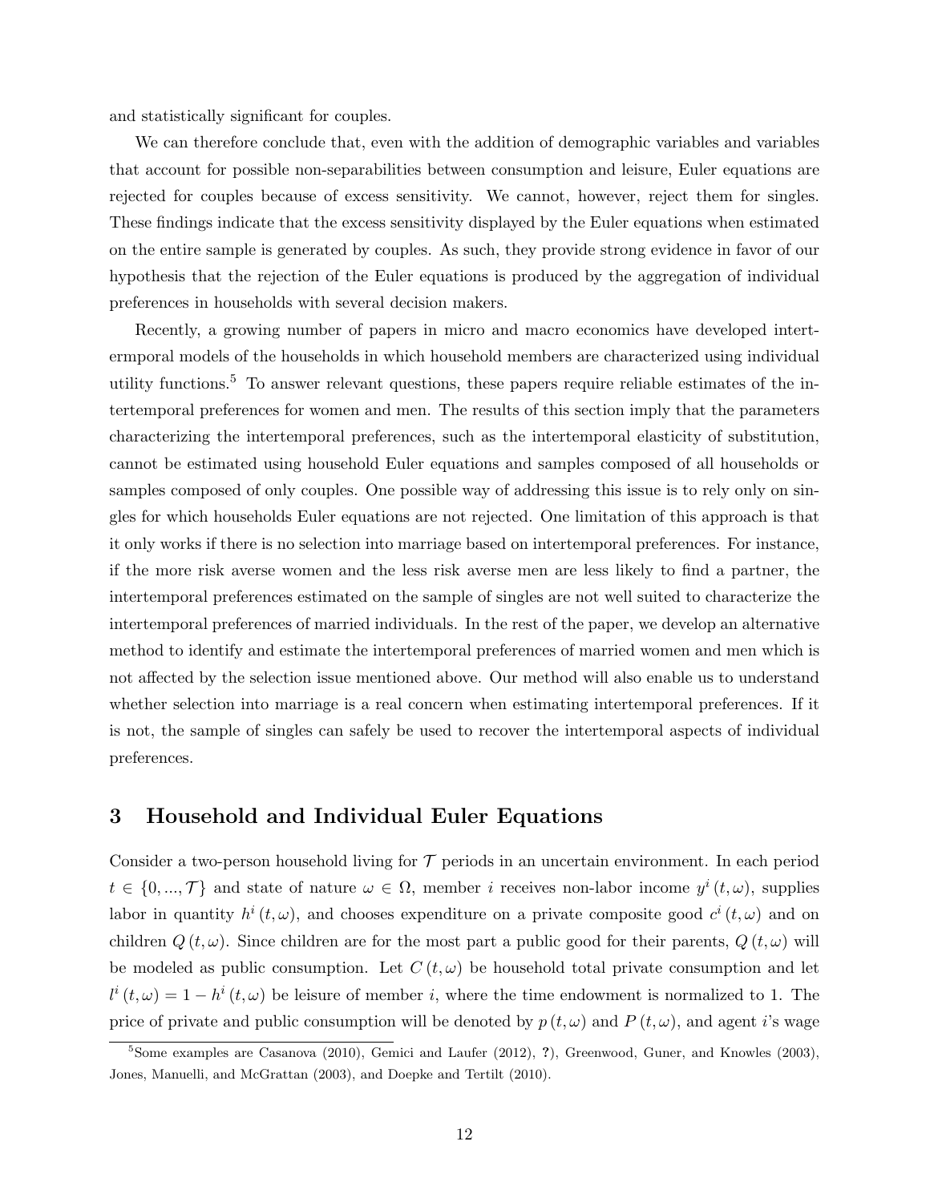and statistically significant for couples.

We can therefore conclude that, even with the addition of demographic variables and variables that account for possible non-separabilities between consumption and leisure, Euler equations are rejected for couples because of excess sensitivity. We cannot, however, reject them for singles. These findings indicate that the excess sensitivity displayed by the Euler equations when estimated on the entire sample is generated by couples. As such, they provide strong evidence in favor of our hypothesis that the rejection of the Euler equations is produced by the aggregation of individual preferences in households with several decision makers.

Recently, a growing number of papers in micro and macro economics have developed intertermporal models of the households in which household members are characterized using individual utility functions.[5] To answer relevant questions, these papers require reliable estimates of the intertemporal preferences for women and men. The results of this section imply that the parameters characterizing the intertemporal preferences, such as the intertemporal elasticity of substitution, cannot be estimated using household Euler equations and samples composed of all households or samples composed of only couples. One possible way of addressing this issue is to rely only on singles for which households Euler equations are not rejected. One limitation of this approach is that it only works if there is no selection into marriage based on intertemporal preferences. For instance, if the more risk averse women and the less risk averse men are less likely to find a partner, the intertemporal preferences estimated on the sample of singles are not well suited to characterize the intertemporal preferences of married individuals. In the rest of the paper, we develop an alternative method to identify and estimate the intertemporal preferences of married women and men which is not affected by the selection issue mentioned above. Our method will also enable us to understand whether selection into marriage is a real concern when estimating intertemporal preferences. If it is not, the sample of singles can safely be used to recover the intertemporal aspects of individual preferences.

# 3 Household and Individual Euler Equations

Consider a two-person household living for $\mathcal{T}$ periods in an uncertain environment. In each period $t \in \{0, ..., \mathcal{T}\}$ and state of nature $\omega \in \Omega$, member $i$ receives non-labor income $y^i(t, \omega)$, supplies labor in quantity $h^i(t, \omega)$, and chooses expenditure on a private composite good $c^i(t, \omega)$ and on children $Q(t, \omega)$. Since children are for the most part a public good for their parents, $Q(t, \omega)$ will be modeled as public consumption. Let $C(t, \omega)$ be household total private consumption and let $l^i(t, \omega) = 1 - h^i(t, \omega)$ be leisure of member $i$, where the time endowment is normalized to 1. The price of private and public consumption will be denoted by $p(t, \omega)$ and $P(t, \omega)$, and agent $i$'s wage

[5]Some examples are Casanova (2010), Gemici and Laufer (2012), ?), Greenwood, Guner, and Knowles (2003), Jones, Manuelli, and McGrattan (2003), and Doepke and Tertilt (2010).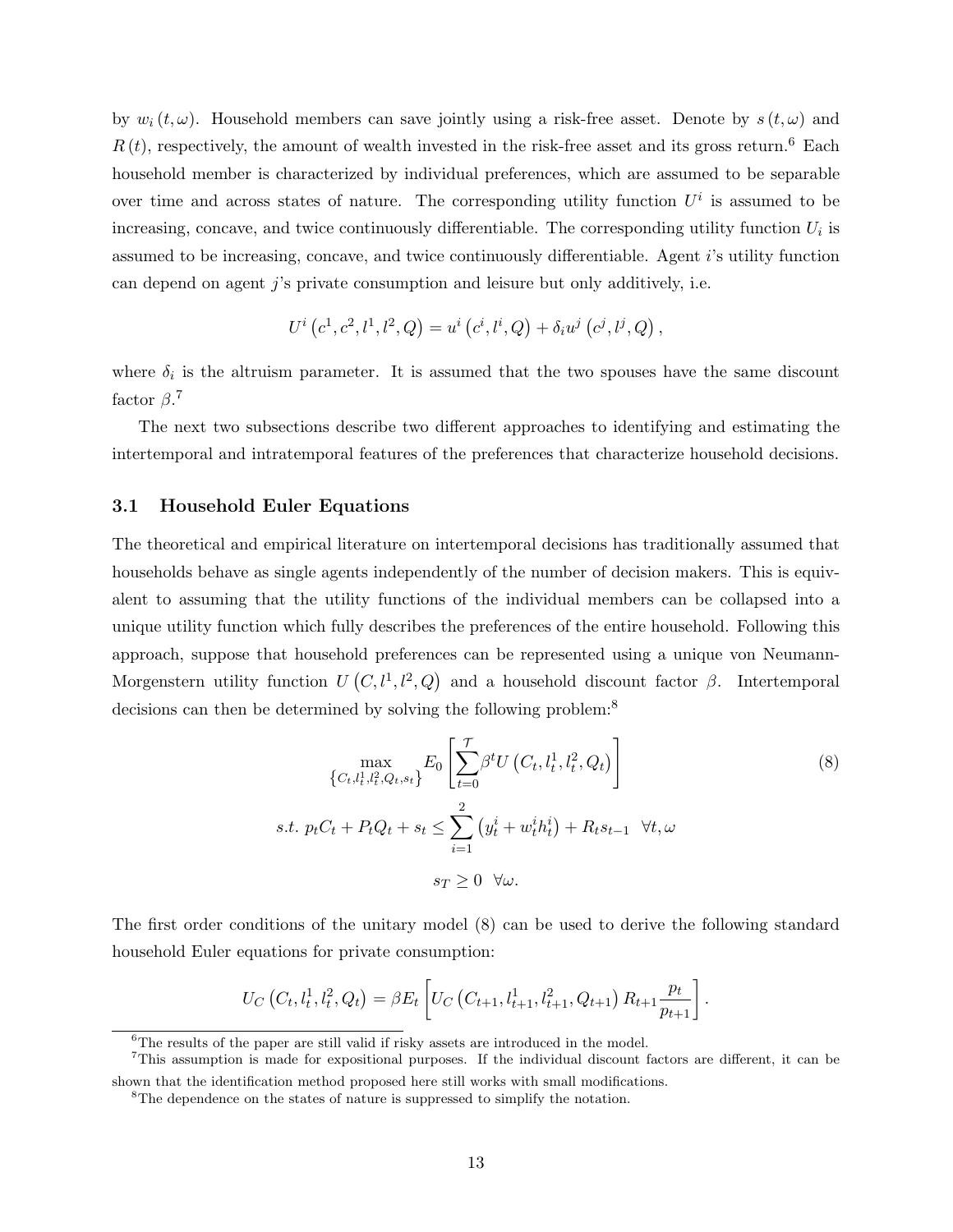by $w_i(t,\omega)$. Household members can save jointly using a risk-free asset. Denote by $s(t,\omega)$ and $R(t)$, respectively, the amount of wealth invested in the risk-free asset and its gross return.[6] Each household member is characterized by individual preferences, which are assumed to be separable over time and across states of nature. The corresponding utility function $U^i$ is assumed to be increasing, concave, and twice continuously differentiable. The corresponding utility function $U_i$ is assumed to be increasing, concave, and twice continuously differentiable. Agent $i$'s utility function can depend on agent $j$'s private consumption and leisure but only additively, i.e.

$$U^i\left(c^1,c^2,l^1,l^2,Q\right) = u^i\left(c^i,l^i,Q\right) + \delta_i w^j\left(c^j,l^j,Q\right),$$

where $\delta_i$ is the altruism parameter. It is assumed that the two spouses have the same discount factor $\beta$.[7]

The next two subsections describe two different approaches to identifying and estimating the intertemporal and intratemporal features of the preferences that characterize household decisions.

## 3.1 Household Euler Equations

The theoretical and empirical literature on intertemporal decisions has traditionally assumed that households behave as single agents independently of the number of decision makers. This is equivalent to assuming that the utility functions of the individual members can be collapsed into a unique utility function which fully describes the preferences of the entire household. Following this approach, suppose that household preferences can be represented using a unique von Neumann-Morgenstern utility function $U\left(C,l^1,l^2,Q\right)$ and a household discount factor $\beta$. Intertemporal decisions can then be determined by solving the following problem:[8]

$$\max_{\left\{C_t,l_t^1,l_t^2,Q_t,s_t\right\}} E_0\left[\sum_{t=0}^{\mathcal{T}}\beta^t U\left(C_t,l_t^1,l_t^2,Q_t\right)\right] \tag{8}$$

$$s.t.\ p_tC_t + P_tQ_t + s_t \leq \sum_{i=1}^{2}\left(y_t^i + w_t^ih_t^i\right) + R_ts_{t-1} \quad \forall t,\omega$$

$$s_T \geq 0 \quad \forall\omega.$$

The first order conditions of the unitary model (8) can be used to derive the following standard household Euler equations for private consumption:

$$U_C\left(C_t,l_t^1,l_t^2,Q_t\right) = \beta E_t\left[U_C\left(C_{t+1},l_{t+1}^1,l_{t+1}^2,Q_{t+1}\right)R_{t+1}\frac{p_t}{p_{t+1}}\right].$$

[6] The results of the paper are still valid if risky assets are introduced in the model.

[7] This assumption is made for expositional purposes. If the individual discount factors are different, it can be shown that the identification method proposed here still works with small modifications.

[8] The dependence on the states of nature is suppressed to simplify the notation.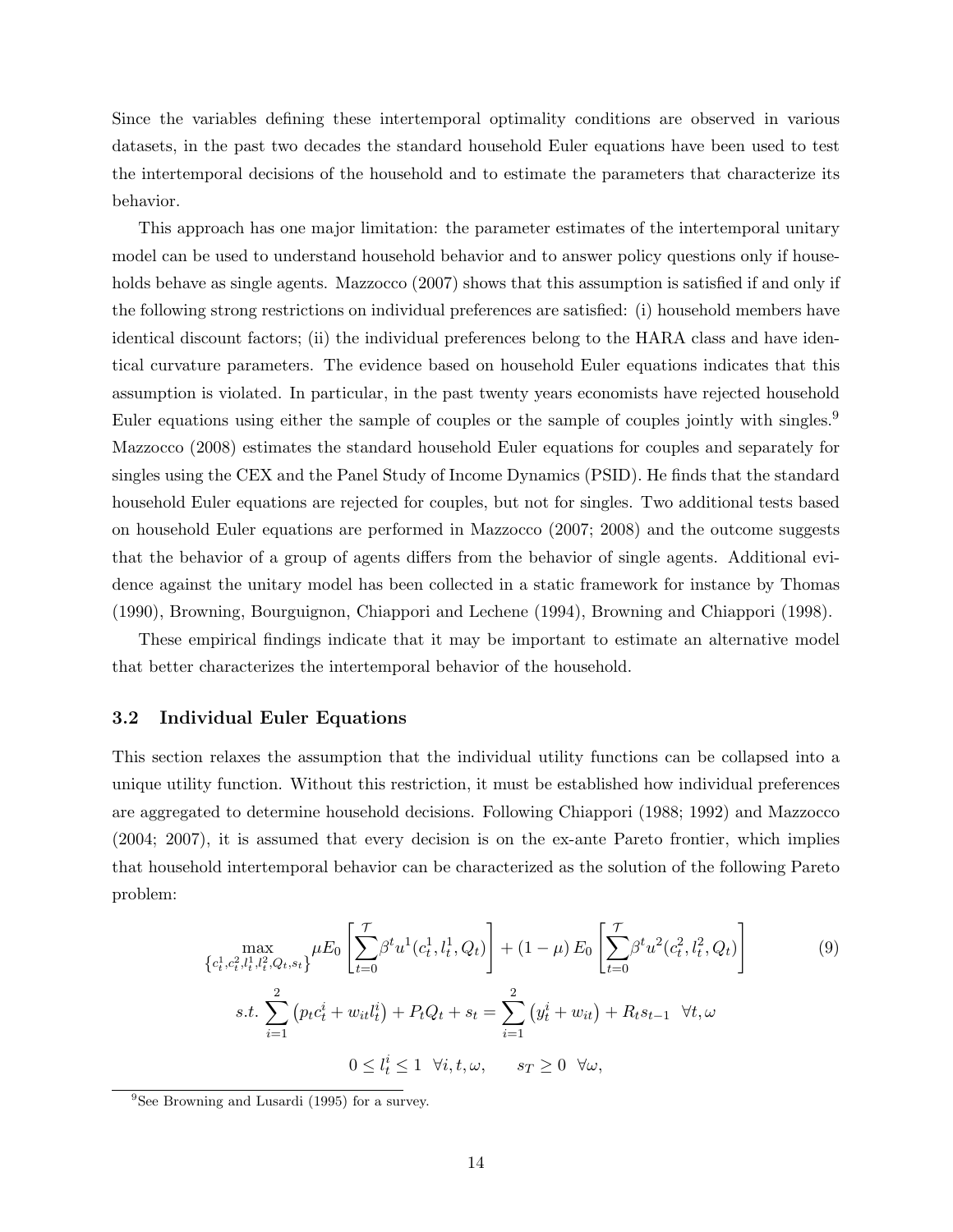Since the variables defining these intertemporal optimality conditions are observed in various datasets, in the past two decades the standard household Euler equations have been used to test the intertemporal decisions of the household and to estimate the parameters that characterize its behavior.

This approach has one major limitation: the parameter estimates of the intertemporal unitary model can be used to understand household behavior and to answer policy questions only if households behave as single agents. Mazzocco (2007) shows that this assumption is satisfied if and only if the following strong restrictions on individual preferences are satisfied: (i) household members have identical discount factors; (ii) the individual preferences belong to the HARA class and have identical curvature parameters. The evidence based on household Euler equations indicates that this assumption is violated. In particular, in the past twenty years economists have rejected household Euler equations using either the sample of couples or the sample of couples jointly with singles.[9] Mazzocco (2008) estimates the standard household Euler equations for couples and separately for singles using the CEX and the Panel Study of Income Dynamics (PSID). He finds that the standard household Euler equations are rejected for couples, but not for singles. Two additional tests based on household Euler equations are performed in Mazzocco (2007; 2008) and the outcome suggests that the behavior of a group of agents differs from the behavior of single agents. Additional evidence against the unitary model has been collected in a static framework for instance by Thomas (1990), Browning, Bourguignon, Chiappori and Lechene (1994), Browning and Chiappori (1998).

These empirical findings indicate that it may be important to estimate an alternative model that better characterizes the intertemporal behavior of the household.

### 3.2 Individual Euler Equations

This section relaxes the assumption that the individual utility functions can be collapsed into a unique utility function. Without this restriction, it must be established how individual preferences are aggregated to determine household decisions. Following Chiappori (1988; 1992) and Mazzocco (2004; 2007), it is assumed that every decision is on the ex-ante Pareto frontier, which implies that household intertemporal behavior can be characterized as the solution of the following Pareto problem:

$$\max_{\{c_t^1, c_t^2, l_t^1, l_t^2, Q_t, s_t\}} \mu E_0 \left[ \sum_{t=0}^{\mathcal{T}} \beta^t u^1(c_t^1, l_t^1, Q_t) \right] + (1-\mu) E_0 \left[ \sum_{t=0}^{\mathcal{T}} \beta^t u^2(c_t^2, l_t^2, Q_t) \right] \tag{9}$$

$$s.t. \sum_{i=1}^{2} \left( p_t c_t^i + w_{it} l_t^i \right) + P_t Q_t + s_t = \sum_{i=1}^{2} \left( y_t^i + w_{it} \right) + R_t s_{t-1} \quad \forall t, \omega$$

$$0 \leq l_t^i \leq 1 \quad \forall i, t, \omega, \qquad s_T \geq 0 \quad \forall \omega,$$

[9] See Browning and Lusardi (1995) for a survey.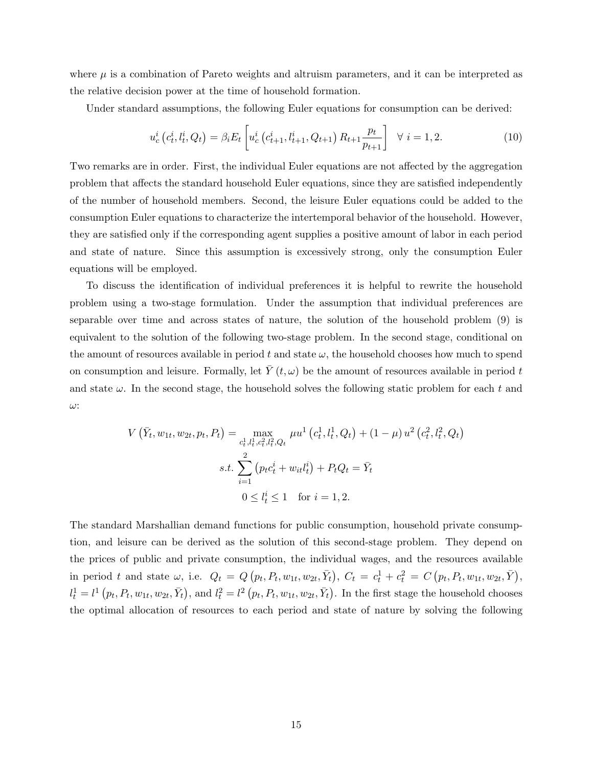where $\mu$ is a combination of Pareto weights and altruism parameters, and it can be interpreted as the relative decision power at the time of household formation.

Under standard assumptions, the following Euler equations for consumption can be derived:

$$u_c^i\left(c_t^i, l_t^i, Q_t\right) = \beta_i E_t\left[u_c^i\left(c_{t+1}^i, l_{t+1}^i, Q_{t+1}\right) R_{t+1}\frac{p_t}{p_{t+1}}\right] \quad \forall\ i = 1, 2. \tag{10}$$

Two remarks are in order. First, the individual Euler equations are not affected by the aggregation problem that affects the standard household Euler equations, since they are satisfied independently of the number of household members. Second, the leisure Euler equations could be added to the consumption Euler equations to characterize the intertemporal behavior of the household. However, they are satisfied only if the corresponding agent supplies a positive amount of labor in each period and state of nature. Since this assumption is excessively strong, only the consumption Euler equations will be employed.

To discuss the identification of individual preferences it is helpful to rewrite the household problem using a two-stage formulation. Under the assumption that individual preferences are separable over time and across states of nature, the solution of the household problem (9) is equivalent to the solution of the following two-stage problem. In the second stage, conditional on the amount of resources available in period $t$ and state $\omega$, the household chooses how much to spend on consumption and leisure. Formally, let $\bar{Y}(t, \omega)$ be the amount of resources available in period $t$ and state $\omega$. In the second stage, the household solves the following static problem for each $t$ and $\omega$:

$$V\left(\bar{Y}_t, w_{1t}, w_{2t}, p_t, P_t\right) = \max_{c_t^1, l_t^1, c_t^2, l_t^2, Q_t} \mu u^1\left(c_t^1, l_t^1, Q_t\right) + (1-\mu)\, u^2\left(c_t^2, l_t^2, Q_t\right)$$

$$s.t. \sum_{i=1}^{2}\left(p_t c_t^i + w_{it} l_t^i\right) + P_t Q_t = \bar{Y}_t$$

$$0 \leq l_t^i \leq 1 \quad \text{for } i = 1, 2.$$

The standard Marshallian demand functions for public consumption, household private consumption, and leisure can be derived as the solution of this second-stage problem. They depend on the prices of public and private consumption, the individual wages, and the resources available in period $t$ and state $\omega$, i.e. $Q_t = Q\left(p_t, P_t, w_{1t}, w_{2t}, \bar{Y}_t\right)$, $C_t = c_t^1 + c_t^2 = C\left(p_t, P_t, w_{1t}, w_{2t}, \bar{Y}\right)$, $l_t^1 = l^1\left(p_t, P_t, w_{1t}, w_{2t}, \bar{Y}_t\right)$, and $l_t^2 = l^2\left(p_t, P_t, w_{1t}, w_{2t}, \bar{Y}_t\right)$. In the first stage the household chooses the optimal allocation of resources to each period and state of nature by solving the following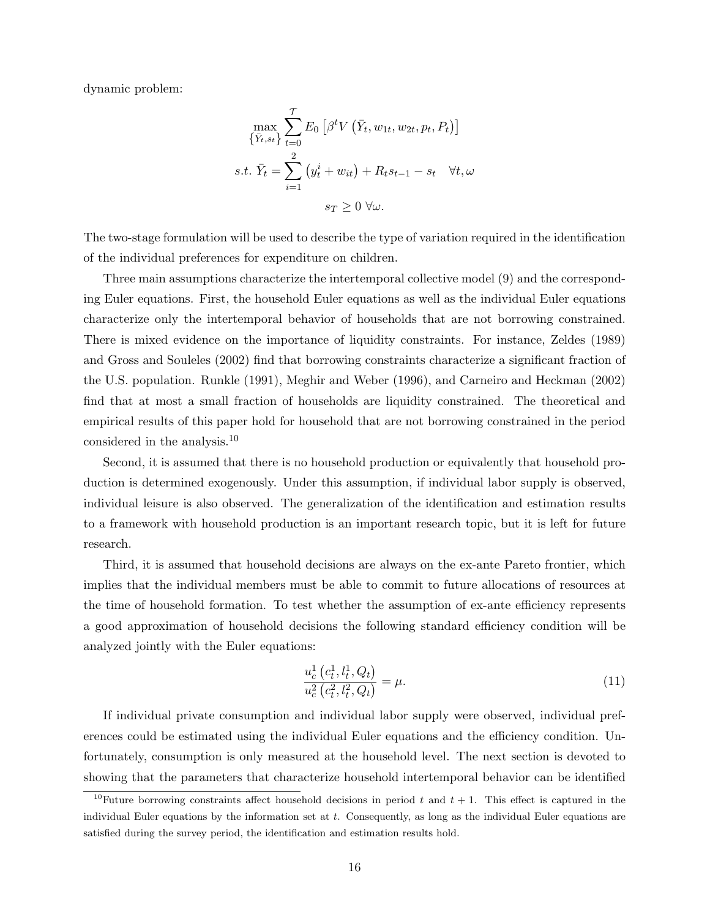dynamic problem:

$$\max_{\{\bar{Y}_t, s_t\}} \sum_{t=0}^{\mathcal{T}} E_0 \left[\beta^t V\left(\bar{Y}_t, w_{1t}, w_{2t}, p_t, P_t\right)\right]$$

$$s.t.\ \bar{Y}_t = \sum_{i=1}^{2} \left(y_t^i + w_{it}\right) + R_t s_{t-1} - s_t \quad \forall t, \omega$$

$$s_T \geq 0\ \forall \omega.$$

The two-stage formulation will be used to describe the type of variation required in the identification of the individual preferences for expenditure on children.

Three main assumptions characterize the intertemporal collective model (9) and the corresponding Euler equations. First, the household Euler equations as well as the individual Euler equations characterize only the intertemporal behavior of households that are not borrowing constrained. There is mixed evidence on the importance of liquidity constraints. For instance, Zeldes (1989) and Gross and Souleles (2002) find that borrowing constraints characterize a significant fraction of the U.S. population. Runkle (1991), Meghir and Weber (1996), and Carneiro and Heckman (2002) find that at most a small fraction of households are liquidity constrained. The theoretical and empirical results of this paper hold for household that are not borrowing constrained in the period considered in the analysis.[10]

Second, it is assumed that there is no household production or equivalently that household production is determined exogenously. Under this assumption, if individual labor supply is observed, individual leisure is also observed. The generalization of the identification and estimation results to a framework with household production is an important research topic, but it is left for future research.

Third, it is assumed that household decisions are always on the ex-ante Pareto frontier, which implies that the individual members must be able to commit to future allocations of resources at the time of household formation. To test whether the assumption of ex-ante efficiency represents a good approximation of household decisions the following standard efficiency condition will be analyzed jointly with the Euler equations:

$$\frac{u_c^1\left(c_t^1, l_t^1, Q_t\right)}{u_c^2\left(c_t^2, l_t^2, Q_t\right)} = \mu. \tag{11}$$

If individual private consumption and individual labor supply were observed, individual preferences could be estimated using the individual Euler equations and the efficiency condition. Unfortunately, consumption is only measured at the household level. The next section is devoted to showing that the parameters that characterize household intertemporal behavior can be identified

[10] Future borrowing constraints affect household decisions in period $t$ and $t+1$. This effect is captured in the individual Euler equations by the information set at $t$. Consequently, as long as the individual Euler equations are satisfied during the survey period, the identification and estimation results hold.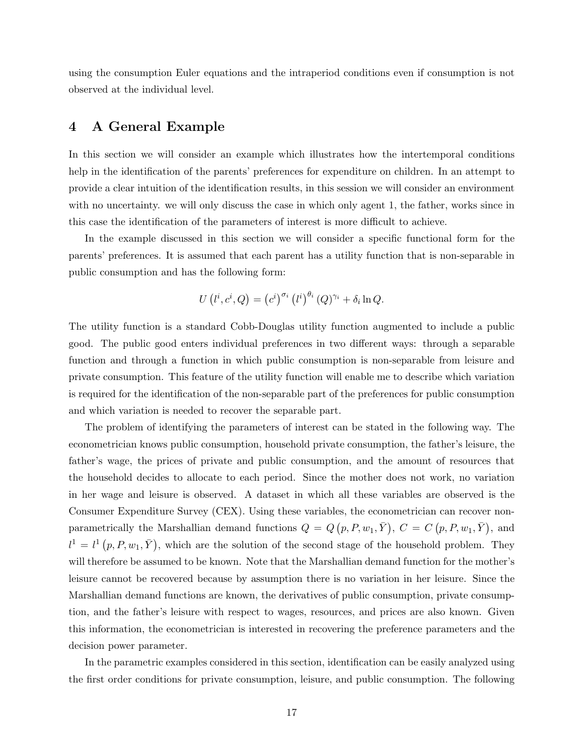using the consumption Euler equations and the intraperiod conditions even if consumption is not observed at the individual level.

# 4 A General Example

In this section we will consider an example which illustrates how the intertemporal conditions help in the identification of the parents' preferences for expenditure on children. In an attempt to provide a clear intuition of the identification results, in this session we will consider an environment with no uncertainty. we will only discuss the case in which only agent 1, the father, works since in this case the identification of the parameters of interest is more difficult to achieve.

In the example discussed in this section we will consider a specific functional form for the parents' preferences. It is assumed that each parent has a utility function that is non-separable in public consumption and has the following form:

$$U\left(l^i, c^i, Q\right) = \left(c^i\right)^{\sigma_i} \left(l^i\right)^{\theta_i} (Q)^{\gamma_i} + \delta_i \ln Q.$$

The utility function is a standard Cobb-Douglas utility function augmented to include a public good. The public good enters individual preferences in two different ways: through a separable function and through a function in which public consumption is non-separable from leisure and private consumption. This feature of the utility function will enable me to describe which variation is required for the identification of the non-separable part of the preferences for public consumption and which variation is needed to recover the separable part.

The problem of identifying the parameters of interest can be stated in the following way. The econometrician knows public consumption, household private consumption, the father's leisure, the father's wage, the prices of private and public consumption, and the amount of resources that the household decides to allocate to each period. Since the mother does not work, no variation in her wage and leisure is observed. A dataset in which all these variables are observed is the Consumer Expenditure Survey (CEX). Using these variables, the econometrician can recover non-parametrically the Marshallian demand functions $Q = Q\left(p, P, w_1, \bar{Y}\right)$, $C = C\left(p, P, w_1, \bar{Y}\right)$, and $l^1 = l^1\left(p, P, w_1, \bar{Y}\right)$, which are the solution of the second stage of the household problem. They will therefore be assumed to be known. Note that the Marshallian demand function for the mother's leisure cannot be recovered because by assumption there is no variation in her leisure. Since the Marshallian demand functions are known, the derivatives of public consumption, private consumption, and the father's leisure with respect to wages, resources, and prices are also known. Given this information, the econometrician is interested in recovering the preference parameters and the decision power parameter.

In the parametric examples considered in this section, identification can be easily analyzed using the first order conditions for private consumption, leisure, and public consumption. The following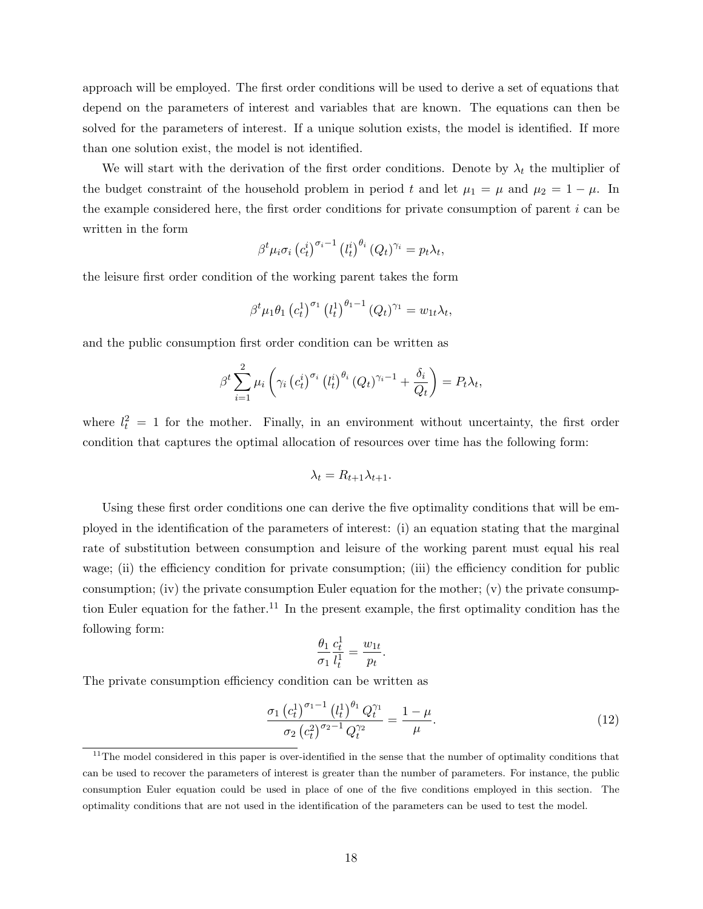approach will be employed. The first order conditions will be used to derive a set of equations that depend on the parameters of interest and variables that are known. The equations can then be solved for the parameters of interest. If a unique solution exists, the model is identified. If more than one solution exist, the model is not identified.

We will start with the derivation of the first order conditions. Denote by $\lambda_t$ the multiplier of the budget constraint of the household problem in period $t$ and let $\mu_1 = \mu$ and $\mu_2 = 1 - \mu$. In the example considered here, the first order conditions for private consumption of parent $i$ can be written in the form

$$\beta^t \mu_i \sigma_i \left(c_t^i\right)^{\sigma_i - 1} \left(l_t^i\right)^{\theta_i} \left(Q_t\right)^{\gamma_i} = p_t \lambda_t,$$

the leisure first order condition of the working parent takes the form

$$\beta^t \mu_1 \theta_1 \left(c_t^1\right)^{\sigma_1} \left(l_t^1\right)^{\theta_1 - 1} \left(Q_t\right)^{\gamma_1} = w_{1t} \lambda_t,$$

and the public consumption first order condition can be written as

$$\beta^t \sum_{i=1}^{2} \mu_i \left( \gamma_i \left(c_t^i\right)^{\sigma_i} \left(l_t^i\right)^{\theta_i} \left(Q_t\right)^{\gamma_i - 1} + \frac{\delta_i}{Q_t} \right) = P_t \lambda_t,$$

where $l_t^2 = 1$ for the mother. Finally, in an environment without uncertainty, the first order condition that captures the optimal allocation of resources over time has the following form:

$$\lambda_t = R_{t+1} \lambda_{t+1}.$$

Using these first order conditions one can derive the five optimality conditions that will be employed in the identification of the parameters of interest: (i) an equation stating that the marginal rate of substitution between consumption and leisure of the working parent must equal his real wage; (ii) the efficiency condition for private consumption; (iii) the efficiency condition for public consumption; (iv) the private consumption Euler equation for the mother; (v) the private consumption Euler equation for the father.[11] In the present example, the first optimality condition has the following form:

$$\frac{\theta_1}{\sigma_1} \frac{c_t^1}{l_t^1} = \frac{w_{1t}}{p_t}.$$

The private consumption efficiency condition can be written as

$$\frac{\sigma_1 \left(c_t^1\right)^{\sigma_1 - 1} \left(l_t^1\right)^{\theta_1} Q_t^{\gamma_1}}{\sigma_2 \left(c_t^2\right)^{\sigma_2 - 1} Q_t^{\gamma_2}} = \frac{1 - \mu}{\mu}. \tag{12}$$

[11] The model considered in this paper is over-identified in the sense that the number of optimality conditions that can be used to recover the parameters of interest is greater than the number of parameters. For instance, the public consumption Euler equation could be used in place of one of the five conditions employed in this section. The optimality conditions that are not used in the identification of the parameters can be used to test the model.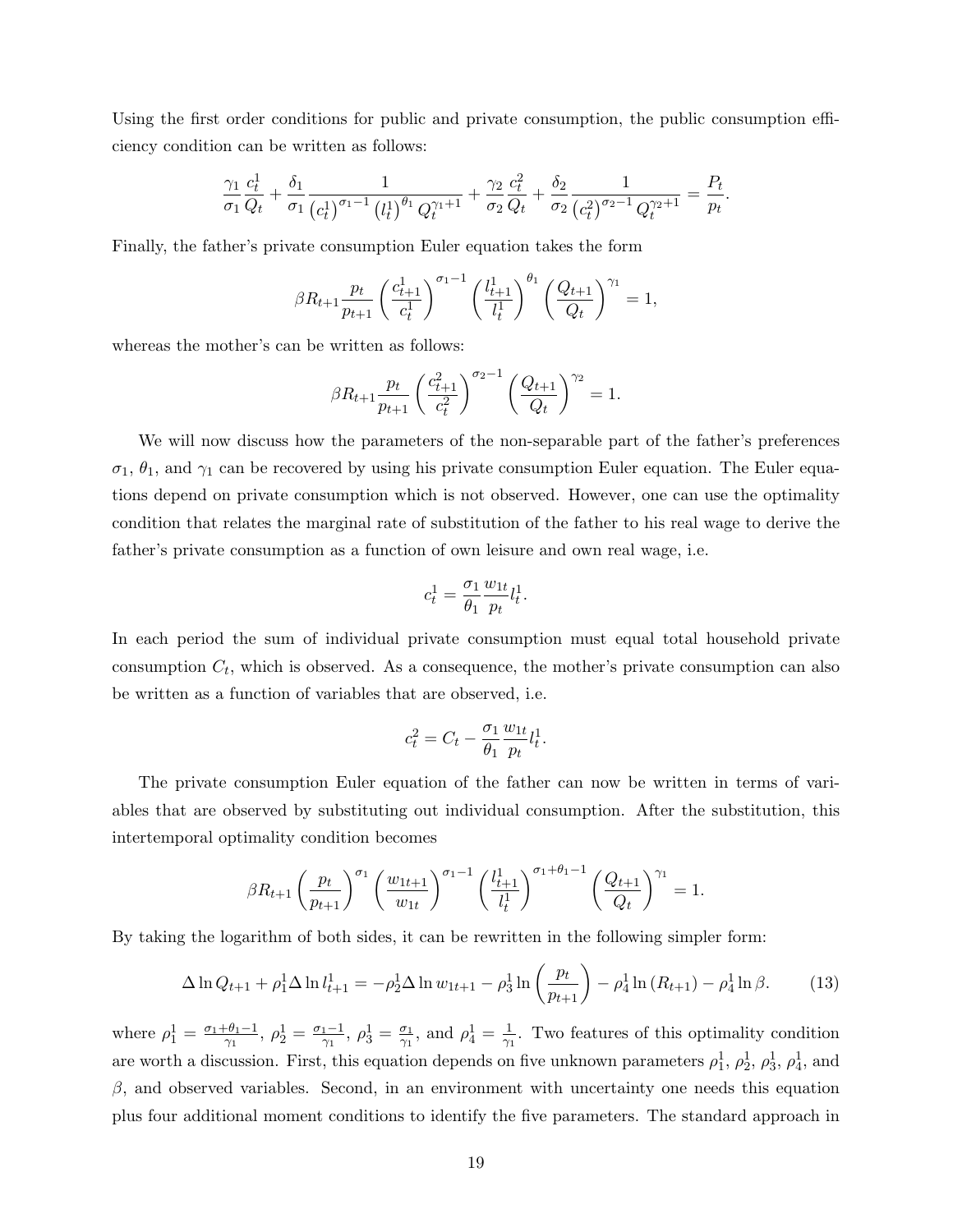Using the first order conditions for public and private consumption, the public consumption efficiency condition can be written as follows:

$$\frac{\gamma_1}{\sigma_1}\frac{c_t^1}{Q_t} + \frac{\delta_1}{\sigma_1}\frac{1}{\left(c_t^1\right)^{\sigma_1-1}\left(l_t^1\right)^{\theta_1}Q_t^{\gamma_1+1}} + \frac{\gamma_2}{\sigma_2}\frac{c_t^2}{Q_t} + \frac{\delta_2}{\sigma_2}\frac{1}{\left(c_t^2\right)^{\sigma_2-1}Q_t^{\gamma_2+1}} = \frac{P_t}{p_t}.$$

Finally, the father's private consumption Euler equation takes the form

$$\beta R_{t+1}\frac{p_t}{p_{t+1}}\left(\frac{c_{t+1}^1}{c_t^1}\right)^{\sigma_1-1}\left(\frac{l_{t+1}^1}{l_t^1}\right)^{\theta_1}\left(\frac{Q_{t+1}}{Q_t}\right)^{\gamma_1} = 1,$$

whereas the mother's can be written as follows:

$$\beta R_{t+1}\frac{p_t}{p_{t+1}}\left(\frac{c_{t+1}^2}{c_t^2}\right)^{\sigma_2-1}\left(\frac{Q_{t+1}}{Q_t}\right)^{\gamma_2} = 1.$$

We will now discuss how the parameters of the non-separable part of the father's preferences $\sigma_1$, $\theta_1$, and $\gamma_1$ can be recovered by using his private consumption Euler equation. The Euler equations depend on private consumption which is not observed. However, one can use the optimality condition that relates the marginal rate of substitution of the father to his real wage to derive the father's private consumption as a function of own leisure and own real wage, i.e.

$$c_t^1 = \frac{\sigma_1}{\theta_1}\frac{w_{1t}}{p_t}l_t^1.$$

In each period the sum of individual private consumption must equal total household private consumption $C_t$, which is observed. As a consequence, the mother's private consumption can also be written as a function of variables that are observed, i.e.

$$c_t^2 = C_t - \frac{\sigma_1}{\theta_1}\frac{w_{1t}}{p_t}l_t^1.$$

The private consumption Euler equation of the father can now be written in terms of variables that are observed by substituting out individual consumption. After the substitution, this intertemporal optimality condition becomes

$$\beta R_{t+1}\left(\frac{p_t}{p_{t+1}}\right)^{\sigma_1}\left(\frac{w_{1t+1}}{w_{1t}}\right)^{\sigma_1-1}\left(\frac{l_{t+1}^1}{l_t^1}\right)^{\sigma_1+\theta_1-1}\left(\frac{Q_{t+1}}{Q_t}\right)^{\gamma_1} = 1.$$

By taking the logarithm of both sides, it can be rewritten in the following simpler form:

$$\Delta \ln Q_{t+1} + \rho_1^1 \Delta \ln l_{t+1}^1 = -\rho_2^1 \Delta \ln w_{1t+1} - \rho_3^1 \ln\left(\frac{p_t}{p_{t+1}}\right) - \rho_4^1 \ln\left(R_{t+1}\right) - \rho_4^1 \ln \beta. \tag{13}$$

where $\rho_1^1 = \frac{\sigma_1+\theta_1-1}{\gamma_1}$, $\rho_2^1 = \frac{\sigma_1-1}{\gamma_1}$, $\rho_3^1 = \frac{\sigma_1}{\gamma_1}$, and $\rho_4^1 = \frac{1}{\gamma_1}$. Two features of this optimality condition are worth a discussion. First, this equation depends on five unknown parameters $\rho_1^1$, $\rho_2^1$, $\rho_3^1$, $\rho_4^1$, and $\beta$, and observed variables. Second, in an environment with uncertainty one needs this equation plus four additional moment conditions to identify the five parameters. The standard approach in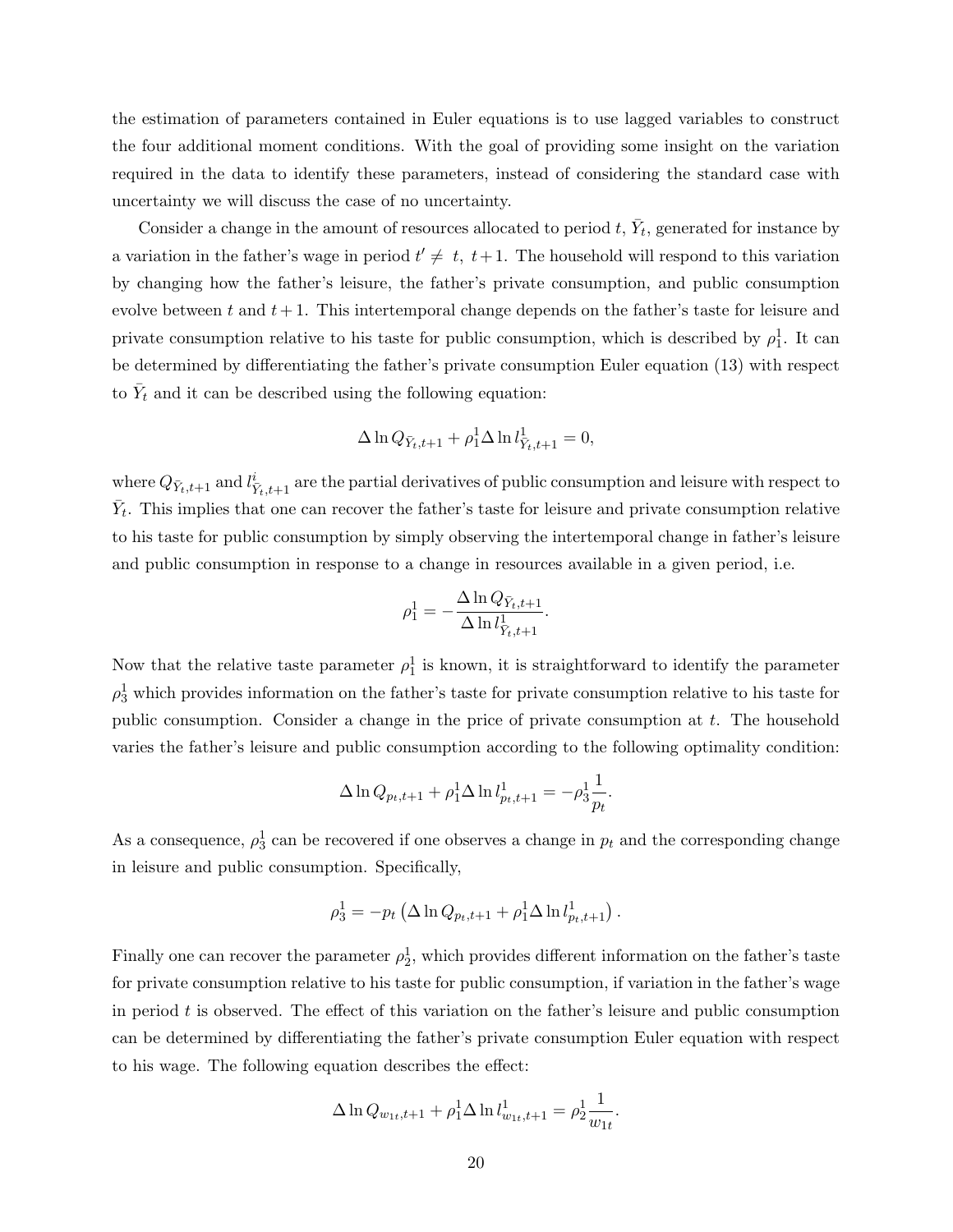the estimation of parameters contained in Euler equations is to use lagged variables to construct the four additional moment conditions. With the goal of providing some insight on the variation required in the data to identify these parameters, instead of considering the standard case with uncertainty we will discuss the case of no uncertainty.

Consider a change in the amount of resources allocated to period $t$, $\bar{Y}_t$, generated for instance by a variation in the father's wage in period $t' \neq t,\ t+1$. The household will respond to this variation by changing how the father's leisure, the father's private consumption, and public consumption evolve between $t$ and $t+1$. This intertemporal change depends on the father's taste for leisure and private consumption relative to his taste for public consumption, which is described by $\rho_1^1$. It can be determined by differentiating the father's private consumption Euler equation (13) with respect to $\bar{Y}_t$ and it can be described using the following equation:

$$\Delta \ln Q_{\bar{Y}_t,t+1} + \rho_1^1 \Delta \ln l^1_{\bar{Y}_t,t+1} = 0,$$

where $Q_{\bar{Y}_t,t+1}$ and $l^i_{\bar{Y}_t,t+1}$ are the partial derivatives of public consumption and leisure with respect to $\bar{Y}_t$. This implies that one can recover the father's taste for leisure and private consumption relative to his taste for public consumption by simply observing the intertemporal change in father's leisure and public consumption in response to a change in resources available in a given period, i.e.

$$\rho_1^1 = -\frac{\Delta \ln Q_{\bar{Y}_t,t+1}}{\Delta \ln l^1_{\bar{Y}_t,t+1}}.$$

Now that the relative taste parameter $\rho_1^1$ is known, it is straightforward to identify the parameter $\rho_3^1$ which provides information on the father's taste for private consumption relative to his taste for public consumption. Consider a change in the price of private consumption at $t$. The household varies the father's leisure and public consumption according to the following optimality condition:

$$\Delta \ln Q_{p_t,t+1} + \rho_1^1 \Delta \ln l^1_{p_t,t+1} = -\rho_3^1 \frac{1}{p_t}.$$

As a consequence, $\rho_3^1$ can be recovered if one observes a change in $p_t$ and the corresponding change in leisure and public consumption. Specifically,

$$\rho_3^1 = -p_t \left( \Delta \ln Q_{p_t,t+1} + \rho_1^1 \Delta \ln l^1_{p_t,t+1} \right).$$

Finally one can recover the parameter $\rho_2^1$, which provides different information on the father's taste for private consumption relative to his taste for public consumption, if variation in the father's wage in period $t$ is observed. The effect of this variation on the father's leisure and public consumption can be determined by differentiating the father's private consumption Euler equation with respect to his wage. The following equation describes the effect:

$$\Delta \ln Q_{w_{1t},t+1} + \rho_1^1 \Delta \ln l^1_{w_{1t},t+1} = \rho_2^1 \frac{1}{w_{1t}}.$$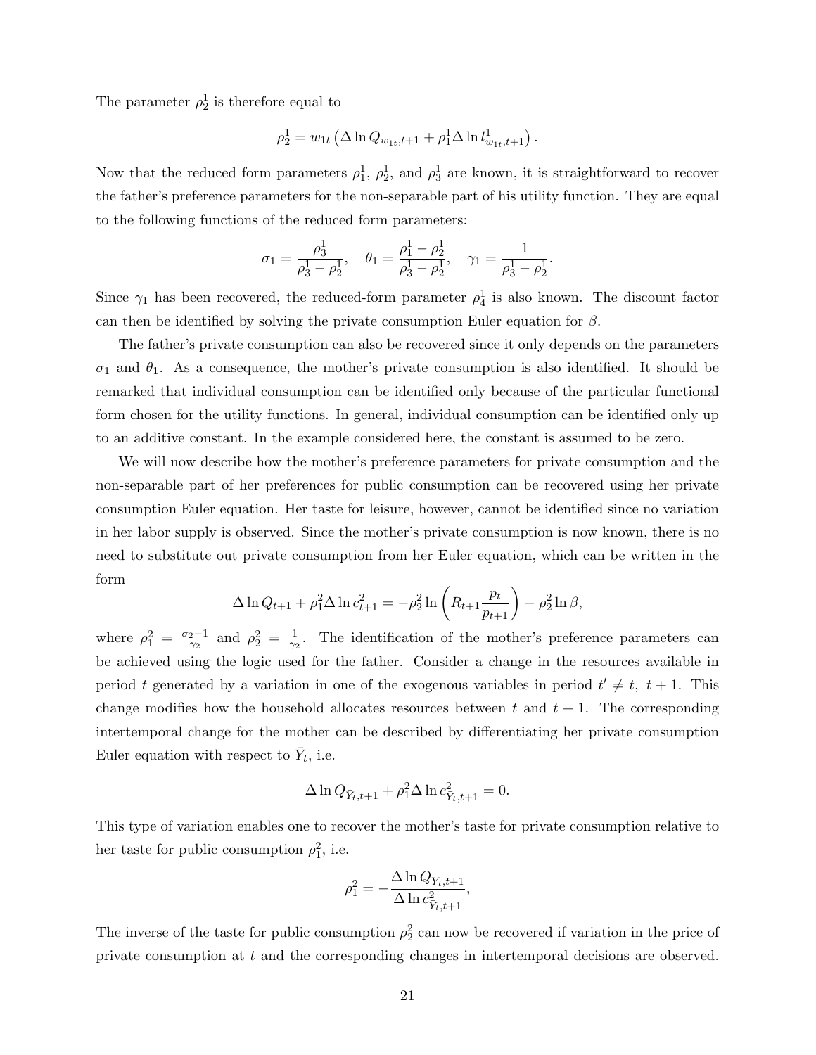The parameter $\rho_2^1$ is therefore equal to

$$\rho_2^1 = w_{1t}\left(\Delta \ln Q_{w_{1t},t+1} + \rho_1^1 \Delta \ln l^1_{w_{1t},t+1}\right).$$

Now that the reduced form parameters $\rho_1^1$, $\rho_2^1$, and $\rho_3^1$ are known, it is straightforward to recover the father's preference parameters for the non-separable part of his utility function. They are equal to the following functions of the reduced form parameters:

$$\sigma_1 = \frac{\rho_3^1}{\rho_3^1 - \rho_2^1}, \quad \theta_1 = \frac{\rho_1^1 - \rho_2^1}{\rho_3^1 - \rho_2^1}, \quad \gamma_1 = \frac{1}{\rho_3^1 - \rho_2^1}.$$

Since $\gamma_1$ has been recovered, the reduced-form parameter $\rho_4^1$ is also known. The discount factor can then be identified by solving the private consumption Euler equation for $\beta$.

The father's private consumption can also be recovered since it only depends on the parameters $\sigma_1$ and $\theta_1$. As a consequence, the mother's private consumption is also identified. It should be remarked that individual consumption can be identified only because of the particular functional form chosen for the utility functions. In general, individual consumption can be identified only up to an additive constant. In the example considered here, the constant is assumed to be zero.

We will now describe how the mother's preference parameters for private consumption and the non-separable part of her preferences for public consumption can be recovered using her private consumption Euler equation. Her taste for leisure, however, cannot be identified since no variation in her labor supply is observed. Since the mother's private consumption is now known, there is no need to substitute out private consumption from her Euler equation, which can be written in the form

$$\Delta \ln Q_{t+1} + \rho_1^2 \Delta \ln c^2_{t+1} = -\rho_2^2 \ln\left(R_{t+1}\frac{p_t}{p_{t+1}}\right) - \rho_2^2 \ln \beta,$$

where $\rho_1^2 = \frac{\sigma_2 - 1}{\gamma_2}$ and $\rho_2^2 = \frac{1}{\gamma_2}$. The identification of the mother's preference parameters can be achieved using the logic used for the father. Consider a change in the resources available in period $t$ generated by a variation in one of the exogenous variables in period $t' \neq t,\ t+1$. This change modifies how the household allocates resources between $t$ and $t+1$. The corresponding intertemporal change for the mother can be described by differentiating her private consumption Euler equation with respect to $\bar{Y}_t$, i.e.

$$\Delta \ln Q_{\bar{Y}_t,t+1} + \rho_1^2 \Delta \ln c^2_{\bar{Y}_t,t+1} = 0.$$

This type of variation enables one to recover the mother's taste for private consumption relative to her taste for public consumption $\rho_1^2$, i.e.

$$\rho_1^2 = -\frac{\Delta \ln Q_{\bar{Y}_t,t+1}}{\Delta \ln c^2_{\bar{Y}_t,t+1}},$$

The inverse of the taste for public consumption $\rho_2^2$ can now be recovered if variation in the price of private consumption at $t$ and the corresponding changes in intertemporal decisions are observed.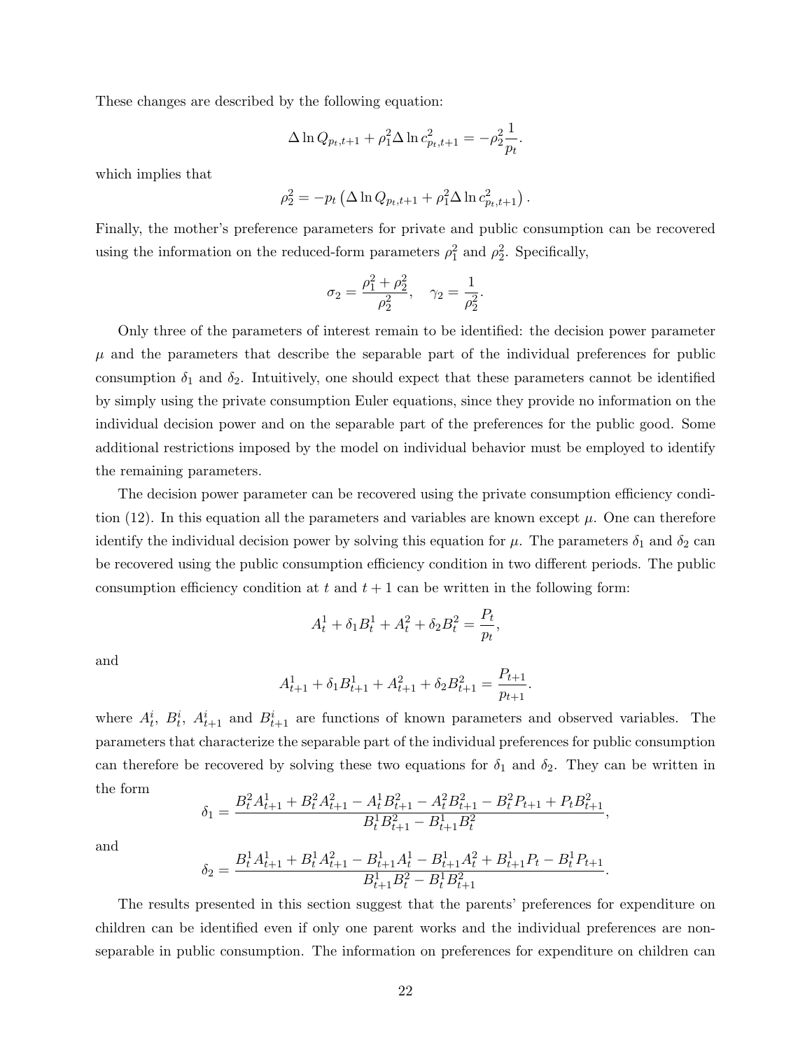These changes are described by the following equation:

$$\Delta \ln Q_{p_t,t+1} + \rho_1^2 \Delta \ln c_{p_t,t+1}^2 = -\rho_2^2 \frac{1}{p_t}.$$

which implies that

$$\rho_2^2 = -p_t \left( \Delta \ln Q_{p_t,t+1} + \rho_1^2 \Delta \ln c_{p_t,t+1}^2 \right).$$

Finally, the mother's preference parameters for private and public consumption can be recovered using the information on the reduced-form parameters $\rho_1^2$ and $\rho_2^2$. Specifically,

$$\sigma_2 = \frac{\rho_1^2 + \rho_2^2}{\rho_2^2}, \quad \gamma_2 = \frac{1}{\rho_2^2}.$$

Only three of the parameters of interest remain to be identified: the decision power parameter $\mu$ and the parameters that describe the separable part of the individual preferences for public consumption $\delta_1$ and $\delta_2$. Intuitively, one should expect that these parameters cannot be identified by simply using the private consumption Euler equations, since they provide no information on the individual decision power and on the separable part of the preferences for the public good. Some additional restrictions imposed by the model on individual behavior must be employed to identify the remaining parameters.

The decision power parameter can be recovered using the private consumption efficiency condition (12). In this equation all the parameters and variables are known except $\mu$. One can therefore identify the individual decision power by solving this equation for $\mu$. The parameters $\delta_1$ and $\delta_2$ can be recovered using the public consumption efficiency condition in two different periods. The public consumption efficiency condition at $t$ and $t+1$ can be written in the following form:

$$A_t^1 + \delta_1 B_t^1 + A_t^2 + \delta_2 B_t^2 = \frac{P_t}{p_t},$$

and

$$A_{t+1}^1 + \delta_1 B_{t+1}^1 + A_{t+1}^2 + \delta_2 B_{t+1}^2 = \frac{P_{t+1}}{p_{t+1}}.$$

where $A_t^i$, $B_t^i$, $A_{t+1}^i$ and $B_{t+1}^i$ are functions of known parameters and observed variables. The parameters that characterize the separable part of the individual preferences for public consumption can therefore be recovered by solving these two equations for $\delta_1$ and $\delta_2$. They can be written in the form

$$\delta_1 = \frac{B_t^2 A_{t+1}^1 + B_t^2 A_{t+1}^2 - A_t^1 B_{t+1}^2 - A_t^2 B_{t+1}^2 - B_t^2 P_{t+1} + P_t B_{t+1}^2}{B_t^1 B_{t+1}^2 - B_{t+1}^1 B_t^2},$$

and

$$\delta_2 = \frac{B_t^1 A_{t+1}^1 + B_t^1 A_{t+1}^2 - B_{t+1}^1 A_t^1 - B_{t+1}^1 A_t^2 + B_{t+1}^1 P_t - B_t^1 P_{t+1}}{B_{t+1}^1 B_t^2 - B_t^1 B_{t+1}^2}.$$

The results presented in this section suggest that the parents' preferences for expenditure on children can be identified even if only one parent works and the individual preferences are non-separable in public consumption. The information on preferences for expenditure on children can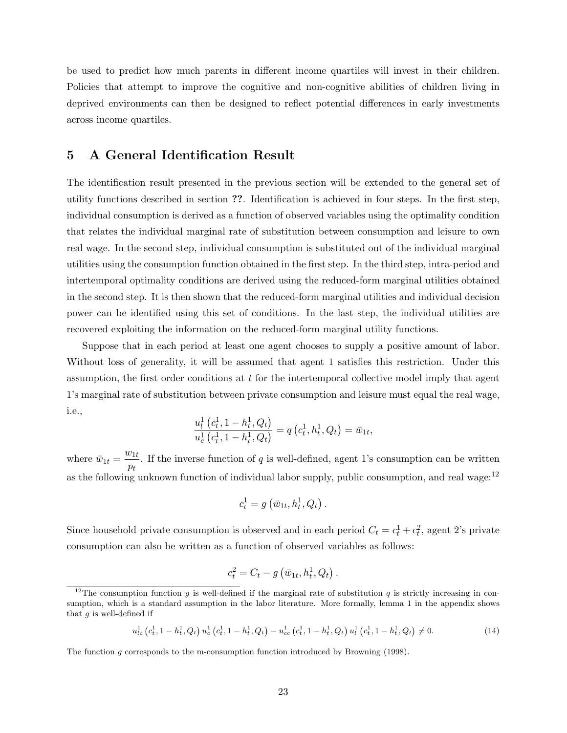be used to predict how much parents in different income quartiles will invest in their children. Policies that attempt to improve the cognitive and non-cognitive abilities of children living in deprived environments can then be designed to reflect potential differences in early investments across income quartiles.

## 5 A General Identification Result

The identification result presented in the previous section will be extended to the general set of utility functions described in section **??**. Identification is achieved in four steps. In the first step, individual consumption is derived as a function of observed variables using the optimality condition that relates the individual marginal rate of substitution between consumption and leisure to own real wage. In the second step, individual consumption is substituted out of the individual marginal utilities using the consumption function obtained in the first step. In the third step, intra-period and intertemporal optimality conditions are derived using the reduced-form marginal utilities obtained in the second step. It is then shown that the reduced-form marginal utilities and individual decision power can be identified using this set of conditions. In the last step, the individual utilities are recovered exploiting the information on the reduced-form marginal utility functions.

Suppose that in each period at least one agent chooses to supply a positive amount of labor. Without loss of generality, it will be assumed that agent 1 satisfies this restriction. Under this assumption, the first order conditions at $t$ for the intertemporal collective model imply that agent 1's marginal rate of substitution between private consumption and leisure must equal the real wage, i.e.,

$$\frac{u_l^1\left(c_t^1, 1-h_t^1, Q_t\right)}{u_c^1\left(c_t^1, 1-h_t^1, Q_t\right)} = q\left(c_t^1, h_t^1, Q_t\right) = \bar{w}_{1t},$$

where $\bar{w}_{1t} = \dfrac{w_{1t}}{p_t}$. If the inverse function of $q$ is well-defined, agent 1's consumption can be written as the following unknown function of individual labor supply, public consumption, and real wage:[12]

$$c_t^1 = g\left(\bar{w}_{1t}, h_t^1, Q_t\right).$$

Since household private consumption is observed and in each period $C_t = c_t^1 + c_t^2$, agent 2's private consumption can also be written as a function of observed variables as follows:

$$c_t^2 = C_t - g\left(\bar{w}_{1t}, h_t^1, Q_t\right).$$

[12]The consumption function $g$ is well-defined if the marginal rate of substitution $q$ is strictly increasing in consumption, which is a standard assumption in the labor literature. More formally, lemma 1 in the appendix shows that $g$ is well-defined if

$$u_{lc}^1\left(c_t^1, 1-h_t^1, Q_t\right) u_c^1\left(c_t^1, 1-h_t^1, Q_t\right) - u_{cc}^1\left(c_t^1, 1-h_t^1, Q_t\right) u_l^1\left(c_t^1, 1-h_t^1, Q_t\right) \neq 0. \tag{14}$$

The function $g$ corresponds to the m-consumption function introduced by Browning (1998).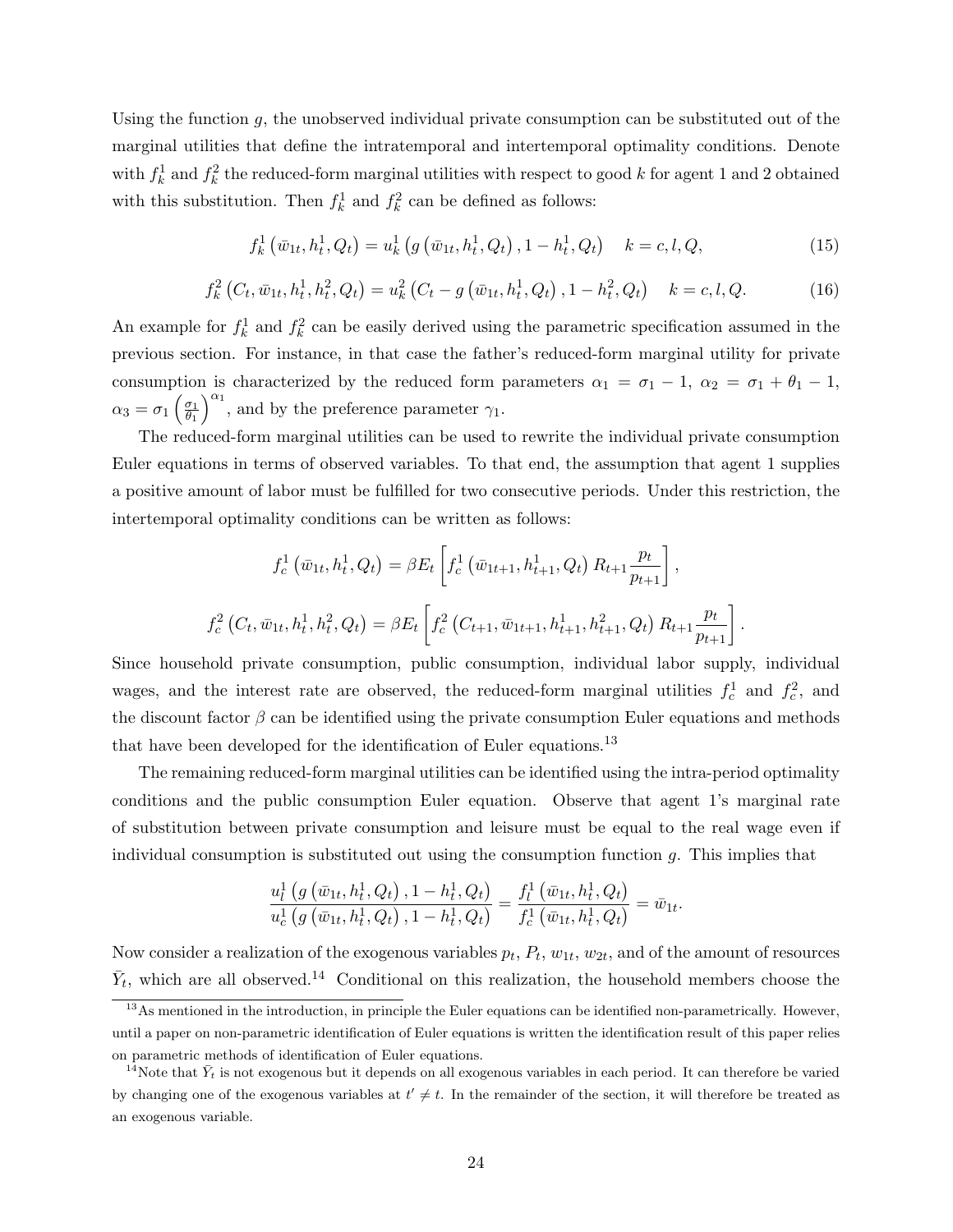Using the function $g$, the unobserved individual private consumption can be substituted out of the marginal utilities that define the intratemporal and intertemporal optimality conditions. Denote with $f_k^1$ and $f_k^2$ the reduced-form marginal utilities with respect to good $k$ for agent 1 and 2 obtained with this substitution. Then $f_k^1$ and $f_k^2$ can be defined as follows:

$$f_k^1\left(\bar{w}_{1t}, h_t^1, Q_t\right) = u_k^1\left(g\left(\bar{w}_{1t}, h_t^1, Q_t\right), 1-h_t^1, Q_t\right) \quad k = c, l, Q, \tag{15}$$

$$f_k^2\left(C_t, \bar{w}_{1t}, h_t^1, h_t^2, Q_t\right) = u_k^2\left(C_t - g\left(\bar{w}_{1t}, h_t^1, Q_t\right), 1-h_t^2, Q_t\right) \quad k = c, l, Q. \tag{16}$$

An example for $f_k^1$ and $f_k^2$ can be easily derived using the parametric specification assumed in the previous section. For instance, in that case the father's reduced-form marginal utility for private consumption is characterized by the reduced form parameters $\alpha_1 = \sigma_1 - 1$, $\alpha_2 = \sigma_1 + \theta_1 - 1$, $\alpha_3 = \sigma_1\left(\frac{\sigma_1}{\theta_1}\right)^{\alpha_1}$, and by the preference parameter $\gamma_1$.

The reduced-form marginal utilities can be used to rewrite the individual private consumption Euler equations in terms of observed variables. To that end, the assumption that agent 1 supplies a positive amount of labor must be fulfilled for two consecutive periods. Under this restriction, the intertemporal optimality conditions can be written as follows:

$$f_c^1\left(\bar{w}_{1t}, h_t^1, Q_t\right) = \beta E_t\left[f_c^1\left(\bar{w}_{1t+1}, h_{t+1}^1, Q_t\right) R_{t+1}\frac{p_t}{p_{t+1}}\right],$$

$$f_c^2\left(C_t, \bar{w}_{1t}, h_t^1, h_t^2, Q_t\right) = \beta E_t\left[f_c^2\left(C_{t+1}, \bar{w}_{1t+1}, h_{t+1}^1, h_{t+1}^2, Q_t\right) R_{t+1}\frac{p_t}{p_{t+1}}\right].$$

Since household private consumption, public consumption, individual labor supply, individual wages, and the interest rate are observed, the reduced-form marginal utilities $f_c^1$ and $f_c^2$, and the discount factor $\beta$ can be identified using the private consumption Euler equations and methods that have been developed for the identification of Euler equations.[13]

The remaining reduced-form marginal utilities can be identified using the intra-period optimality conditions and the public consumption Euler equation. Observe that agent 1's marginal rate of substitution between private consumption and leisure must be equal to the real wage even if individual consumption is substituted out using the consumption function $g$. This implies that

$$\frac{u_l^1\left(g\left(\bar{w}_{1t}, h_t^1, Q_t\right), 1-h_t^1, Q_t\right)}{u_c^1\left(g\left(\bar{w}_{1t}, h_t^1, Q_t\right), 1-h_t^1, Q_t\right)} = \frac{f_l^1\left(\bar{w}_{1t}, h_t^1, Q_t\right)}{f_c^1\left(\bar{w}_{1t}, h_t^1, Q_t\right)} = \bar{w}_{1t}.$$

Now consider a realization of the exogenous variables $p_t$, $P_t$, $w_{1t}$, $w_{2t}$, and of the amount of resources $\bar{Y}_t$, which are all observed.[14] Conditional on this realization, the household members choose the

[13] As mentioned in the introduction, in principle the Euler equations can be identified non-parametrically. However, until a paper on non-parametric identification of Euler equations is written the identification result of this paper relies on parametric methods of identification of Euler equations.

[14] Note that $\bar{Y}_t$ is not exogenous but it depends on all exogenous variables in each period. It can therefore be varied by changing one of the exogenous variables at $t' \neq t$. In the remainder of the section, it will therefore be treated as an exogenous variable.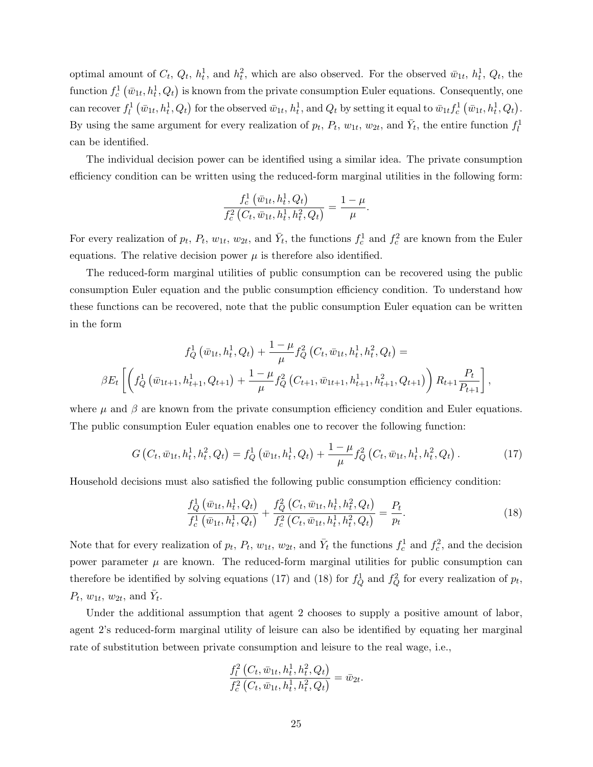optimal amount of $C_t$, $Q_t$, $h_t^1$, and $h_t^2$, which are also observed. For the observed $\bar{w}_{1t}$, $h_t^1$, $Q_t$, the function $f_c^1\left(\bar{w}_{1t}, h_t^1, Q_t\right)$ is known from the private consumption Euler equations. Consequently, one can recover $f_l^1\left(\bar{w}_{1t}, h_t^1, Q_t\right)$ for the observed $\bar{w}_{1t}$, $h_t^1$, and $Q_t$ by setting it equal to $\bar{w}_{1t} f_c^1\left(\bar{w}_{1t}, h_t^1, Q_t\right)$. By using the same argument for every realization of $p_t$, $P_t$, $w_{1t}$, $w_{2t}$, and $\bar{Y}_t$, the entire function $f_l^1$ can be identified.

The individual decision power can be identified using a similar idea. The private consumption efficiency condition can be written using the reduced-form marginal utilities in the following form:

$$\frac{f_c^1\left(\bar{w}_{1t}, h_t^1, Q_t\right)}{f_c^2\left(C_t, \bar{w}_{1t}, h_t^1, h_t^2, Q_t\right)} = \frac{1-\mu}{\mu}.$$

For every realization of $p_t$, $P_t$, $w_{1t}$, $w_{2t}$, and $\bar{Y}_t$, the functions $f_c^1$ and $f_c^2$ are known from the Euler equations. The relative decision power $\mu$ is therefore also identified.

The reduced-form marginal utilities of public consumption can be recovered using the public consumption Euler equation and the public consumption efficiency condition. To understand how these functions can be recovered, note that the public consumption Euler equation can be written in the form

$$f_Q^1\left(\bar{w}_{1t}, h_t^1, Q_t\right) + \frac{1-\mu}{\mu} f_Q^2\left(C_t, \bar{w}_{1t}, h_t^1, h_t^2, Q_t\right) =$$
$$\beta E_t\left[\left(f_Q^1\left(\bar{w}_{1t+1}, h_{t+1}^1, Q_{t+1}\right) + \frac{1-\mu}{\mu} f_Q^2\left(C_{t+1}, \bar{w}_{1t+1}, h_{t+1}^1, h_{t+1}^2, Q_{t+1}\right)\right) R_{t+1}\frac{P_t}{P_{t+1}}\right],$$

where $\mu$ and $\beta$ are known from the private consumption efficiency condition and Euler equations. The public consumption Euler equation enables one to recover the following function:

$$G\left(C_t, \bar{w}_{1t}, h_t^1, h_t^2, Q_t\right) = f_Q^1\left(\bar{w}_{1t}, h_t^1, Q_t\right) + \frac{1-\mu}{\mu} f_Q^2\left(C_t, \bar{w}_{1t}, h_t^1, h_t^2, Q_t\right). \tag{17}$$

Household decisions must also satisfied the following public consumption efficiency condition:

$$\frac{f_Q^1\left(\bar{w}_{1t}, h_t^1, Q_t\right)}{f_c^1\left(\bar{w}_{1t}, h_t^1, Q_t\right)} + \frac{f_Q^2\left(C_t, \bar{w}_{1t}, h_t^1, h_t^2, Q_t\right)}{f_c^2\left(C_t, \bar{w}_{1t}, h_t^1, h_t^2, Q_t\right)} = \frac{P_t}{p_t}. \tag{18}$$

Note that for every realization of $p_t$, $P_t$, $w_{1t}$, $w_{2t}$, and $\bar{Y}_t$ the functions $f_c^1$ and $f_c^2$, and the decision power parameter $\mu$ are known. The reduced-form marginal utilities for public consumption can therefore be identified by solving equations (17) and (18) for $f_Q^1$ and $f_Q^2$ for every realization of $p_t$, $P_t$, $w_{1t}$, $w_{2t}$, and $\bar{Y}_t$.

Under the additional assumption that agent 2 chooses to supply a positive amount of labor, agent 2's reduced-form marginal utility of leisure can also be identified by equating her marginal rate of substitution between private consumption and leisure to the real wage, i.e.,

$$\frac{f_l^2\left(C_t, \bar{w}_{1t}, h_t^1, h_t^2, Q_t\right)}{f_c^2\left(C_t, \bar{w}_{1t}, h_t^1, h_t^2, Q_t\right)} = \bar{w}_{2t}.$$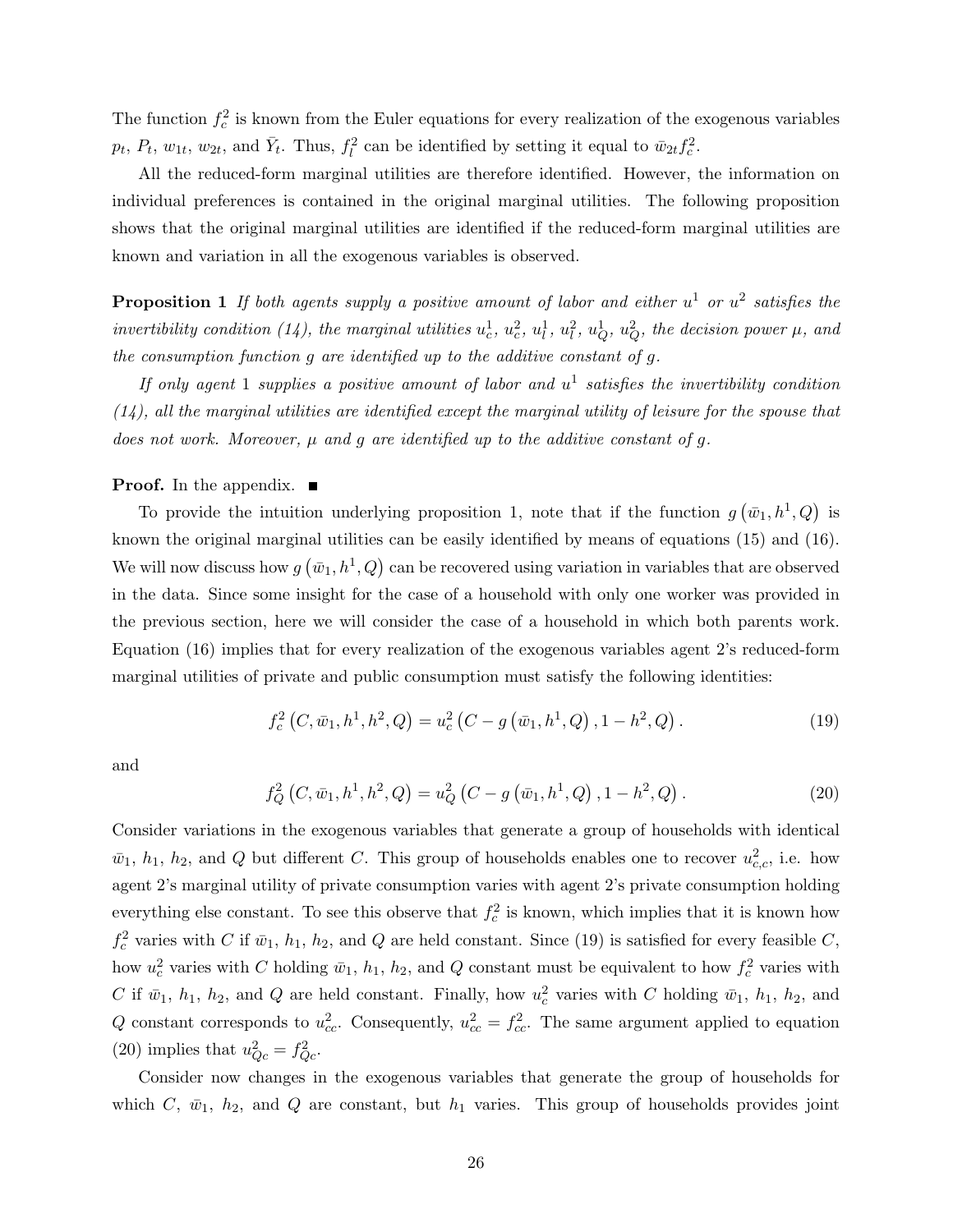The function $f_c^2$ is known from the Euler equations for every realization of the exogenous variables $p_t$, $P_t$, $w_{1t}$, $w_{2t}$, and $\bar{Y}_t$. Thus, $f_l^2$ can be identified by setting it equal to $\bar{w}_{2t} f_c^2$.

All the reduced-form marginal utilities are therefore identified. However, the information on individual preferences is contained in the original marginal utilities. The following proposition shows that the original marginal utilities are identified if the reduced-form marginal utilities are known and variation in all the exogenous variables is observed.

**Proposition 1** *If both agents supply a positive amount of labor and either $u^1$ or $u^2$ satisfies the invertibility condition (14), the marginal utilities $u_c^1$, $u_c^2$, $u_l^1$, $u_l^2$, $u_Q^1$, $u_Q^2$, the decision power $\mu$, and the consumption function $g$ are identified up to the additive constant of $g$.*

*If only agent 1 supplies a positive amount of labor and $u^1$ satisfies the invertibility condition (14), all the marginal utilities are identified except the marginal utility of leisure for the spouse that does not work. Moreover, $\mu$ and $g$ are identified up to the additive constant of $g$.*

**Proof.** In the appendix. ■

To provide the intuition underlying proposition 1, note that if the function $g(\bar{w}_1, h^1, Q)$ is known the original marginal utilities can be easily identified by means of equations (15) and (16). We will now discuss how $g(\bar{w}_1, h^1, Q)$ can be recovered using variation in variables that are observed in the data. Since some insight for the case of a household with only one worker was provided in the previous section, here we will consider the case of a household in which both parents work. Equation (16) implies that for every realization of the exogenous variables agent 2's reduced-form marginal utilities of private and public consumption must satisfy the following identities:

$$f_c^2(C, \bar{w}_1, h^1, h^2, Q) = u_c^2(C - g(\bar{w}_1, h^1, Q), 1 - h^2, Q). \tag{19}$$

and

$$f_Q^2(C, \bar{w}_1, h^1, h^2, Q) = u_Q^2(C - g(\bar{w}_1, h^1, Q), 1 - h^2, Q). \tag{20}$$

Consider variations in the exogenous variables that generate a group of households with identical $\bar{w}_1$, $h_1$, $h_2$, and $Q$ but different $C$. This group of households enables one to recover $u_{c,c}^2$, i.e. how agent 2's marginal utility of private consumption varies with agent 2's private consumption holding everything else constant. To see this observe that $f_c^2$ is known, which implies that it is known how $f_c^2$ varies with $C$ if $\bar{w}_1$, $h_1$, $h_2$, and $Q$ are held constant. Since (19) is satisfied for every feasible $C$, how $u_c^2$ varies with $C$ holding $\bar{w}_1$, $h_1$, $h_2$, and $Q$ constant must be equivalent to how $f_c^2$ varies with $C$ if $\bar{w}_1$, $h_1$, $h_2$, and $Q$ are held constant. Finally, how $u_c^2$ varies with $C$ holding $\bar{w}_1$, $h_1$, $h_2$, and $Q$ constant corresponds to $u_{cc}^2$. Consequently, $u_{cc}^2 = f_{cc}^2$. The same argument applied to equation (20) implies that $u_{Qc}^2 = f_{Qc}^2$.

Consider now changes in the exogenous variables that generate the group of households for which $C$, $\bar{w}_1$, $h_2$, and $Q$ are constant, but $h_1$ varies. This group of households provides joint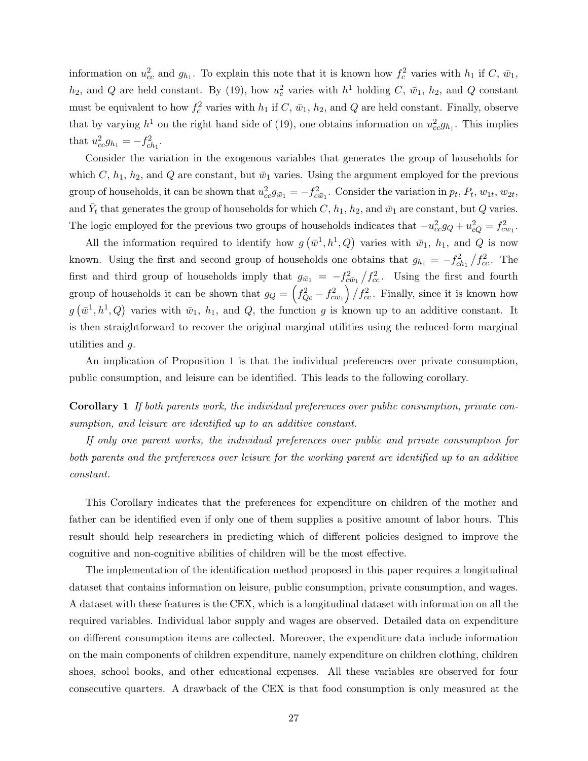information on $u_{cc}^2$ and $g_{h_1}$. To explain this note that it is known how $f_c^2$ varies with $h_1$ if $C$, $\bar{w}_1$, $h_2$, and $Q$ are held constant. By (19), how $u_c^2$ varies with $h^1$ holding $C$, $\bar{w}_1$, $h_2$, and $Q$ constant must be equivalent to how $f_c^2$ varies with $h_1$ if $C$, $\bar{w}_1$, $h_2$, and $Q$ are held constant. Finally, observe that by varying $h^1$ on the right hand side of (19), one obtains information on $u_{cc}^2 g_{h_1}$. This implies that $u_{cc}^2 g_{h_1} = -f_{ch_1}^2$.

Consider the variation in the exogenous variables that generates the group of households for which $C$, $h_1$, $h_2$, and $Q$ are constant, but $\bar{w}_1$ varies. Using the argument employed for the previous group of households, it can be shown that $u_{cc}^2 g_{\bar{w}_1} = -f_{c\bar{w}_1}^2$. Consider the variation in $p_t$, $P_t$, $w_{1t}$, $w_{2t}$, and $\bar{Y}_t$ that generates the group of households for which $C$, $h_1$, $h_2$, and $\bar{w}_1$ are constant, but $Q$ varies. The logic employed for the previous two groups of households indicates that $-u_{cc}^2 g_Q + u_{cQ}^2 = f_{c\bar{w}_1}^2$.

All the information required to identify how $g\left(\bar{w}^1, h^1, Q\right)$ varies with $\bar{w}_1$, $h_1$, and $Q$ is now known. Using the first and second group of households one obtains that $g_{h_1} = -f_{ch_1}^2 \big/ f_{cc}^2$. The first and third group of households imply that $g_{\bar{w}_1} = -f_{c\bar{w}_1}^2 \big/ f_{cc}^2$. Using the first and fourth group of households it can be shown that $g_Q = \left(f_{Qc}^2 - f_{c\bar{w}_1}^2\right) \big/ f_{cc}^2$. Finally, since it is known how $g\left(\bar{w}^1, h^1, Q\right)$ varies with $\bar{w}_1$, $h_1$, and $Q$, the function $g$ is known up to an additive constant. It is then straightforward to recover the original marginal utilities using the reduced-form marginal utilities and $g$.

An implication of Proposition 1 is that the individual preferences over private consumption, public consumption, and leisure can be identified. This leads to the following corollary.

**Corollary 1** *If both parents work, the individual preferences over public consumption, private consumption, and leisure are identified up to an additive constant.*

*If only one parent works, the individual preferences over public and private consumption for both parents and the preferences over leisure for the working parent are identified up to an additive constant.*

This Corollary indicates that the preferences for expenditure on children of the mother and father can be identified even if only one of them supplies a positive amount of labor hours. This result should help researchers in predicting which of different policies designed to improve the cognitive and non-cognitive abilities of children will be the most effective.

The implementation of the identification method proposed in this paper requires a longitudinal dataset that contains information on leisure, public consumption, private consumption, and wages. A dataset with these features is the CEX, which is a longitudinal dataset with information on all the required variables. Individual labor supply and wages are observed. Detailed data on expenditure on different consumption items are collected. Moreover, the expenditure data include information on the main components of children expenditure, namely expenditure on children clothing, children shoes, school books, and other educational expenses. All these variables are observed for four consecutive quarters. A drawback of the CEX is that food consumption is only measured at the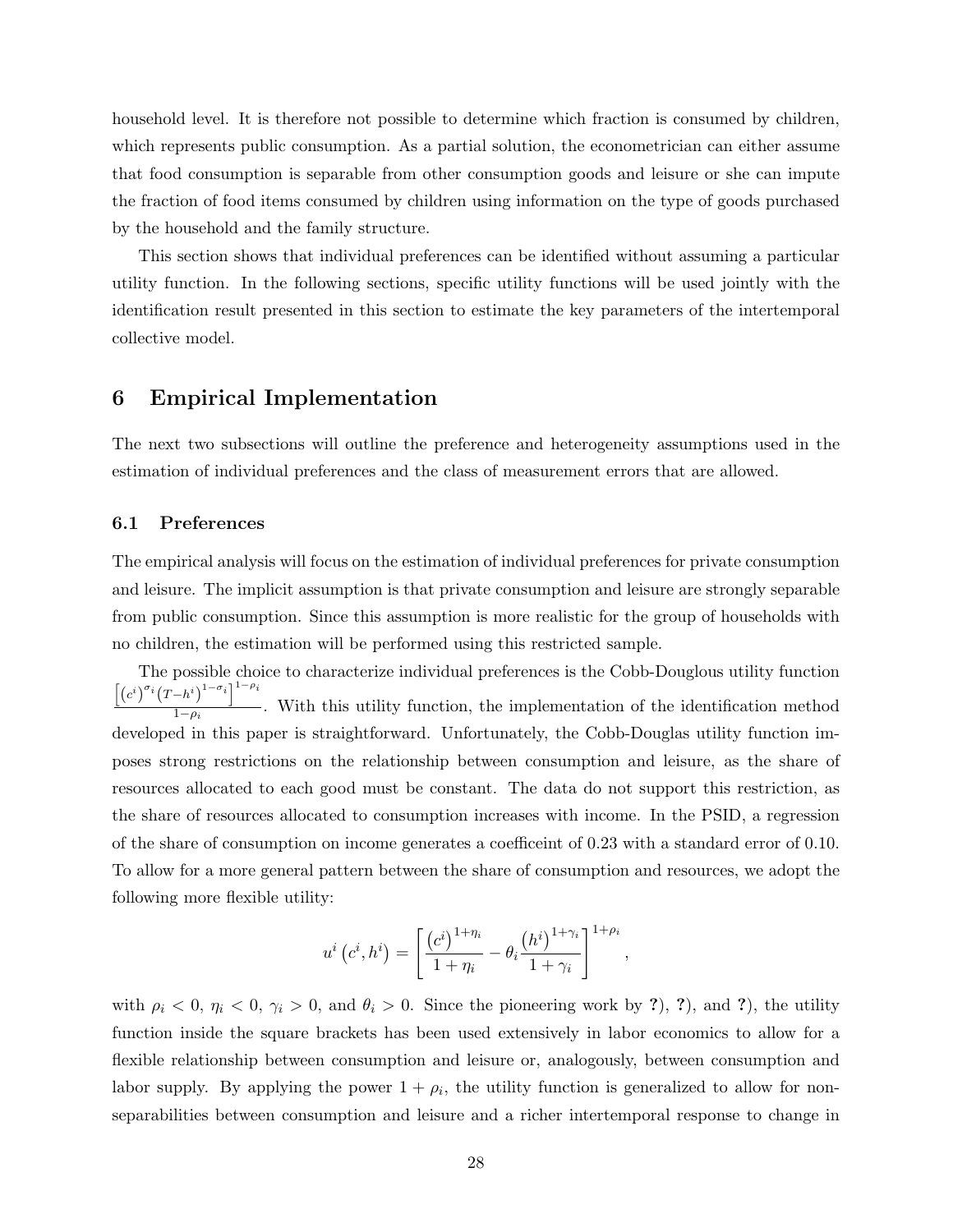household level. It is therefore not possible to determine which fraction is consumed by children, which represents public consumption. As a partial solution, the econometrician can either assume that food consumption is separable from other consumption goods and leisure or she can impute the fraction of food items consumed by children using information on the type of goods purchased by the household and the family structure.

This section shows that individual preferences can be identified without assuming a particular utility function. In the following sections, specific utility functions will be used jointly with the identification result presented in this section to estimate the key parameters of the intertemporal collective model.

# 6 Empirical Implementation

The next two subsections will outline the preference and heterogeneity assumptions used in the estimation of individual preferences and the class of measurement errors that are allowed.

## 6.1 Preferences

The empirical analysis will focus on the estimation of individual preferences for private consumption and leisure. The implicit assumption is that private consumption and leisure are strongly separable from public consumption. Since this assumption is more realistic for the group of households with no children, the estimation will be performed using this restricted sample.

The possible choice to characterize individual preferences is the Cobb-Douglous utility function $\frac{\left[\left(c^i\right)^{\sigma_i}\left(T-h^i\right)^{1-\sigma_i}\right]^{1-\rho_i}}{1-\rho_i}$. With this utility function, the implementation of the identification method developed in this paper is straightforward. Unfortunately, the Cobb-Douglas utility function imposes strong restrictions on the relationship between consumption and leisure, as the share of resources allocated to each good must be constant. The data do not support this restriction, as the share of resources allocated to consumption increases with income. In the PSID, a regression of the share of consumption on income generates a coefficeint of 0.23 with a standard error of 0.10. To allow for a more general pattern between the share of consumption and resources, we adopt the following more flexible utility:

$$u^i\left(c^i, h^i\right) = \left[\frac{\left(c^i\right)^{1+\eta_i}}{1+\eta_i} - \theta_i \frac{\left(h^i\right)^{1+\gamma_i}}{1+\gamma_i}\right]^{1+\rho_i},$$

with $\rho_i < 0$, $\eta_i < 0$, $\gamma_i > 0$, and $\theta_i > 0$. Since the pioneering work by ?), ?), and ?), the utility function inside the square brackets has been used extensively in labor economics to allow for a flexible relationship between consumption and leisure or, analogously, between consumption and labor supply. By applying the power $1 + \rho_i$, the utility function is generalized to allow for non-separabilities between consumption and leisure and a richer intertemporal response to change in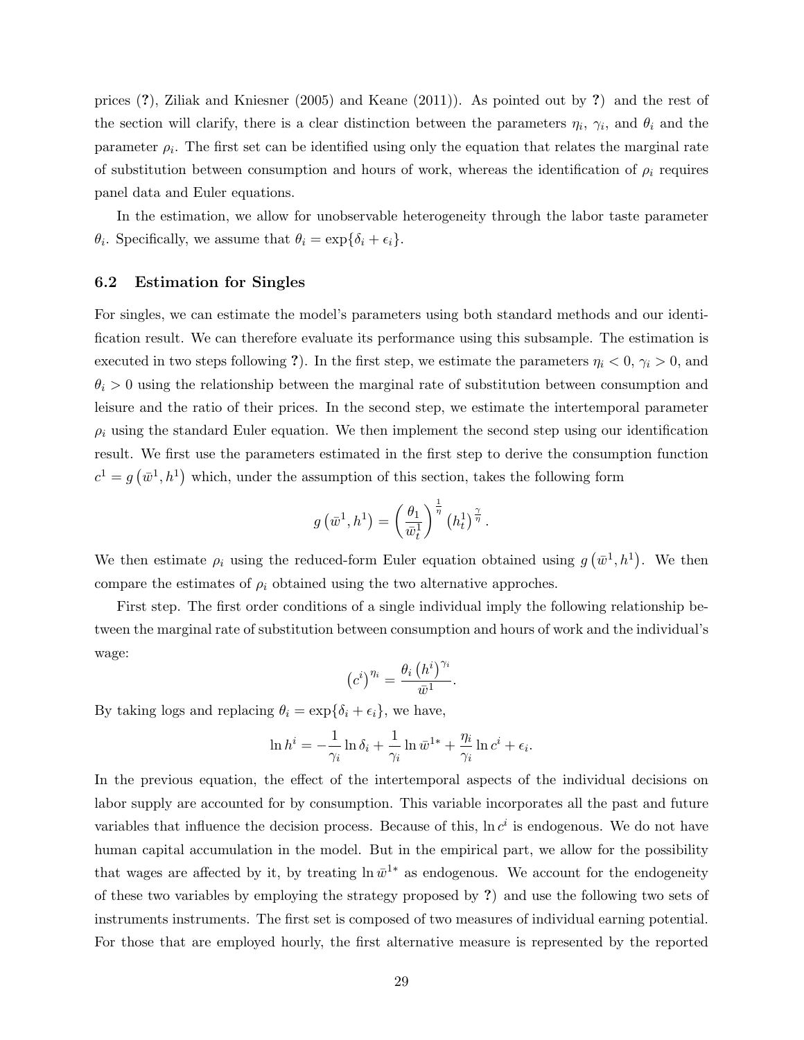prices (?), Ziliak and Kniesner (2005) and Keane (2011)). As pointed out by ?) and the rest of the section will clarify, there is a clear distinction between the parameters $\eta_i$, $\gamma_i$, and $\theta_i$ and the parameter $\rho_i$. The first set can be identified using only the equation that relates the marginal rate of substitution between consumption and hours of work, whereas the identification of $\rho_i$ requires panel data and Euler equations.

In the estimation, we allow for unobservable heterogeneity through the labor taste parameter $\theta_i$. Specifically, we assume that $\theta_i = \exp\{\delta_i + \epsilon_i\}$.

### 6.2 Estimation for Singles

For singles, we can estimate the model's parameters using both standard methods and our identification result. We can therefore evaluate its performance using this subsample. The estimation is executed in two steps following ?). In the first step, we estimate the parameters $\eta_i < 0$, $\gamma_i > 0$, and $\theta_i > 0$ using the relationship between the marginal rate of substitution between consumption and leisure and the ratio of their prices. In the second step, we estimate the intertemporal parameter $\rho_i$ using the standard Euler equation. We then implement the second step using our identification result. We first use the parameters estimated in the first step to derive the consumption function $c^1 = g\left(\bar{w}^1, h^1\right)$ which, under the assumption of this section, takes the following form

$$g\left(\bar{w}^1, h^1\right) = \left(\frac{\theta_1}{\bar{w}_t^1}\right)^{\frac{1}{\eta}} \left(h_t^1\right)^{\frac{\gamma}{\eta}}.$$

We then estimate $\rho_i$ using the reduced-form Euler equation obtained using $g\left(\bar{w}^1, h^1\right)$. We then compare the estimates of $\rho_i$ obtained using the two alternative approches.

First step. The first order conditions of a single individual imply the following relationship between the marginal rate of substitution between consumption and hours of work and the individual's wage:

$$\left(c^i\right)^{\eta_i} = \frac{\theta_i \left(h^i\right)^{\gamma_i}}{\bar{w}^1}.$$

By taking logs and replacing $\theta_i = \exp\{\delta_i + \epsilon_i\}$, we have,

$$\ln h^i = -\frac{1}{\gamma_i} \ln \delta_i + \frac{1}{\gamma_i} \ln \bar{w}^{1*} + \frac{\eta_i}{\gamma_i} \ln c^i + \epsilon_i.$$

In the previous equation, the effect of the intertemporal aspects of the individual decisions on labor supply are accounted for by consumption. This variable incorporates all the past and future variables that influence the decision process. Because of this, $\ln c^i$ is endogenous. We do not have human capital accumulation in the model. But in the empirical part, we allow for the possibility that wages are affected by it, by treating $\ln \bar{w}^{1*}$ as endogenous. We account for the endogeneity of these two variables by employing the strategy proposed by ?) and use the following two sets of instruments instruments. The first set is composed of two measures of individual earning potential. For those that are employed hourly, the first alternative measure is represented by the reported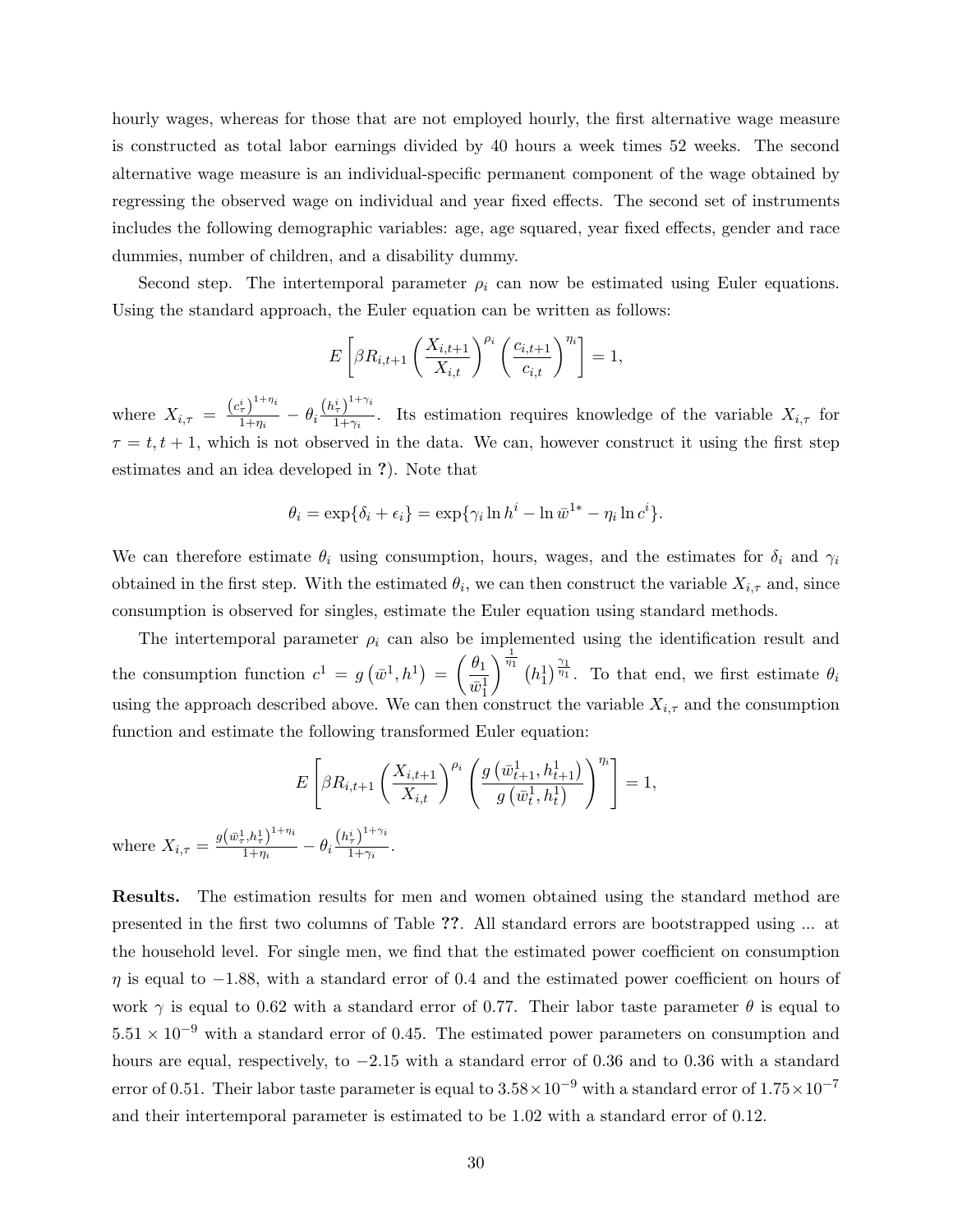hourly wages, whereas for those that are not employed hourly, the first alternative wage measure is constructed as total labor earnings divided by 40 hours a week times 52 weeks. The second alternative wage measure is an individual-specific permanent component of the wage obtained by regressing the observed wage on individual and year fixed effects. The second set of instruments includes the following demographic variables: age, age squared, year fixed effects, gender and race dummies, number of children, and a disability dummy.

Second step. The intertemporal parameter $\rho_i$ can now be estimated using Euler equations. Using the standard approach, the Euler equation can be written as follows:

$$E\left[\beta R_{i,t+1}\left(\frac{X_{i,t+1}}{X_{i,t}}\right)^{\rho_i}\left(\frac{c_{i,t+1}}{c_{i,t}}\right)^{\eta_i}\right]=1,$$

where $X_{i,\tau}=\frac{\left(c_\tau^i\right)^{1+\eta_i}}{1+\eta_i}-\theta_i\frac{\left(h_\tau^i\right)^{1+\gamma_i}}{1+\gamma_i}$. Its estimation requires knowledge of the variable $X_{i,\tau}$ for $\tau=t,t+1$, which is not observed in the data. We can, however construct it using the first step estimates and an idea developed in **?**). Note that

$$\theta_i=\exp\{\delta_i+\epsilon_i\}=\exp\{\gamma_i\ln h^i-\ln\bar{w}^{1*}-\eta_i\ln c^i\}.$$

We can therefore estimate $\theta_i$ using consumption, hours, wages, and the estimates for $\delta_i$ and $\gamma_i$ obtained in the first step. With the estimated $\theta_i$, we can then construct the variable $X_{i,\tau}$ and, since consumption is observed for singles, estimate the Euler equation using standard methods.

The intertemporal parameter $\rho_i$ can also be implemented using the identification result and the consumption function $c^1=g\left(\bar{w}^1,h^1\right)=\left(\frac{\theta_1}{\bar{w}_1^1}\right)^{\frac{1}{\eta_1}}\left(h_1^1\right)^{\frac{\gamma_1}{\eta_1}}$. To that end, we first estimate $\theta_i$ using the approach described above. We can then construct the variable $X_{i,\tau}$ and the consumption function and estimate the following transformed Euler equation:

$$E\left[\beta R_{i,t+1}\left(\frac{X_{i,t+1}}{X_{i,t}}\right)^{\rho_i}\left(\frac{g\left(\bar{w}_{t+1}^1,h_{t+1}^1\right)}{g\left(\bar{w}_t^1,h_t^1\right)}\right)^{\eta_i}\right]=1,$$

where $X_{i,\tau}=\frac{g\left(\bar{w}_\tau^1,h_\tau^1\right)^{1+\eta_i}}{1+\eta_i}-\theta_i\frac{\left(h_\tau^i\right)^{1+\gamma_i}}{1+\gamma_i}$.

**Results.** The estimation results for men and women obtained using the standard method are presented in the first two columns of Table **??**. All standard errors are bootstrapped using ... at the household level. For single men, we find that the estimated power coefficient on consumption $\eta$ is equal to $-1.88$, with a standard error of 0.4 and the estimated power coefficient on hours of work $\gamma$ is equal to 0.62 with a standard error of 0.77. Their labor taste parameter $\theta$ is equal to $5.51\times10^{-9}$ with a standard error of 0.45. The estimated power parameters on consumption and hours are equal, respectively, to $-2.15$ with a standard error of 0.36 and to 0.36 with a standard error of 0.51. Their labor taste parameter is equal to $3.58\times10^{-9}$ with a standard error of $1.75\times10^{-7}$ and their intertemporal parameter is estimated to be 1.02 with a standard error of 0.12.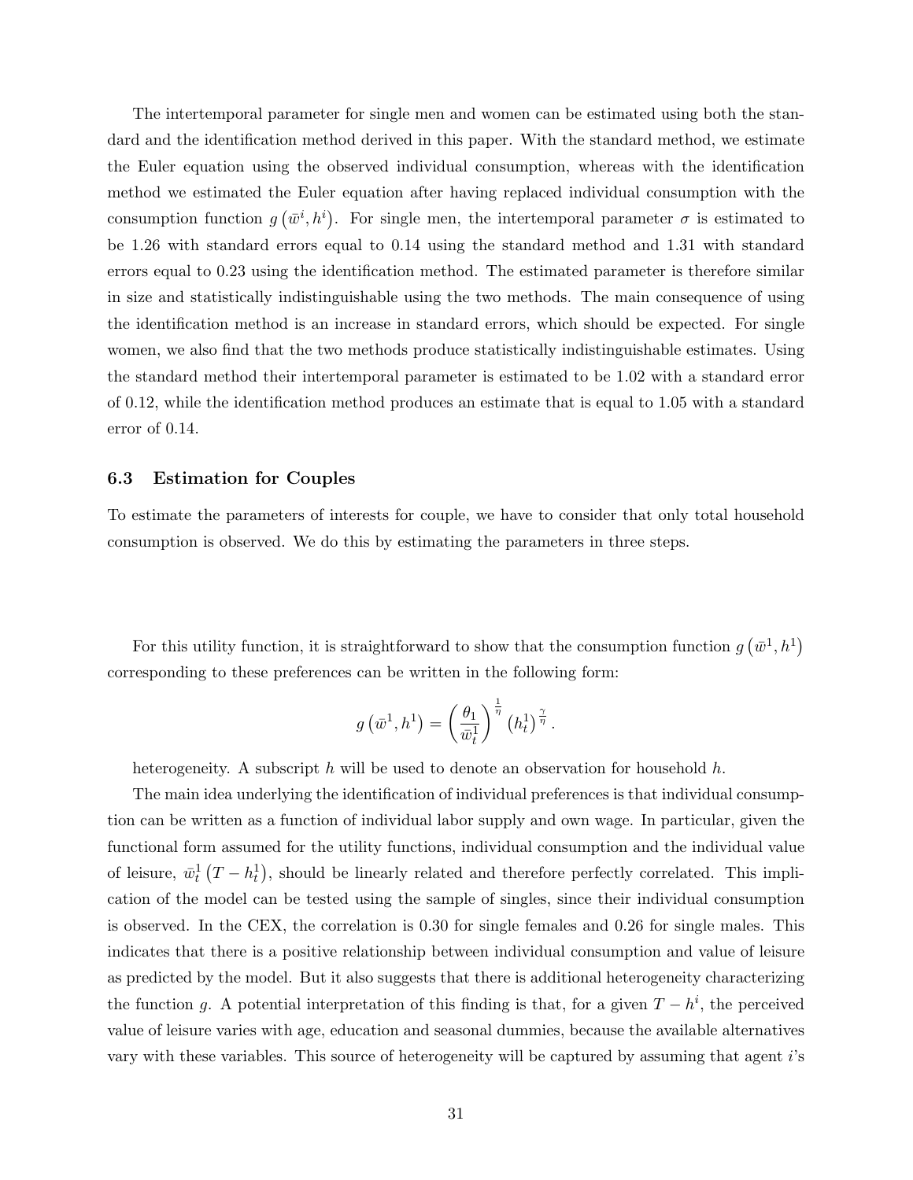The intertemporal parameter for single men and women can be estimated using both the standard and the identification method derived in this paper. With the standard method, we estimate the Euler equation using the observed individual consumption, whereas with the identification method we estimated the Euler equation after having replaced individual consumption with the consumption function $g\left(\bar{w}^{i}, h^{i}\right)$. For single men, the intertemporal parameter $\sigma$ is estimated to be 1.26 with standard errors equal to 0.14 using the standard method and 1.31 with standard errors equal to 0.23 using the identification method. The estimated parameter is therefore similar in size and statistically indistinguishable using the two methods. The main consequence of using the identification method is an increase in standard errors, which should be expected. For single women, we also find that the two methods produce statistically indistinguishable estimates. Using the standard method their intertemporal parameter is estimated to be 1.02 with a standard error of 0.12, while the identification method produces an estimate that is equal to 1.05 with a standard error of 0.14.

### 6.3 Estimation for Couples

To estimate the parameters of interests for couple, we have to consider that only total household consumption is observed. We do this by estimating the parameters in three steps.

For this utility function, it is straightforward to show that the consumption function $g\left(\bar{w}^{1}, h^{1}\right)$ corresponding to these preferences can be written in the following form:

$$g\left(\bar{w}^{1}, h^{1}\right) = \left(\frac{\theta_{1}}{\bar{w}_{t}^{1}}\right)^{\frac{1}{\eta}} \left(h_{t}^{1}\right)^{\frac{\gamma}{\eta}}.$$

heterogeneity. A subscript $h$ will be used to denote an observation for household $h$.

The main idea underlying the identification of individual preferences is that individual consumption can be written as a function of individual labor supply and own wage. In particular, given the functional form assumed for the utility functions, individual consumption and the individual value of leisure, $\bar{w}_{t}^{1}\left(T - h_{t}^{1}\right)$, should be linearly related and therefore perfectly correlated. This implication of the model can be tested using the sample of singles, since their individual consumption is observed. In the CEX, the correlation is 0.30 for single females and 0.26 for single males. This indicates that there is a positive relationship between individual consumption and value of leisure as predicted by the model. But it also suggests that there is additional heterogeneity characterizing the function $g$. A potential interpretation of this finding is that, for a given $T - h^{i}$, the perceived value of leisure varies with age, education and seasonal dummies, because the available alternatives vary with these variables. This source of heterogeneity will be captured by assuming that agent $i$'s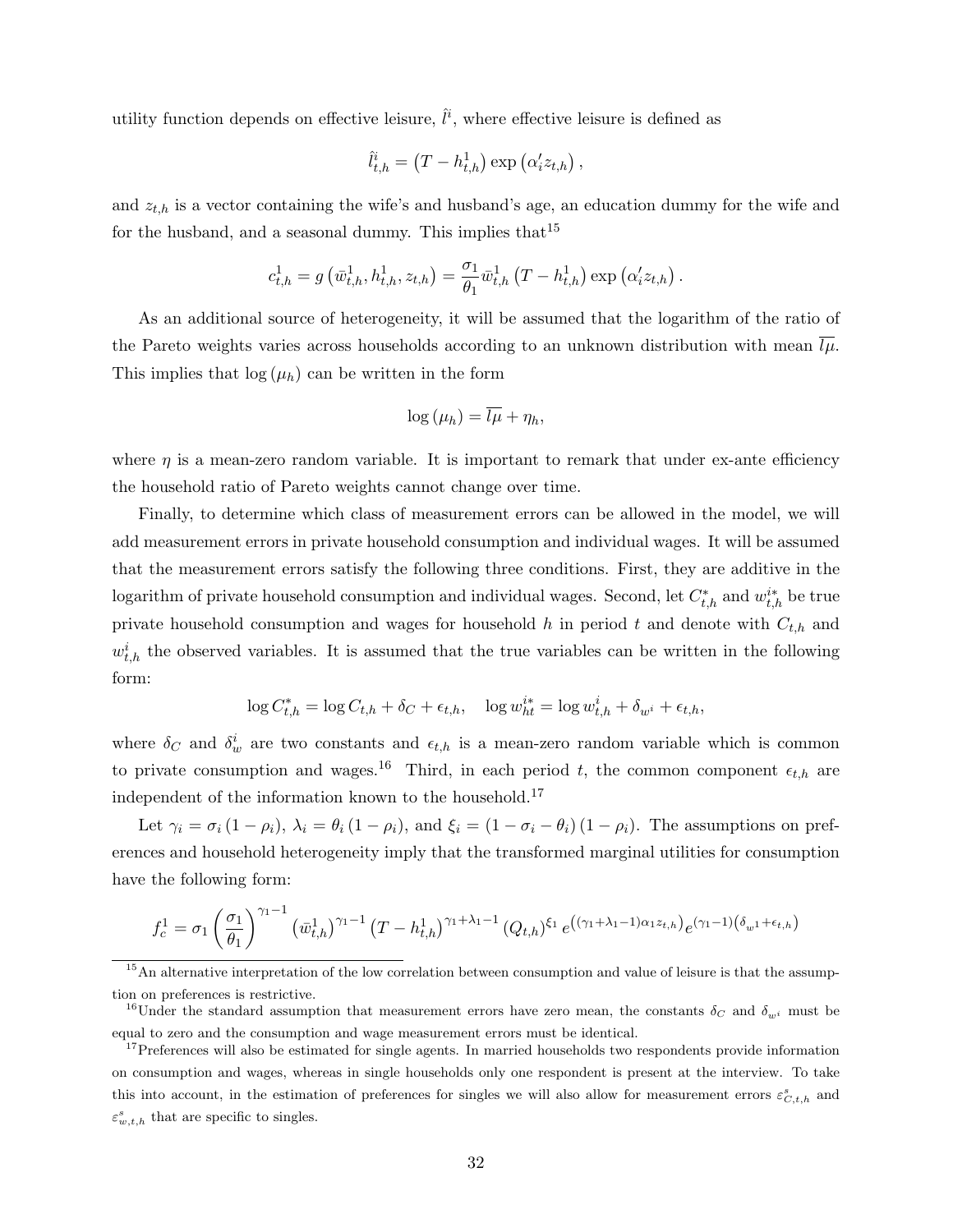utility function depends on effective leisure, $\hat{l}^i$, where effective leisure is defined as

$$\hat{l}^i_{t,h} = \left(T - h^1_{t,h}\right) \exp\left(\alpha_i' z_{t,h}\right),$$

and $z_{t,h}$ is a vector containing the wife's and husband's age, an education dummy for the wife and for the husband, and a seasonal dummy. This implies that[15]

$$c^1_{t,h} = g\left(\bar{w}^1_{t,h}, h^1_{t,h}, z_{t,h}\right) = \frac{\sigma_1}{\theta_1} \bar{w}^1_{t,h} \left(T - h^1_{t,h}\right) \exp\left(\alpha_i' z_{t,h}\right).$$

As an additional source of heterogeneity, it will be assumed that the logarithm of the ratio of the Pareto weights varies across households according to an unknown distribution with mean $\overline{l\mu}$. This implies that $\log\left(\mu_h\right)$ can be written in the form

$$\log\left(\mu_h\right) = \overline{l\mu} + \eta_h,$$

where $\eta$ is a mean-zero random variable. It is important to remark that under ex-ante efficiency the household ratio of Pareto weights cannot change over time.

Finally, to determine which class of measurement errors can be allowed in the model, we will add measurement errors in private household consumption and individual wages. It will be assumed that the measurement errors satisfy the following three conditions. First, they are additive in the logarithm of private household consumption and individual wages. Second, let $C^*_{t,h}$ and $w^{i*}_{t,h}$ be true private household consumption and wages for household $h$ in period $t$ and denote with $C_{t,h}$ and $w^i_{t,h}$ the observed variables. It is assumed that the true variables can be written in the following form:

$$\log C^*_{t,h} = \log C_{t,h} + \delta_C + \epsilon_{t,h}, \quad \log w^{i*}_{ht} = \log w^i_{t,h} + \delta_{w^i} + \epsilon_{t,h},$$

where $\delta_C$ and $\delta^i_w$ are two constants and $\epsilon_{t,h}$ is a mean-zero random variable which is common to private consumption and wages.[16] Third, in each period $t$, the common component $\epsilon_{t,h}$ are independent of the information known to the household.[17]

Let $\gamma_i = \sigma_i\left(1-\rho_i\right)$, $\lambda_i = \theta_i\left(1-\rho_i\right)$, and $\xi_i = \left(1-\sigma_i-\theta_i\right)\left(1-\rho_i\right)$. The assumptions on preferences and household heterogeneity imply that the transformed marginal utilities for consumption have the following form:

$$f^1_c = \sigma_1 \left(\frac{\sigma_1}{\theta_1}\right)^{\gamma_1 - 1} \left(\bar{w}^1_{t,h}\right)^{\gamma_1 - 1} \left(T - h^1_{t,h}\right)^{\gamma_1 + \lambda_1 - 1} \left(Q_{t,h}\right)^{\xi_1} e^{\left(\left(\gamma_1 + \lambda_1 - 1\right)\alpha_1 z_{t,h}\right)} e^{\left(\gamma_1 - 1\right)\left(\delta_{w^1} + \epsilon_{t,h}\right)}$$

---

[15] An alternative interpretation of the low correlation between consumption and value of leisure is that the assumption on preferences is restrictive.

[16] Under the standard assumption that measurement errors have zero mean, the constants $\delta_C$ and $\delta_{w^i}$ must be equal to zero and the consumption and wage measurement errors must be identical.

[17] Preferences will also be estimated for single agents. In married households two respondents provide information on consumption and wages, whereas in single households only one respondent is present at the interview. To take this into account, in the estimation of preferences for singles we will also allow for measurement errors $\varepsilon^s_{C,t,h}$ and $\varepsilon^s_{w,t,h}$ that are specific to singles.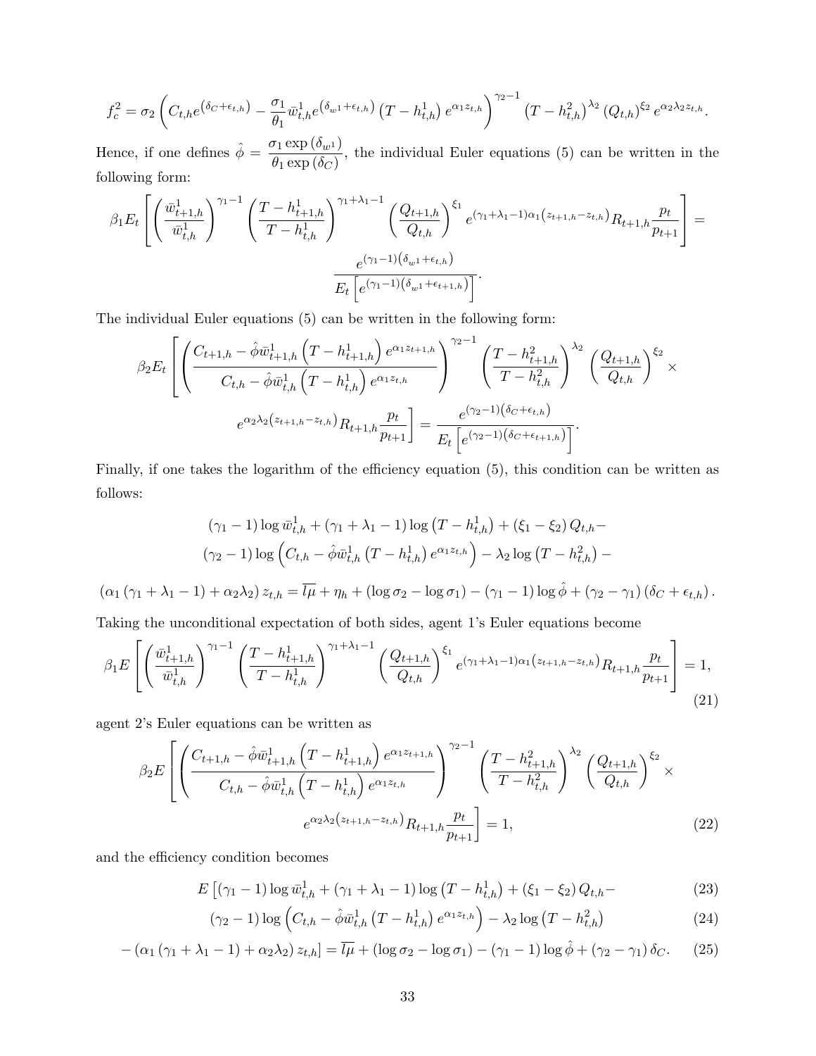$$f_c^2 = \sigma_2 \left( C_{t,h} e^{\left(\delta_C + \epsilon_{t,h}\right)} - \frac{\sigma_1}{\theta_1} \bar{w}^1_{t,h} e^{\left(\delta_{w^1} + \epsilon_{t,h}\right)} \left(T - h^1_{t,h}\right) e^{\alpha_1 z_{t,h}} \right)^{\gamma_2 - 1} \left(T - h^2_{t,h}\right)^{\lambda_2} \left(Q_{t,h}\right)^{\xi_2} e^{\alpha_2 \lambda_2 z_{t,h}}.$$

Hence, if one defines $\hat{\phi} = \dfrac{\sigma_1 \exp\left(\delta_{w^1}\right)}{\theta_1 \exp\left(\delta_C\right)}$, the individual Euler equations (5) can be written in the following form:

$$\beta_1 E_t \left[ \left( \frac{\bar{w}^1_{t+1,h}}{\bar{w}^1_{t,h}} \right)^{\gamma_1 - 1} \left( \frac{T - h^1_{t+1,h}}{T - h^1_{t,h}} \right)^{\gamma_1 + \lambda_1 - 1} \left( \frac{Q_{t+1,h}}{Q_{t,h}} \right)^{\xi_1} e^{(\gamma_1 + \lambda_1 - 1)\alpha_1 \left(z_{t+1,h} - z_{t,h}\right)} R_{t+1,h} \frac{p_t}{p_{t+1}} \right] = \frac{e^{(\gamma_1 - 1)\left(\delta_{w^1} + \epsilon_{t,h}\right)}}{E_t \left[ e^{(\gamma_1 - 1)\left(\delta_{w^1} + \epsilon_{t+1,h}\right)} \right]}.$$

The individual Euler equations (5) can be written in the following form:

$$\beta_2 E_t \left[ \left( \frac{C_{t+1,h} - \hat{\phi} \bar{w}^1_{t+1,h} \left(T - h^1_{t+1,h}\right) e^{\alpha_1 z_{t+1,h}}}{C_{t,h} - \hat{\phi} \bar{w}^1_{t,h} \left(T - h^1_{t,h}\right) e^{\alpha_1 z_{t,h}}} \right)^{\gamma_2 - 1} \left( \frac{T - h^2_{t+1,h}}{T - h^2_{t,h}} \right)^{\lambda_2} \left( \frac{Q_{t+1,h}}{Q_{t,h}} \right)^{\xi_2} \times e^{\alpha_2 \lambda_2 \left(z_{t+1,h} - z_{t,h}\right)} R_{t+1,h} \frac{p_t}{p_{t+1}} \right] = \frac{e^{(\gamma_2 - 1)\left(\delta_C + \epsilon_{t,h}\right)}}{E_t \left[ e^{(\gamma_2 - 1)\left(\delta_C + \epsilon_{t+1,h}\right)} \right]}.$$

Finally, if one takes the logarithm of the efficiency equation (5), this condition can be written as follows:

$$\begin{aligned} &(\gamma_1 - 1) \log \bar{w}^1_{t,h} + (\gamma_1 + \lambda_1 - 1) \log \left(T - h^1_{t,h}\right) + (\xi_1 - \xi_2) Q_{t,h} - \\ &(\gamma_2 - 1) \log \left( C_{t,h} - \hat{\phi} \bar{w}^1_{t,h} \left(T - h^1_{t,h}\right) e^{\alpha_1 z_{t,h}} \right) - \lambda_2 \log \left(T - h^2_{t,h}\right) - \\ &(\alpha_1 (\gamma_1 + \lambda_1 - 1) + \alpha_2 \lambda_2) z_{t,h} = \overline{l\mu} + \eta_h + (\log \sigma_2 - \log \sigma_1) - (\gamma_1 - 1) \log \hat{\phi} + (\gamma_2 - \gamma_1) \left(\delta_C + \epsilon_{t,h}\right). \end{aligned}$$

Taking the unconditional expectation of both sides, agent 1's Euler equations become

$$\beta_1 E \left[ \left( \frac{\bar{w}^1_{t+1,h}}{\bar{w}^1_{t,h}} \right)^{\gamma_1 - 1} \left( \frac{T - h^1_{t+1,h}}{T - h^1_{t,h}} \right)^{\gamma_1 + \lambda_1 - 1} \left( \frac{Q_{t+1,h}}{Q_{t,h}} \right)^{\xi_1} e^{(\gamma_1 + \lambda_1 - 1)\alpha_1 \left(z_{t+1,h} - z_{t,h}\right)} R_{t+1,h} \frac{p_t}{p_{t+1}} \right] = 1, \tag{21}$$

agent 2's Euler equations can be written as

$$\beta_2 E \left[ \left( \frac{C_{t+1,h} - \hat{\phi} \bar{w}^1_{t+1,h} \left(T - h^1_{t+1,h}\right) e^{\alpha_1 z_{t+1,h}}}{C_{t,h} - \hat{\phi} \bar{w}^1_{t,h} \left(T - h^1_{t,h}\right) e^{\alpha_1 z_{t,h}}} \right)^{\gamma_2 - 1} \left( \frac{T - h^2_{t+1,h}}{T - h^2_{t,h}} \right)^{\lambda_2} \left( \frac{Q_{t+1,h}}{Q_{t,h}} \right)^{\xi_2} \times e^{\alpha_2 \lambda_2 \left(z_{t+1,h} - z_{t,h}\right)} R_{t+1,h} \frac{p_t}{p_{t+1}} \right] = 1, \tag{22}$$

and the efficiency condition becomes

$$E \left[ (\gamma_1 - 1) \log \bar{w}^1_{t,h} + (\gamma_1 + \lambda_1 - 1) \log \left(T - h^1_{t,h}\right) + (\xi_1 - \xi_2) Q_{t,h} - \right. \tag{23}$$

$$(\gamma_2 - 1) \log \left( C_{t,h} - \hat{\phi} \bar{w}^1_{t,h} \left(T - h^1_{t,h}\right) e^{\alpha_1 z_{t,h}} \right) - \lambda_2 \log \left(T - h^2_{t,h}\right) \tag{24}$$

$$\left. - (\alpha_1 (\gamma_1 + \lambda_1 - 1) + \alpha_2 \lambda_2) z_{t,h} \right] = \overline{l\mu} + (\log \sigma_2 - \log \sigma_1) - (\gamma_1 - 1) \log \hat{\phi} + (\gamma_2 - \gamma_1) \delta_C. \tag{25}$$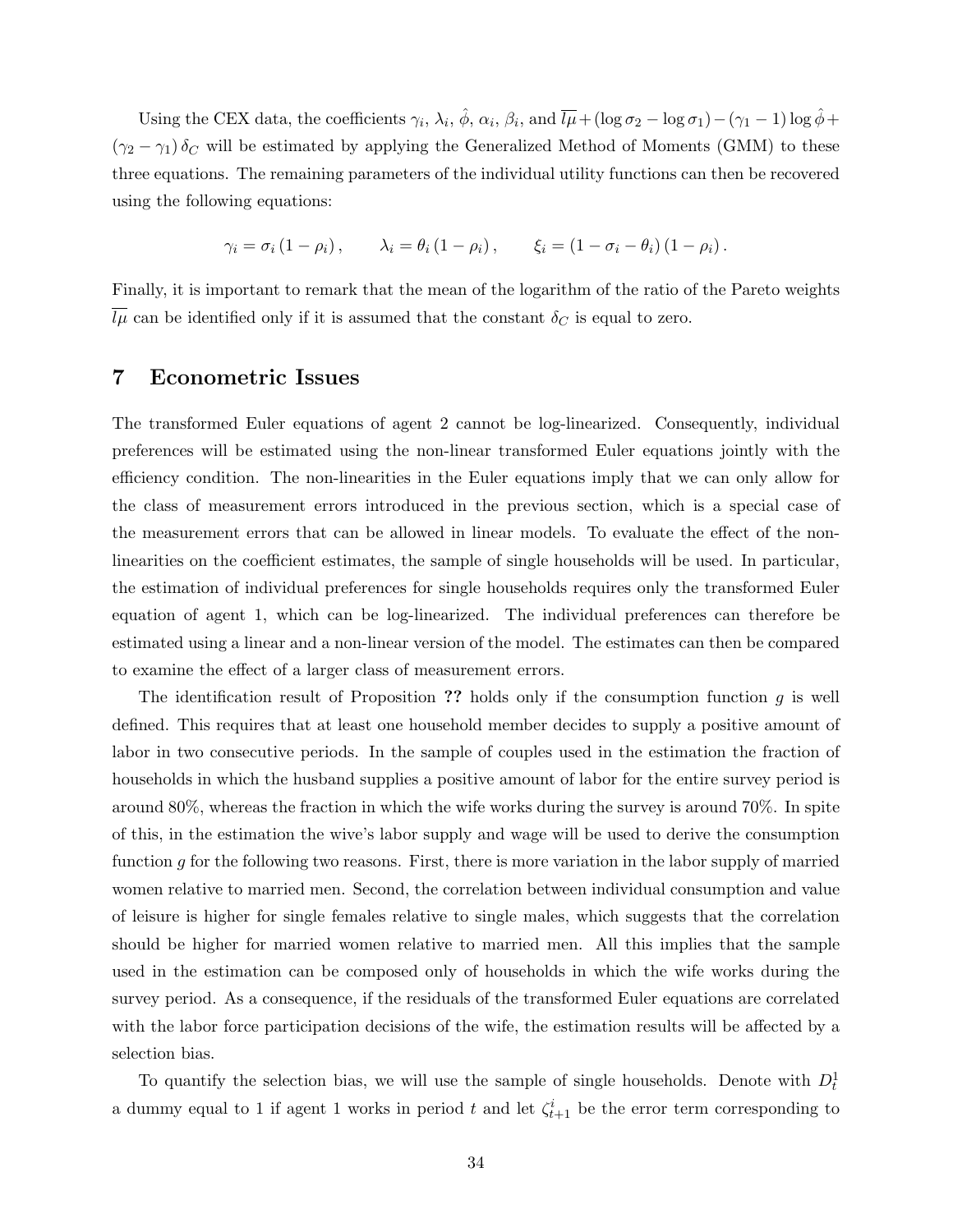Using the CEX data, the coefficients $\gamma_i$, $\lambda_i$, $\hat{\phi}$, $\alpha_i$, $\beta_i$, and $\overline{l\mu} + (\log \sigma_2 - \log \sigma_1) - (\gamma_1 - 1) \log \hat{\phi} + (\gamma_2 - \gamma_1) \delta_C$ will be estimated by applying the Generalized Method of Moments (GMM) to these three equations. The remaining parameters of the individual utility functions can then be recovered using the following equations:

$$\gamma_i = \sigma_i (1 - \rho_i), \qquad \lambda_i = \theta_i (1 - \rho_i), \qquad \xi_i = (1 - \sigma_i - \theta_i)(1 - \rho_i).$$

Finally, it is important to remark that the mean of the logarithm of the ratio of the Pareto weights $\overline{l\mu}$ can be identified only if it is assumed that the constant $\delta_C$ is equal to zero.

# 7 Econometric Issues

The transformed Euler equations of agent 2 cannot be log-linearized. Consequently, individual preferences will be estimated using the non-linear transformed Euler equations jointly with the efficiency condition. The non-linearities in the Euler equations imply that we can only allow for the class of measurement errors introduced in the previous section, which is a special case of the measurement errors that can be allowed in linear models. To evaluate the effect of the non-linearities on the coefficient estimates, the sample of single households will be used. In particular, the estimation of individual preferences for single households requires only the transformed Euler equation of agent 1, which can be log-linearized. The individual preferences can therefore be estimated using a linear and a non-linear version of the model. The estimates can then be compared to examine the effect of a larger class of measurement errors.

The identification result of Proposition **??** holds only if the consumption function $g$ is well defined. This requires that at least one household member decides to supply a positive amount of labor in two consecutive periods. In the sample of couples used in the estimation the fraction of households in which the husband supplies a positive amount of labor for the entire survey period is around 80%, whereas the fraction in which the wife works during the survey is around 70%. In spite of this, in the estimation the wive's labor supply and wage will be used to derive the consumption function $g$ for the following two reasons. First, there is more variation in the labor supply of married women relative to married men. Second, the correlation between individual consumption and value of leisure is higher for single females relative to single males, which suggests that the correlation should be higher for married women relative to married men. All this implies that the sample used in the estimation can be composed only of households in which the wife works during the survey period. As a consequence, if the residuals of the transformed Euler equations are correlated with the labor force participation decisions of the wife, the estimation results will be affected by a selection bias.

To quantify the selection bias, we will use the sample of single households. Denote with $D_t^1$ a dummy equal to 1 if agent 1 works in period $t$ and let $\zeta_{t+1}^i$ be the error term corresponding to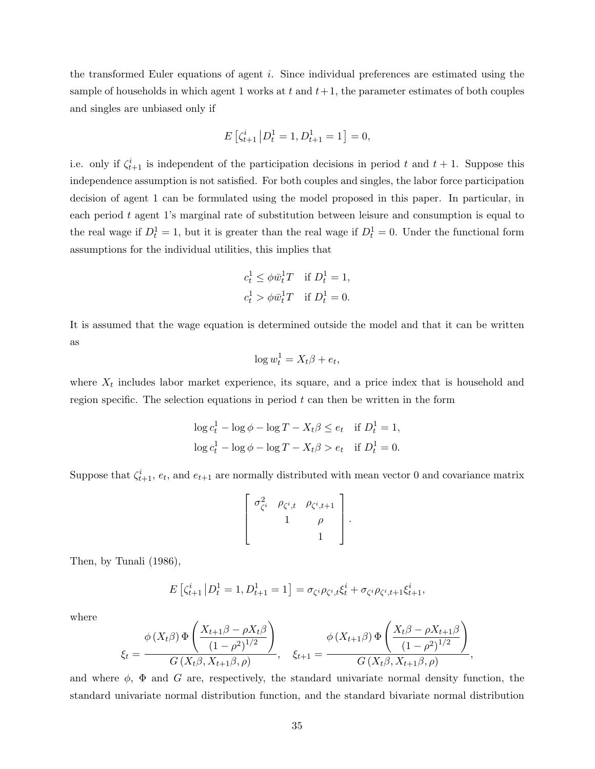the transformed Euler equations of agent $i$. Since individual preferences are estimated using the sample of households in which agent 1 works at $t$ and $t+1$, the parameter estimates of both couples and singles are unbiased only if

$$E\left[\zeta_{t+1}^{i}\,\middle|\,D_t^1 = 1, D_{t+1}^1 = 1\right] = 0,$$

i.e. only if $\zeta_{t+1}^{i}$ is independent of the participation decisions in period $t$ and $t+1$. Suppose this independence assumption is not satisfied. For both couples and singles, the labor force participation decision of agent 1 can be formulated using the model proposed in this paper. In particular, in each period $t$ agent 1's marginal rate of substitution between leisure and consumption is equal to the real wage if $D_t^1 = 1$, but it is greater than the real wage if $D_t^1 = 0$. Under the functional form assumptions for the individual utilities, this implies that

$$\begin{aligned} c_t^1 &\leq \phi \bar{w}_t^1 T \quad \text{if } D_t^1 = 1, \\ c_t^1 &> \phi \bar{w}_t^1 T \quad \text{if } D_t^1 = 0. \end{aligned}$$

It is assumed that the wage equation is determined outside the model and that it can be written as

$$\log w_t^1 = X_t \beta + e_t,$$

where $X_t$ includes labor market experience, its square, and a price index that is household and region specific. The selection equations in period $t$ can then be written in the form

$$\begin{aligned} \log c_t^1 - \log \phi - \log T - X_t \beta &\leq e_t \quad \text{if } D_t^1 = 1, \\ \log c_t^1 - \log \phi - \log T - X_t \beta &> e_t \quad \text{if } D_t^1 = 0. \end{aligned}$$

Suppose that $\zeta_{t+1}^{i}$, $e_t$, and $e_{t+1}$ are normally distributed with mean vector 0 and covariance matrix

$$\begin{bmatrix} \sigma_{\zeta^i}^2 & \rho_{\zeta^i,t} & \rho_{\zeta^i,t+1} \\ & 1 & \rho \\ & & 1 \end{bmatrix}.$$

Then, by Tunali (1986),

$$E\left[\zeta_{t+1}^{i}\,\middle|\,D_t^1 = 1, D_{t+1}^1 = 1\right] = \sigma_{\zeta^i}\rho_{\zeta^i,t}\xi_t^i + \sigma_{\zeta^i}\rho_{\zeta^i,t+1}\xi_{t+1}^i,$$

where

$$\xi_t = \frac{\phi\left(X_t\beta\right)\Phi\left(\dfrac{X_{t+1}\beta - \rho X_t\beta}{\left(1-\rho^2\right)^{1/2}}\right)}{G\left(X_t\beta, X_{t+1}\beta, \rho\right)}, \quad \xi_{t+1} = \frac{\phi\left(X_{t+1}\beta\right)\Phi\left(\dfrac{X_t\beta - \rho X_{t+1}\beta}{\left(1-\rho^2\right)^{1/2}}\right)}{G\left(X_t\beta, X_{t+1}\beta, \rho\right)},$$

and where $\phi$, $\Phi$ and $G$ are, respectively, the standard univariate normal density function, the standard univariate normal distribution function, and the standard bivariate normal distribution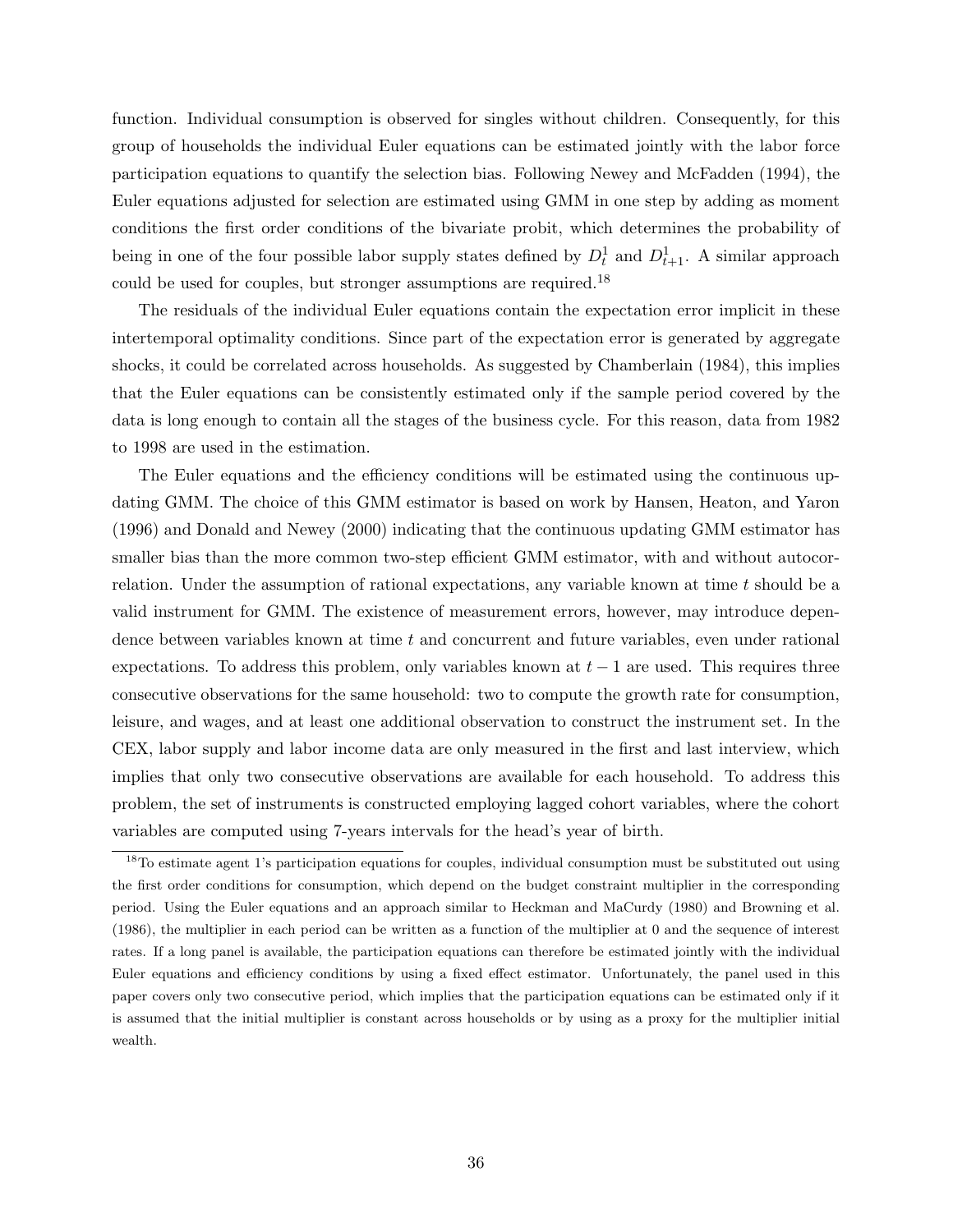function. Individual consumption is observed for singles without children. Consequently, for this group of households the individual Euler equations can be estimated jointly with the labor force participation equations to quantify the selection bias. Following Newey and McFadden (1994), the Euler equations adjusted for selection are estimated using GMM in one step by adding as moment conditions the first order conditions of the bivariate probit, which determines the probability of being in one of the four possible labor supply states defined by $D_t^1$ and $D_{t+1}^1$. A similar approach could be used for couples, but stronger assumptions are required.[18]

The residuals of the individual Euler equations contain the expectation error implicit in these intertemporal optimality conditions. Since part of the expectation error is generated by aggregate shocks, it could be correlated across households. As suggested by Chamberlain (1984), this implies that the Euler equations can be consistently estimated only if the sample period covered by the data is long enough to contain all the stages of the business cycle. For this reason, data from 1982 to 1998 are used in the estimation.

The Euler equations and the efficiency conditions will be estimated using the continuous updating GMM. The choice of this GMM estimator is based on work by Hansen, Heaton, and Yaron (1996) and Donald and Newey (2000) indicating that the continuous updating GMM estimator has smaller bias than the more common two-step efficient GMM estimator, with and without autocorrelation. Under the assumption of rational expectations, any variable known at time $t$ should be a valid instrument for GMM. The existence of measurement errors, however, may introduce dependence between variables known at time $t$ and concurrent and future variables, even under rational expectations. To address this problem, only variables known at $t-1$ are used. This requires three consecutive observations for the same household: two to compute the growth rate for consumption, leisure, and wages, and at least one additional observation to construct the instrument set. In the CEX, labor supply and labor income data are only measured in the first and last interview, which implies that only two consecutive observations are available for each household. To address this problem, the set of instruments is constructed employing lagged cohort variables, where the cohort variables are computed using 7-years intervals for the head's year of birth.

[18] To estimate agent 1's participation equations for couples, individual consumption must be substituted out using the first order conditions for consumption, which depend on the budget constraint multiplier in the corresponding period. Using the Euler equations and an approach similar to Heckman and MaCurdy (1980) and Browning et al. (1986), the multiplier in each period can be written as a function of the multiplier at 0 and the sequence of interest rates. If a long panel is available, the participation equations can therefore be estimated jointly with the individual Euler equations and efficiency conditions by using a fixed effect estimator. Unfortunately, the panel used in this paper covers only two consecutive period, which implies that the participation equations can be estimated only if it is assumed that the initial multiplier is constant across households or by using as a proxy for the multiplier initial wealth.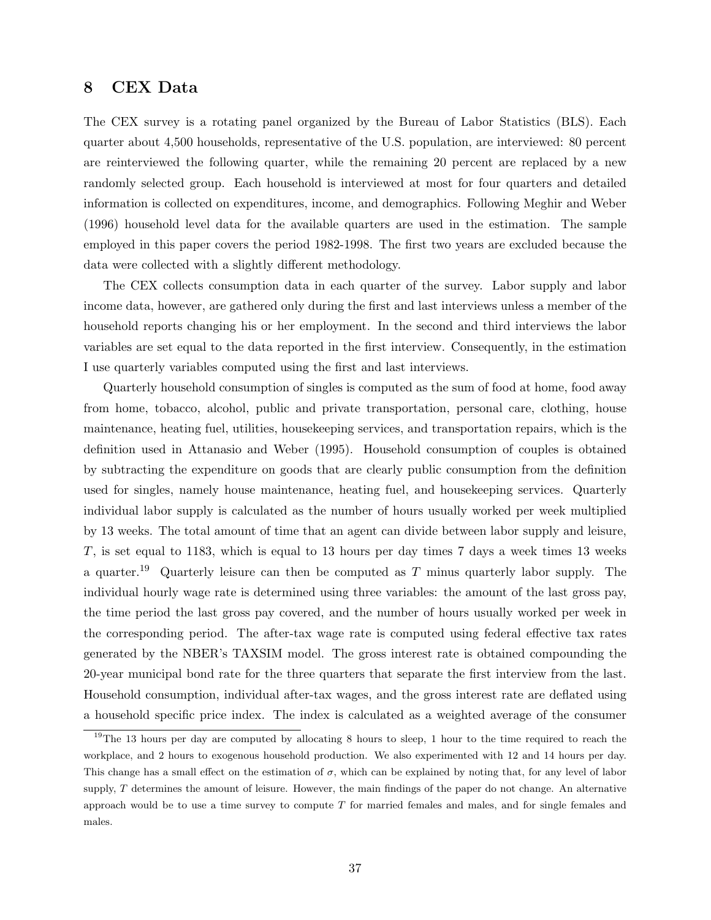## 8 CEX Data

The CEX survey is a rotating panel organized by the Bureau of Labor Statistics (BLS). Each quarter about 4,500 households, representative of the U.S. population, are interviewed: 80 percent are reinterviewed the following quarter, while the remaining 20 percent are replaced by a new randomly selected group. Each household is interviewed at most for four quarters and detailed information is collected on expenditures, income, and demographics. Following Meghir and Weber (1996) household level data for the available quarters are used in the estimation. The sample employed in this paper covers the period 1982-1998. The first two years are excluded because the data were collected with a slightly different methodology.

The CEX collects consumption data in each quarter of the survey. Labor supply and labor income data, however, are gathered only during the first and last interviews unless a member of the household reports changing his or her employment. In the second and third interviews the labor variables are set equal to the data reported in the first interview. Consequently, in the estimation I use quarterly variables computed using the first and last interviews.

Quarterly household consumption of singles is computed as the sum of food at home, food away from home, tobacco, alcohol, public and private transportation, personal care, clothing, house maintenance, heating fuel, utilities, housekeeping services, and transportation repairs, which is the definition used in Attanasio and Weber (1995). Household consumption of couples is obtained by subtracting the expenditure on goods that are clearly public consumption from the definition used for singles, namely house maintenance, heating fuel, and housekeeping services. Quarterly individual labor supply is calculated as the number of hours usually worked per week multiplied by 13 weeks. The total amount of time that an agent can divide between labor supply and leisure, $T$, is set equal to 1183, which is equal to 13 hours per day times 7 days a week times 13 weeks a quarter.[19] Quarterly leisure can then be computed as $T$ minus quarterly labor supply. The individual hourly wage rate is determined using three variables: the amount of the last gross pay, the time period the last gross pay covered, and the number of hours usually worked per week in the corresponding period. The after-tax wage rate is computed using federal effective tax rates generated by the NBER's TAXSIM model. The gross interest rate is obtained compounding the 20-year municipal bond rate for the three quarters that separate the first interview from the last. Household consumption, individual after-tax wages, and the gross interest rate are deflated using a household specific price index. The index is calculated as a weighted average of the consumer

[19] The 13 hours per day are computed by allocating 8 hours to sleep, 1 hour to the time required to reach the workplace, and 2 hours to exogenous household production. We also experimented with 12 and 14 hours per day. This change has a small effect on the estimation of $\sigma$, which can be explained by noting that, for any level of labor supply, $T$ determines the amount of leisure. However, the main findings of the paper do not change. An alternative approach would be to use a time survey to compute $T$ for married females and males, and for single females and males.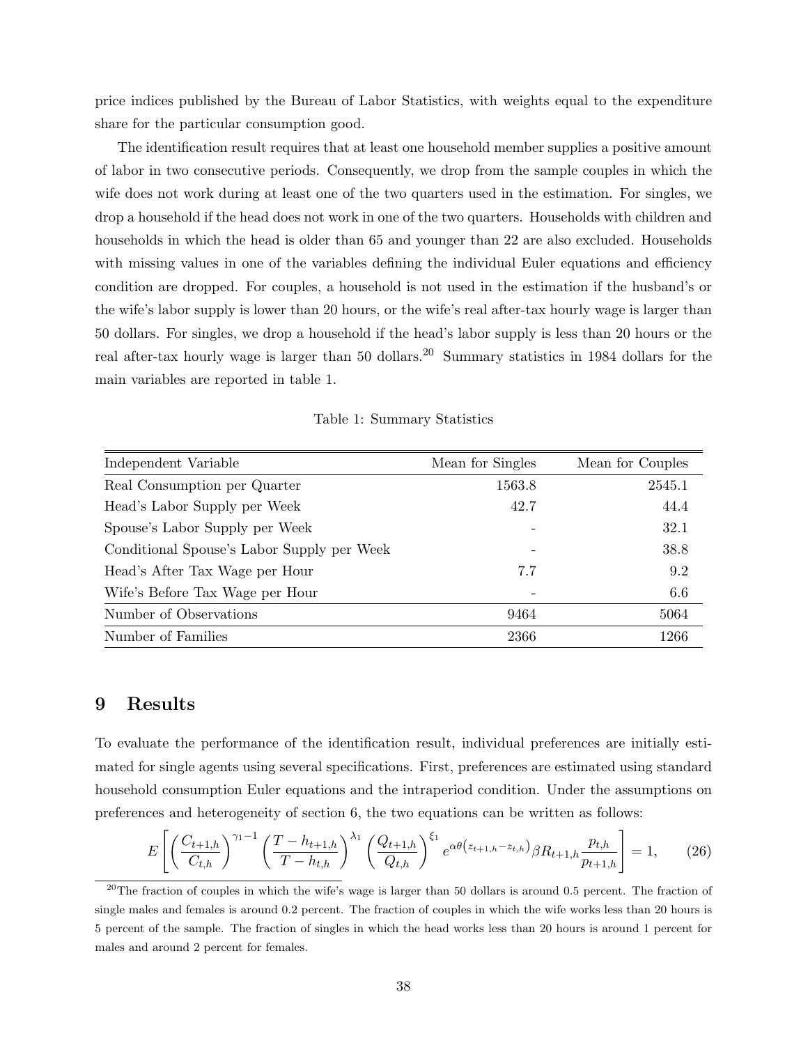price indices published by the Bureau of Labor Statistics, with weights equal to the expenditure share for the particular consumption good.

The identification result requires that at least one household member supplies a positive amount of labor in two consecutive periods. Consequently, we drop from the sample couples in which the wife does not work during at least one of the two quarters used in the estimation. For singles, we drop a household if the head does not work in one of the two quarters. Households with children and households in which the head is older than 65 and younger than 22 are also excluded. Households with missing values in one of the variables defining the individual Euler equations and efficiency condition are dropped. For couples, a household is not used in the estimation if the husband's or the wife's labor supply is lower than 20 hours, or the wife's real after-tax hourly wage is larger than 50 dollars. For singles, we drop a household if the head's labor supply is less than 20 hours or the real after-tax hourly wage is larger than 50 dollars.[20] Summary statistics in 1984 dollars for the main variables are reported in table 1.

Table 1: Summary Statistics

| Independent Variable | Mean for Singles | Mean for Couples |
|---|---|---|
| Real Consumption per Quarter | 1563.8 | 2545.1 |
| Head's Labor Supply per Week | 42.7 | 44.4 |
| Spouse's Labor Supply per Week | - | 32.1 |
| Conditional Spouse's Labor Supply per Week | - | 38.8 |
| Head's After Tax Wage per Hour | 7.7 | 9.2 |
| Wife's Before Tax Wage per Hour | - | 6.6 |
| Number of Observations | 9464 | 5064 |
| Number of Families | 2366 | 1266 |

# 9 Results

To evaluate the performance of the identification result, individual preferences are initially estimated for single agents using several specifications. First, preferences are estimated using standard household consumption Euler equations and the intraperiod condition. Under the assumptions on preferences and heterogeneity of section 6, the two equations can be written as follows:

$$E\left[\left(\frac{C_{t+1,h}}{C_{t,h}}\right)^{\gamma_1-1}\left(\frac{T-h_{t+1,h}}{T-h_{t,h}}\right)^{\lambda_1}\left(\frac{Q_{t+1,h}}{Q_{t,h}}\right)^{\xi_1}e^{\alpha\theta\left(z_{t+1,h}-z_{t,h}\right)}\beta R_{t+1,h}\frac{p_{t,h}}{p_{t+1,h}}\right]=1, \tag{26}$$

[20]The fraction of couples in which the wife's wage is larger than 50 dollars is around 0.5 percent. The fraction of single males and females is around 0.2 percent. The fraction of couples in which the wife works less than 20 hours is 5 percent of the sample. The fraction of singles in which the head works less than 20 hours is around 1 percent for males and around 2 percent for females.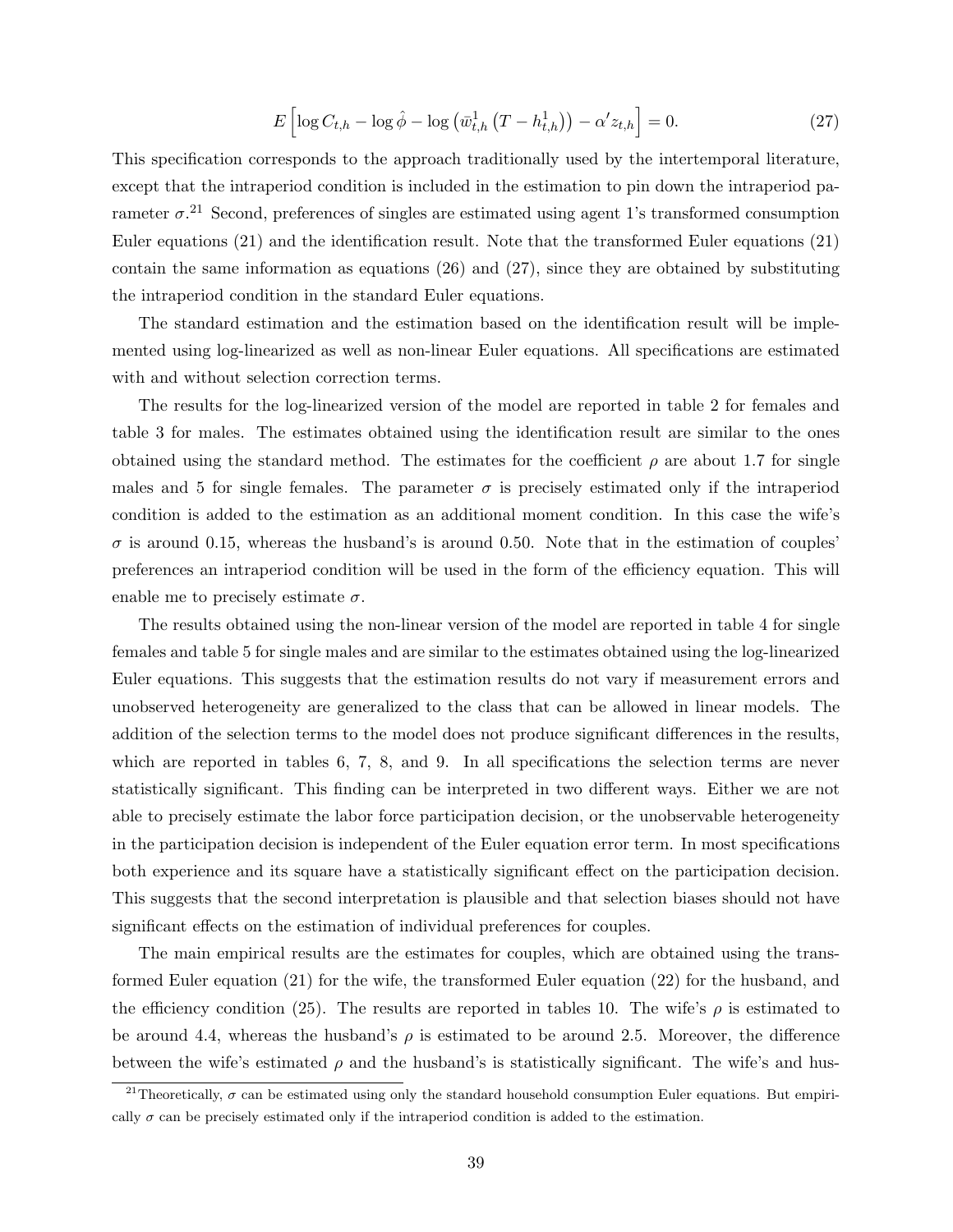$$E\left[\log C_{t,h} - \log \hat{\phi} - \log\left(\bar{w}_{t,h}^{1}\left(T - h_{t,h}^{1}\right)\right) - \alpha' z_{t,h}\right] = 0. \tag{27}$$

This specification corresponds to the approach traditionally used by the intertemporal literature, except that the intraperiod condition is included in the estimation to pin down the intraperiod parameter $\sigma$.[21] Second, preferences of singles are estimated using agent 1's transformed consumption Euler equations (21) and the identification result. Note that the transformed Euler equations (21) contain the same information as equations (26) and (27), since they are obtained by substituting the intraperiod condition in the standard Euler equations.

The standard estimation and the estimation based on the identification result will be implemented using log-linearized as well as non-linear Euler equations. All specifications are estimated with and without selection correction terms.

The results for the log-linearized version of the model are reported in table 2 for females and table 3 for males. The estimates obtained using the identification result are similar to the ones obtained using the standard method. The estimates for the coefficient $\rho$ are about 1.7 for single males and 5 for single females. The parameter $\sigma$ is precisely estimated only if the intraperiod condition is added to the estimation as an additional moment condition. In this case the wife's $\sigma$ is around 0.15, whereas the husband's is around 0.50. Note that in the estimation of couples' preferences an intraperiod condition will be used in the form of the efficiency equation. This will enable me to precisely estimate $\sigma$.

The results obtained using the non-linear version of the model are reported in table 4 for single females and table 5 for single males and are similar to the estimates obtained using the log-linearized Euler equations. This suggests that the estimation results do not vary if measurement errors and unobserved heterogeneity are generalized to the class that can be allowed in linear models. The addition of the selection terms to the model does not produce significant differences in the results, which are reported in tables 6, 7, 8, and 9. In all specifications the selection terms are never statistically significant. This finding can be interpreted in two different ways. Either we are not able to precisely estimate the labor force participation decision, or the unobservable heterogeneity in the participation decision is independent of the Euler equation error term. In most specifications both experience and its square have a statistically significant effect on the participation decision. This suggests that the second interpretation is plausible and that selection biases should not have significant effects on the estimation of individual preferences for couples.

The main empirical results are the estimates for couples, which are obtained using the transformed Euler equation (21) for the wife, the transformed Euler equation (22) for the husband, and the efficiency condition (25). The results are reported in tables 10. The wife's $\rho$ is estimated to be around 4.4, whereas the husband's $\rho$ is estimated to be around 2.5. Moreover, the difference between the wife's estimated $\rho$ and the husband's is statistically significant. The wife's and hus-

[21] Theoretically, $\sigma$ can be estimated using only the standard household consumption Euler equations. But empirically $\sigma$ can be precisely estimated only if the intraperiod condition is added to the estimation.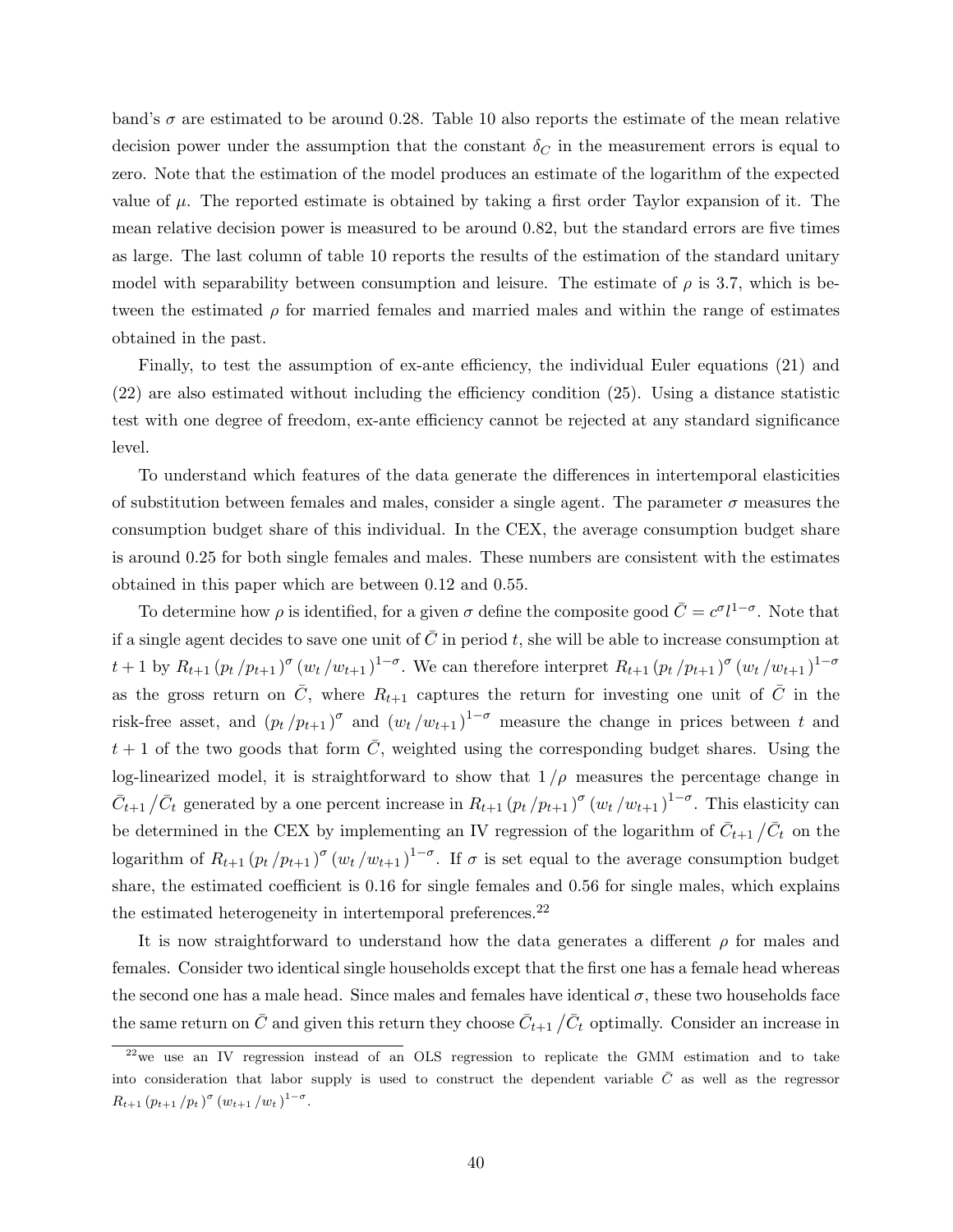band's $\sigma$ are estimated to be around 0.28. Table 10 also reports the estimate of the mean relative decision power under the assumption that the constant $\delta_C$ in the measurement errors is equal to zero. Note that the estimation of the model produces an estimate of the logarithm of the expected value of $\mu$. The reported estimate is obtained by taking a first order Taylor expansion of it. The mean relative decision power is measured to be around 0.82, but the standard errors are five times as large. The last column of table 10 reports the results of the estimation of the standard unitary model with separability between consumption and leisure. The estimate of $\rho$ is 3.7, which is between the estimated $\rho$ for married females and married males and within the range of estimates obtained in the past.

Finally, to test the assumption of ex-ante efficiency, the individual Euler equations (21) and (22) are also estimated without including the efficiency condition (25). Using a distance statistic test with one degree of freedom, ex-ante efficiency cannot be rejected at any standard significance level.

To understand which features of the data generate the differences in intertemporal elasticities of substitution between females and males, consider a single agent. The parameter $\sigma$ measures the consumption budget share of this individual. In the CEX, the average consumption budget share is around 0.25 for both single females and males. These numbers are consistent with the estimates obtained in this paper which are between 0.12 and 0.55.

To determine how $\rho$ is identified, for a given $\sigma$ define the composite good $\bar{C} = c^{\sigma} l^{1-\sigma}$. Note that if a single agent decides to save one unit of $\bar{C}$ in period $t$, she will be able to increase consumption at $t+1$ by $R_{t+1} \left(p_t / p_{t+1}\right)^{\sigma} \left(w_t / w_{t+1}\right)^{1-\sigma}$. We can therefore interpret $R_{t+1} \left(p_t / p_{t+1}\right)^{\sigma} \left(w_t / w_{t+1}\right)^{1-\sigma}$ as the gross return on $\bar{C}$, where $R_{t+1}$ captures the return for investing one unit of $\bar{C}$ in the risk-free asset, and $\left(p_t / p_{t+1}\right)^{\sigma}$ and $\left(w_t / w_{t+1}\right)^{1-\sigma}$ measure the change in prices between $t$ and $t+1$ of the two goods that form $\bar{C}$, weighted using the corresponding budget shares. Using the log-linearized model, it is straightforward to show that $1/\rho$ measures the percentage change in $\bar{C}_{t+1} / \bar{C}_t$ generated by a one percent increase in $R_{t+1} \left(p_t / p_{t+1}\right)^{\sigma} \left(w_t / w_{t+1}\right)^{1-\sigma}$. This elasticity can be determined in the CEX by implementing an IV regression of the logarithm of $\bar{C}_{t+1} / \bar{C}_t$ on the logarithm of $R_{t+1} \left(p_t / p_{t+1}\right)^{\sigma} \left(w_t / w_{t+1}\right)^{1-\sigma}$. If $\sigma$ is set equal to the average consumption budget share, the estimated coefficient is 0.16 for single females and 0.56 for single males, which explains the estimated heterogeneity in intertemporal preferences.[22]

It is now straightforward to understand how the data generates a different $\rho$ for males and females. Consider two identical single households except that the first one has a female head whereas the second one has a male head. Since males and females have identical $\sigma$, these two households face the same return on $\bar{C}$ and given this return they choose $\bar{C}_{t+1} / \bar{C}_t$ optimally. Consider an increase in

[22] we use an IV regression instead of an OLS regression to replicate the GMM estimation and to take into consideration that labor supply is used to construct the dependent variable $\bar{C}$ as well as the regressor $R_{t+1} \left(p_{t+1} / p_t\right)^{\sigma} \left(w_{t+1} / w_t\right)^{1-\sigma}$.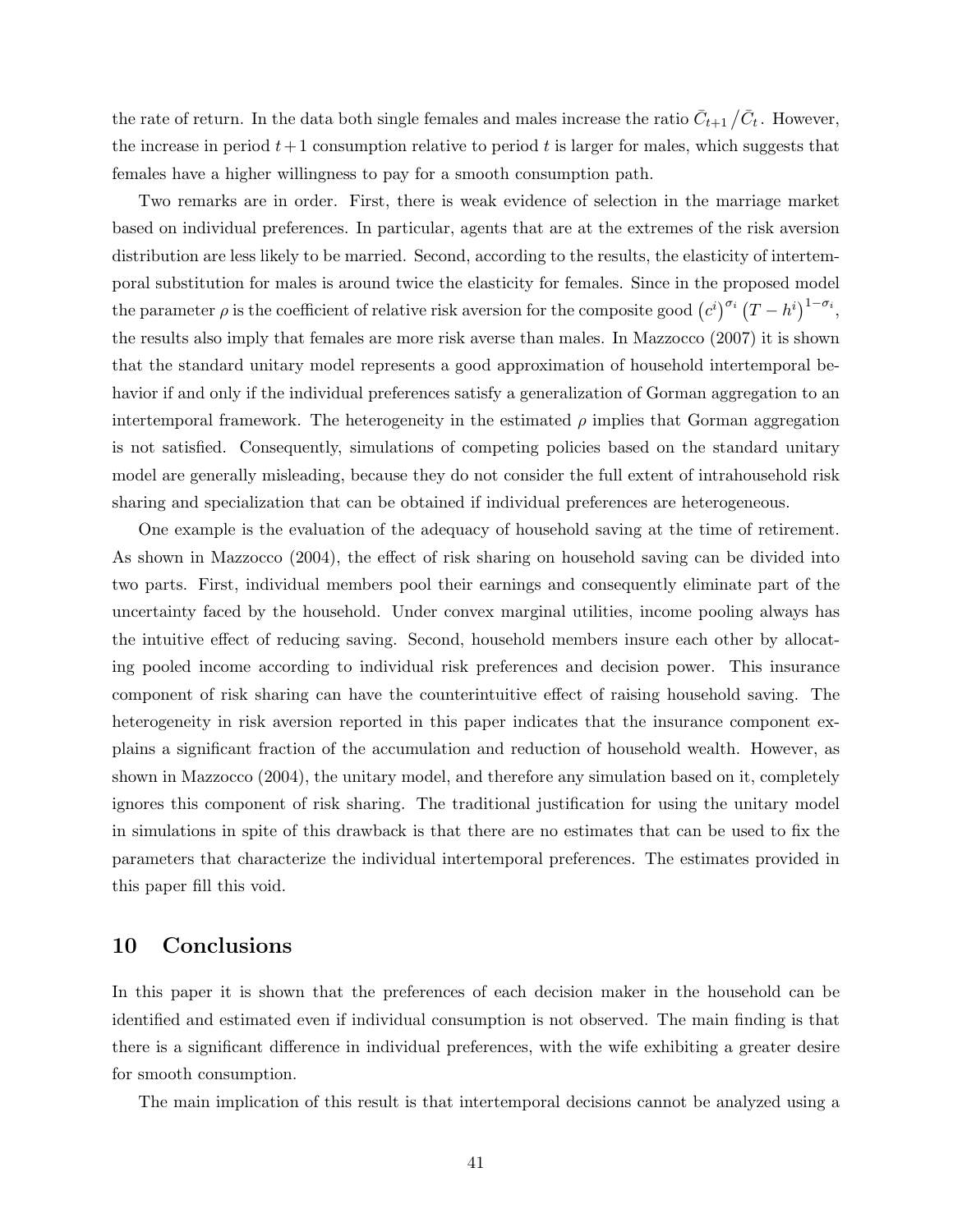the rate of return. In the data both single females and males increase the ratio $\bar{C}_{t+1}/\bar{C}_t$. However, the increase in period $t+1$ consumption relative to period $t$ is larger for males, which suggests that females have a higher willingness to pay for a smooth consumption path.

Two remarks are in order. First, there is weak evidence of selection in the marriage market based on individual preferences. In particular, agents that are at the extremes of the risk aversion distribution are less likely to be married. Second, according to the results, the elasticity of intertemporal substitution for males is around twice the elasticity for females. Since in the proposed model the parameter $\rho$ is the coefficient of relative risk aversion for the composite good $\left(c^i\right)^{\sigma_i}\left(T-h^i\right)^{1-\sigma_i}$, the results also imply that females are more risk averse than males. In Mazzocco (2007) it is shown that the standard unitary model represents a good approximation of household intertemporal behavior if and only if the individual preferences satisfy a generalization of Gorman aggregation to an intertemporal framework. The heterogeneity in the estimated $\rho$ implies that Gorman aggregation is not satisfied. Consequently, simulations of competing policies based on the standard unitary model are generally misleading, because they do not consider the full extent of intrahousehold risk sharing and specialization that can be obtained if individual preferences are heterogeneous.

One example is the evaluation of the adequacy of household saving at the time of retirement. As shown in Mazzocco (2004), the effect of risk sharing on household saving can be divided into two parts. First, individual members pool their earnings and consequently eliminate part of the uncertainty faced by the household. Under convex marginal utilities, income pooling always has the intuitive effect of reducing saving. Second, household members insure each other by allocating pooled income according to individual risk preferences and decision power. This insurance component of risk sharing can have the counterintuitive effect of raising household saving. The heterogeneity in risk aversion reported in this paper indicates that the insurance component explains a significant fraction of the accumulation and reduction of household wealth. However, as shown in Mazzocco (2004), the unitary model, and therefore any simulation based on it, completely ignores this component of risk sharing. The traditional justification for using the unitary model in simulations in spite of this drawback is that there are no estimates that can be used to fix the parameters that characterize the individual intertemporal preferences. The estimates provided in this paper fill this void.

## 10 Conclusions

In this paper it is shown that the preferences of each decision maker in the household can be identified and estimated even if individual consumption is not observed. The main finding is that there is a significant difference in individual preferences, with the wife exhibiting a greater desire for smooth consumption.

The main implication of this result is that intertemporal decisions cannot be analyzed using a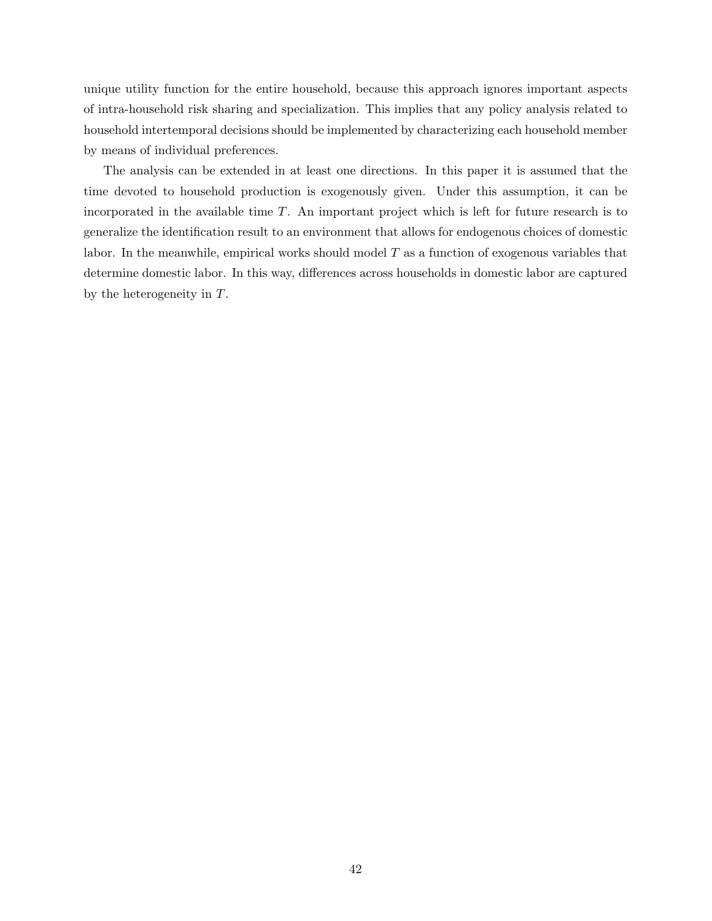unique utility function for the entire household, because this approach ignores important aspects of intra-household risk sharing and specialization. This implies that any policy analysis related to household intertemporal decisions should be implemented by characterizing each household member by means of individual preferences.

The analysis can be extended in at least one directions. In this paper it is assumed that the time devoted to household production is exogenously given. Under this assumption, it can be incorporated in the available time $T$. An important project which is left for future research is to generalize the identification result to an environment that allows for endogenous choices of domestic labor. In the meanwhile, empirical works should model $T$ as a function of exogenous variables that determine domestic labor. In this way, differences across households in domestic labor are captured by the heterogeneity in $T$.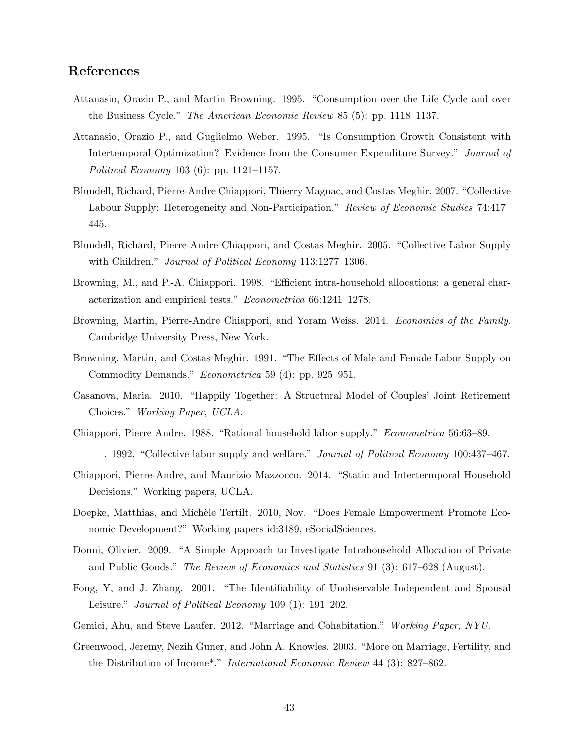## References

Attanasio, Orazio P., and Martin Browning. 1995. "Consumption over the Life Cycle and over the Business Cycle." *The American Economic Review* 85 (5): pp. 1118–1137.

Attanasio, Orazio P., and Guglielmo Weber. 1995. "Is Consumption Growth Consistent with Intertemporal Optimization? Evidence from the Consumer Expenditure Survey." *Journal of Political Economy* 103 (6): pp. 1121–1157.

Blundell, Richard, Pierre-Andre Chiappori, Thierry Magnac, and Costas Meghir. 2007. "Collective Labour Supply: Heterogeneity and Non-Participation." *Review of Economic Studies* 74:417–445.

Blundell, Richard, Pierre-Andre Chiappori, and Costas Meghir. 2005. "Collective Labor Supply with Children." *Journal of Political Economy* 113:1277–1306.

Browning, M., and P.-A. Chiappori. 1998. "Efficient intra-household allocations: a general characterization and empirical tests." *Econometrica* 66:1241–1278.

Browning, Martin, Pierre-Andre Chiappori, and Yoram Weiss. 2014. *Economics of the Family*. Cambridge University Press, New York.

Browning, Martin, and Costas Meghir. 1991. "The Effects of Male and Female Labor Supply on Commodity Demands." *Econometrica* 59 (4): pp. 925–951.

Casanova, Maria. 2010. "Happily Together: A Structural Model of Couples' Joint Retirement Choices." *Working Paper, UCLA*.

Chiappori, Pierre Andre. 1988. "Rational household labor supply." *Econometrica* 56:63–89.

———. 1992. "Collective labor supply and welfare." *Journal of Political Economy* 100:437–467.

Chiappori, Pierre-Andre, and Maurizio Mazzocco. 2014. "Static and Intertermporal Household Decisions." Working papers, UCLA.

Doepke, Matthias, and Michèle Tertilt. 2010, Nov. "Does Female Empowerment Promote Economic Development?" Working papers id:3189, eSocialSciences.

Donni, Olivier. 2009. "A Simple Approach to Investigate Intrahousehold Allocation of Private and Public Goods." *The Review of Economics and Statistics* 91 (3): 617–628 (August).

Fong, Y, and J. Zhang. 2001. "The Identifiability of Unobservable Independent and Spousal Leisure." *Journal of Political Economy* 109 (1): 191–202.

Gemici, Ahu, and Steve Laufer. 2012. "Marriage and Cohabitation." *Working Paper, NYU*.

Greenwood, Jeremy, Nezih Guner, and John A. Knowles. 2003. "More on Marriage, Fertility, and the Distribution of Income*." *International Economic Review* 44 (3): 827–862.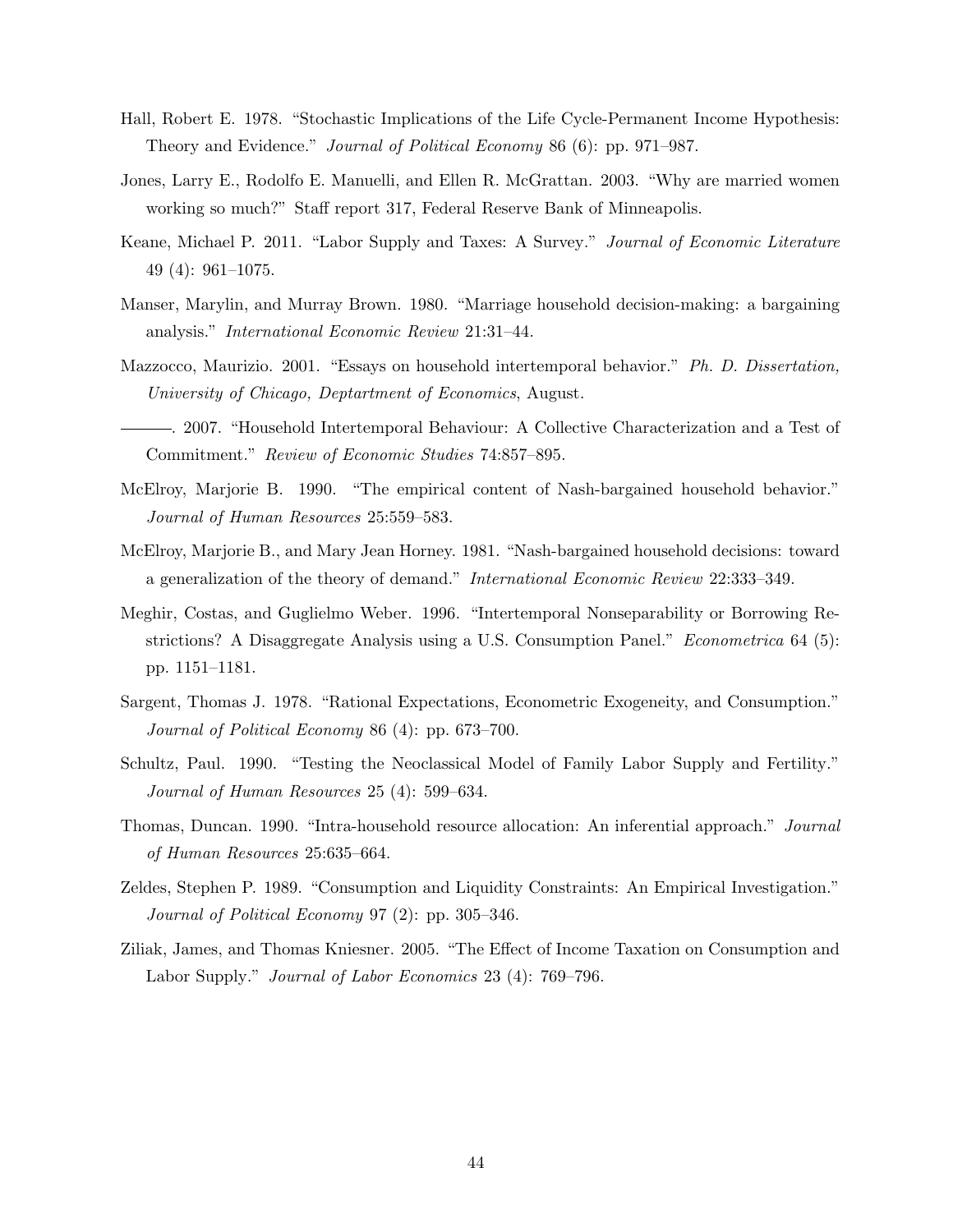Hall, Robert E. 1978. "Stochastic Implications of the Life Cycle-Permanent Income Hypothesis: Theory and Evidence." *Journal of Political Economy* 86 (6): pp. 971–987.

Jones, Larry E., Rodolfo E. Manuelli, and Ellen R. McGrattan. 2003. "Why are married women working so much?" Staff report 317, Federal Reserve Bank of Minneapolis.

Keane, Michael P. 2011. "Labor Supply and Taxes: A Survey." *Journal of Economic Literature* 49 (4): 961–1075.

Manser, Marylin, and Murray Brown. 1980. "Marriage household decision-making: a bargaining analysis." *International Economic Review* 21:31–44.

Mazzocco, Maurizio. 2001. "Essays on household intertemporal behavior." *Ph. D. Dissertation, University of Chicago, Deptartment of Economics*, August.

———. 2007. "Household Intertemporal Behaviour: A Collective Characterization and a Test of Commitment." *Review of Economic Studies* 74:857–895.

McElroy, Marjorie B. 1990. "The empirical content of Nash-bargained household behavior." *Journal of Human Resources* 25:559–583.

McElroy, Marjorie B., and Mary Jean Horney. 1981. "Nash-bargained household decisions: toward a generalization of the theory of demand." *International Economic Review* 22:333–349.

Meghir, Costas, and Guglielmo Weber. 1996. "Intertemporal Nonseparability or Borrowing Restrictions? A Disaggregate Analysis using a U.S. Consumption Panel." *Econometrica* 64 (5): pp. 1151–1181.

Sargent, Thomas J. 1978. "Rational Expectations, Econometric Exogeneity, and Consumption." *Journal of Political Economy* 86 (4): pp. 673–700.

Schultz, Paul. 1990. "Testing the Neoclassical Model of Family Labor Supply and Fertility." *Journal of Human Resources* 25 (4): 599–634.

Thomas, Duncan. 1990. "Intra-household resource allocation: An inferential approach." *Journal of Human Resources* 25:635–664.

Zeldes, Stephen P. 1989. "Consumption and Liquidity Constraints: An Empirical Investigation." *Journal of Political Economy* 97 (2): pp. 305–346.

Ziliak, James, and Thomas Kniesner. 2005. "The Effect of Income Taxation on Consumption and Labor Supply." *Journal of Labor Economics* 23 (4): 769–796.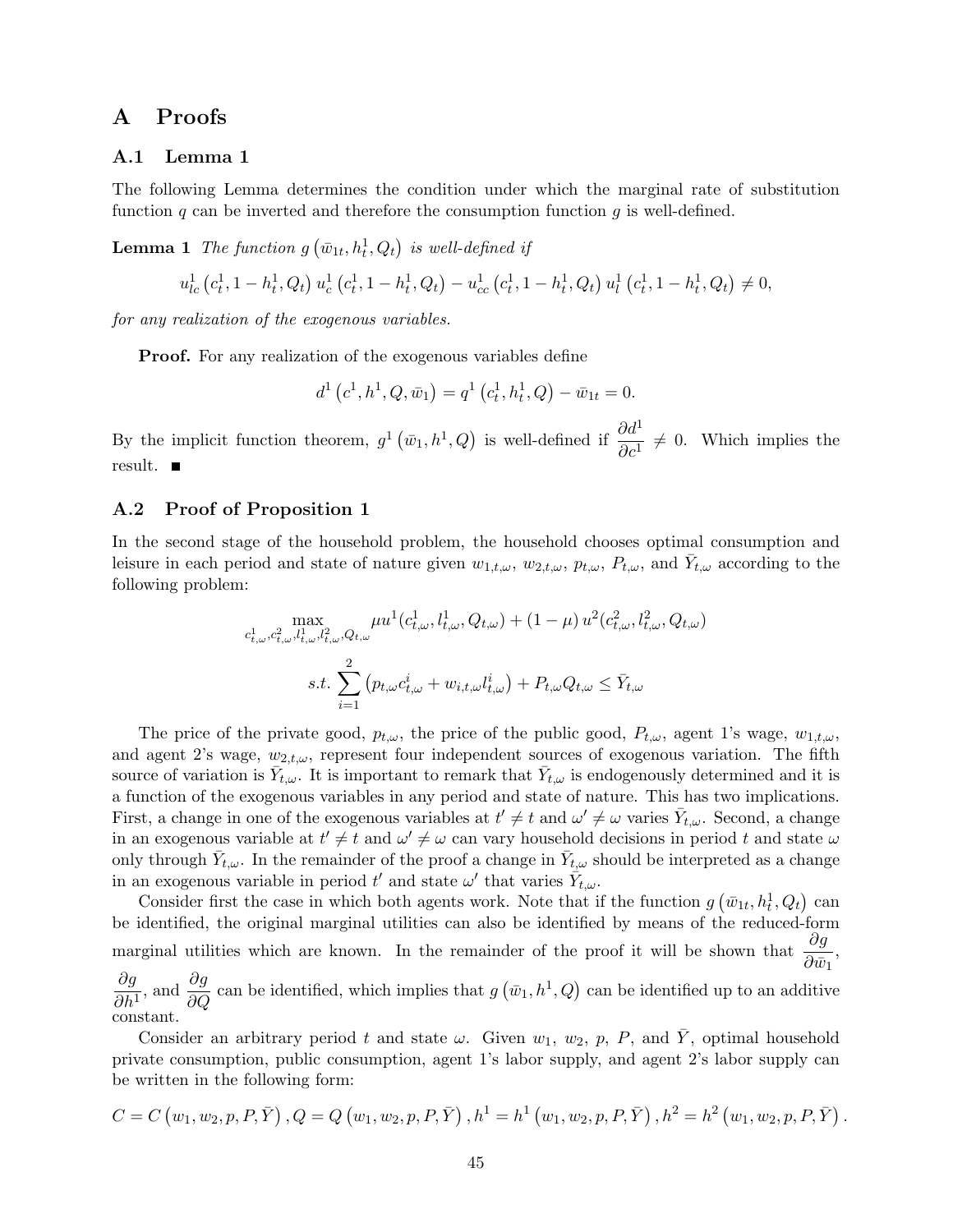# A Proofs

## A.1 Lemma 1

The following Lemma determines the condition under which the marginal rate of substitution function $q$ can be inverted and therefore the consumption function $g$ is well-defined.

**Lemma 1** *The function $g\left(\bar{w}_{1t}, h_t^1, Q_t\right)$ is well-defined if*

$$u_{lc}^1\left(c_t^1, 1-h_t^1, Q_t\right) u_c^1\left(c_t^1, 1-h_t^1, Q_t\right) - u_{cc}^1\left(c_t^1, 1-h_t^1, Q_t\right) u_l^1\left(c_t^1, 1-h_t^1, Q_t\right) \neq 0,$$

*for any realization of the exogenous variables.*

**Proof.** For any realization of the exogenous variables define

$$d^1\left(c^1, h^1, Q, \bar{w}_1\right) = q^1\left(c_t^1, h_t^1, Q\right) - \bar{w}_{1t} = 0.$$

By the implicit function theorem, $g^1\left(\bar{w}_1, h^1, Q\right)$ is well-defined if $\dfrac{\partial d^1}{\partial c^1} \neq 0$. Which implies the result. ■

## A.2 Proof of Proposition 1

In the second stage of the household problem, the household chooses optimal consumption and leisure in each period and state of nature given $w_{1,t,\omega}$, $w_{2,t,\omega}$, $p_{t,\omega}$, $P_{t,\omega}$, and $\bar{Y}_{t,\omega}$ according to the following problem:

$$\max_{c_{t,\omega}^1, c_{t,\omega}^2, l_{t,\omega}^1, l_{t,\omega}^2, Q_{t,\omega}} \mu u^1(c_{t,\omega}^1, l_{t,\omega}^1, Q_{t,\omega}) + (1-\mu)\, u^2(c_{t,\omega}^2, l_{t,\omega}^2, Q_{t,\omega})$$

$$s.t. \sum_{i=1}^{2}\left(p_{t,\omega} c_{t,\omega}^i + w_{i,t,\omega} l_{t,\omega}^i\right) + P_{t,\omega} Q_{t,\omega} \leq \bar{Y}_{t,\omega}$$

The price of the private good, $p_{t,\omega}$, the price of the public good, $P_{t,\omega}$, agent 1's wage, $w_{1,t,\omega}$, and agent 2's wage, $w_{2,t,\omega}$, represent four independent sources of exogenous variation. The fifth source of variation is $\bar{Y}_{t,\omega}$. It is important to remark that $\bar{Y}_{t,\omega}$ is endogenously determined and it is a function of the exogenous variables in any period and state of nature. This has two implications. First, a change in one of the exogenous variables at $t' \neq t$ and $\omega' \neq \omega$ varies $\bar{Y}_{t,\omega}$. Second, a change in an exogenous variable at $t' \neq t$ and $\omega' \neq \omega$ can vary household decisions in period $t$ and state $\omega$ only through $\bar{Y}_{t,\omega}$. In the remainder of the proof a change in $\bar{Y}_{t,\omega}$ should be interpreted as a change in an exogenous variable in period $t'$ and state $\omega'$ that varies $\bar{Y}_{t,\omega}$.

Consider first the case in which both agents work. Note that if the function $g\left(\bar{w}_{1t}, h_t^1, Q_t\right)$ can be identified, the original marginal utilities can also be identified by means of the reduced-form marginal utilities which are known. In the remainder of the proof it will be shown that $\dfrac{\partial g}{\partial \bar{w}_1}$, $\dfrac{\partial g}{\partial h^1}$, and $\dfrac{\partial g}{\partial Q}$ can be identified, which implies that $g\left(\bar{w}_1, h^1, Q\right)$ can be identified up to an additive constant.

Consider an arbitrary period $t$ and state $\omega$. Given $w_1$, $w_2$, $p$, $P$, and $\bar{Y}$, optimal household private consumption, public consumption, agent 1's labor supply, and agent 2's labor supply can be written in the following form:

$$C = C\left(w_1, w_2, p, P, \bar{Y}\right), Q = Q\left(w_1, w_2, p, P, \bar{Y}\right), h^1 = h^1\left(w_1, w_2, p, P, \bar{Y}\right), h^2 = h^2\left(w_1, w_2, p, P, \bar{Y}\right).$$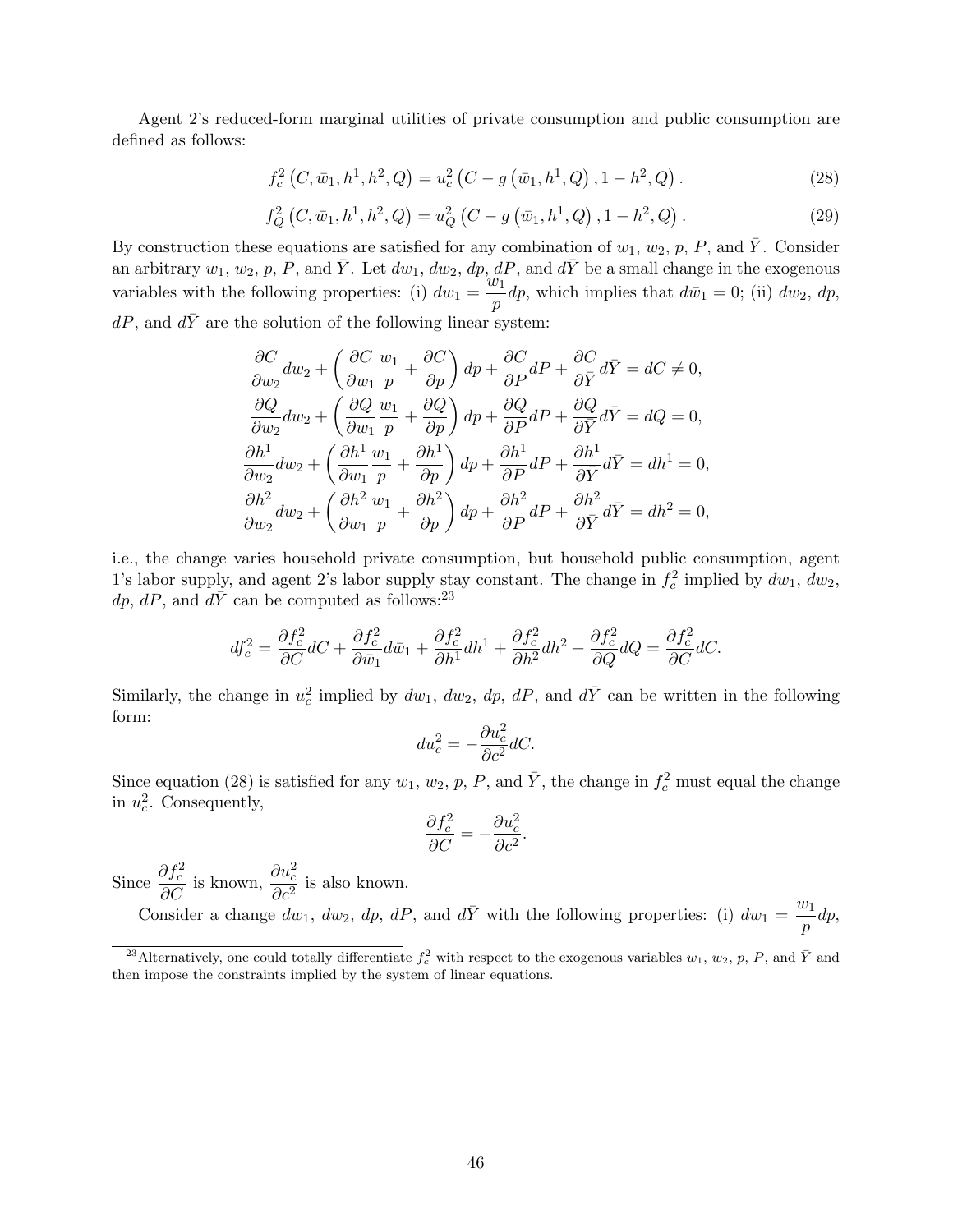Agent 2's reduced-form marginal utilities of private consumption and public consumption are defined as follows:

$$f_c^2\left(C, \bar{w}_1, h^1, h^2, Q\right) = u_c^2\left(C - g\left(\bar{w}_1, h^1, Q\right), 1 - h^2, Q\right). \tag{28}$$

$$f_Q^2\left(C, \bar{w}_1, h^1, h^2, Q\right) = u_Q^2\left(C - g\left(\bar{w}_1, h^1, Q\right), 1 - h^2, Q\right). \tag{29}$$

By construction these equations are satisfied for any combination of $w_1$, $w_2$, $p$, $P$, and $\bar{Y}$. Consider an arbitrary $w_1$, $w_2$, $p$, $P$, and $\bar{Y}$. Let $dw_1$, $dw_2$, $dp$, $dP$, and $d\bar{Y}$ be a small change in the exogenous variables with the following properties: (i) $dw_1 = \frac{w_1}{p}dp$, which implies that $d\bar{w}_1 = 0$; (ii) $dw_2$, $dp$, $dP$, and $d\bar{Y}$ are the solution of the following linear system:

$$\frac{\partial C}{\partial w_2}dw_2 + \left(\frac{\partial C}{\partial w_1}\frac{w_1}{p} + \frac{\partial C}{\partial p}\right)dp + \frac{\partial C}{\partial P}dP + \frac{\partial C}{\partial \bar{Y}}d\bar{Y} = dC \neq 0,$$

$$\frac{\partial Q}{\partial w_2}dw_2 + \left(\frac{\partial Q}{\partial w_1}\frac{w_1}{p} + \frac{\partial Q}{\partial p}\right)dp + \frac{\partial Q}{\partial P}dP + \frac{\partial Q}{\partial \bar{Y}}d\bar{Y} = dQ = 0,$$

$$\frac{\partial h^1}{\partial w_2}dw_2 + \left(\frac{\partial h^1}{\partial w_1}\frac{w_1}{p} + \frac{\partial h^1}{\partial p}\right)dp + \frac{\partial h^1}{\partial P}dP + \frac{\partial h^1}{\partial \bar{Y}}d\bar{Y} = dh^1 = 0,$$

$$\frac{\partial h^2}{\partial w_2}dw_2 + \left(\frac{\partial h^2}{\partial w_1}\frac{w_1}{p} + \frac{\partial h^2}{\partial p}\right)dp + \frac{\partial h^2}{\partial P}dP + \frac{\partial h^2}{\partial \bar{Y}}d\bar{Y} = dh^2 = 0,$$

i.e., the change varies household private consumption, but household public consumption, agent 1's labor supply, and agent 2's labor supply stay constant. The change in $f_c^2$ implied by $dw_1$, $dw_2$, $dp$, $dP$, and $d\bar{Y}$ can be computed as follows:[23]

$$df_c^2 = \frac{\partial f_c^2}{\partial C}dC + \frac{\partial f_c^2}{\partial \bar{w}_1}d\bar{w}_1 + \frac{\partial f_c^2}{\partial h^1}dh^1 + \frac{\partial f_c^2}{\partial h^2}dh^2 + \frac{\partial f_c^2}{\partial Q}dQ = \frac{\partial f_c^2}{\partial C}dC.$$

Similarly, the change in $u_c^2$ implied by $dw_1$, $dw_2$, $dp$, $dP$, and $d\bar{Y}$ can be written in the following form:

$$du_c^2 = -\frac{\partial u_c^2}{\partial c^2}dC.$$

Since equation (28) is satisfied for any $w_1$, $w_2$, $p$, $P$, and $\bar{Y}$, the change in $f_c^2$ must equal the change in $u_c^2$. Consequently,

$$\frac{\partial f_c^2}{\partial C} = -\frac{\partial u_c^2}{\partial c^2}.$$

Since $\frac{\partial f_c^2}{\partial C}$ is known, $\frac{\partial u_c^2}{\partial c^2}$ is also known.

Consider a change $dw_1$, $dw_2$, $dp$, $dP$, and $d\bar{Y}$ with the following properties: (i) $dw_1 = \frac{w_1}{p}dp$,

[23] Alternatively, one could totally differentiate $f_c^2$ with respect to the exogenous variables $w_1$, $w_2$, $p$, $P$, and $\bar{Y}$ and then impose the constraints implied by the system of linear equations.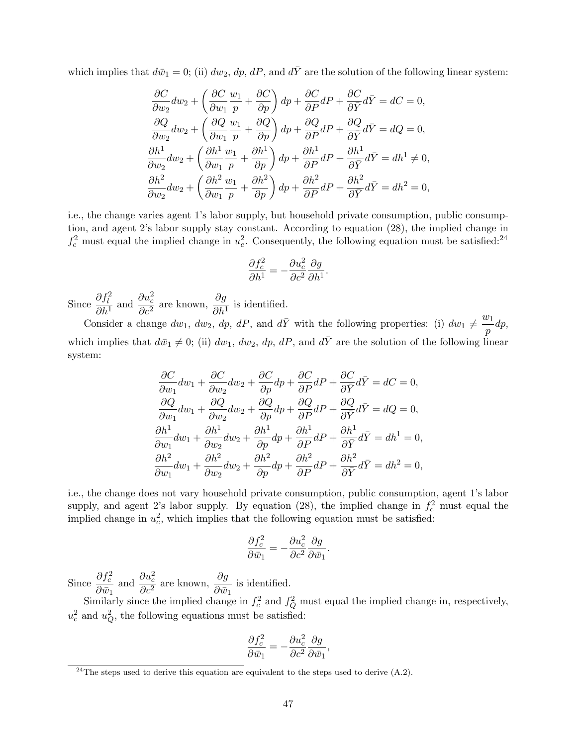which implies that $d\bar{w}_1 = 0$; (ii) $dw_2$, $dp$, $dP$, and $d\bar{Y}$ are the solution of the following linear system:

$$
\begin{aligned}
\frac{\partial C}{\partial w_2} dw_2 + \left( \frac{\partial C}{\partial w_1} \frac{w_1}{p} + \frac{\partial C}{\partial p} \right) dp + \frac{\partial C}{\partial P} dP + \frac{\partial C}{\partial \bar{Y}} d\bar{Y} &= dC = 0, \\
\frac{\partial Q}{\partial w_2} dw_2 + \left( \frac{\partial Q}{\partial w_1} \frac{w_1}{p} + \frac{\partial Q}{\partial p} \right) dp + \frac{\partial Q}{\partial P} dP + \frac{\partial Q}{\partial \bar{Y}} d\bar{Y} &= dQ = 0, \\
\frac{\partial h^1}{\partial w_2} dw_2 + \left( \frac{\partial h^1}{\partial w_1} \frac{w_1}{p} + \frac{\partial h^1}{\partial p} \right) dp + \frac{\partial h^1}{\partial P} dP + \frac{\partial h^1}{\partial \bar{Y}} d\bar{Y} &= dh^1 \neq 0, \\
\frac{\partial h^2}{\partial w_2} dw_2 + \left( \frac{\partial h^2}{\partial w_1} \frac{w_1}{p} + \frac{\partial h^2}{\partial p} \right) dp + \frac{\partial h^2}{\partial P} dP + \frac{\partial h^2}{\partial \bar{Y}} d\bar{Y} &= dh^2 = 0,
\end{aligned}
$$

i.e., the change varies agent 1's labor supply, but household private consumption, public consumption, and agent 2's labor supply stay constant. According to equation (28), the implied change in $f_c^2$ must equal the implied change in $u_c^2$. Consequently, the following equation must be satisfied:[24]

$$
\frac{\partial f_c^2}{\partial h^1} = -\frac{\partial u_c^2}{\partial c^2} \frac{\partial g}{\partial h^1}.
$$

Since $\frac{\partial f_l^2}{\partial h^1}$ and $\frac{\partial u_c^2}{\partial c^2}$ are known, $\frac{\partial g}{\partial h^1}$ is identified.

Consider a change $dw_1$, $dw_2$, $dp$, $dP$, and $d\bar{Y}$ with the following properties: (i) $dw_1 \neq \frac{w_1}{p} dp$, which implies that $d\bar{w}_1 \neq 0$; (ii) $dw_1$, $dw_2$, $dp$, $dP$, and $d\bar{Y}$ are the solution of the following linear system:

$$
\begin{aligned}
\frac{\partial C}{\partial w_1} dw_1 + \frac{\partial C}{\partial w_2} dw_2 + \frac{\partial C}{\partial p} dp + \frac{\partial C}{\partial P} dP + \frac{\partial C}{\partial \bar{Y}} d\bar{Y} &= dC = 0, \\
\frac{\partial Q}{\partial w_1} dw_1 + \frac{\partial Q}{\partial w_2} dw_2 + \frac{\partial Q}{\partial p} dp + \frac{\partial Q}{\partial P} dP + \frac{\partial Q}{\partial \bar{Y}} d\bar{Y} &= dQ = 0, \\
\frac{\partial h^1}{\partial w_1} dw_1 + \frac{\partial h^1}{\partial w_2} dw_2 + \frac{\partial h^1}{\partial p} dp + \frac{\partial h^1}{\partial P} dP + \frac{\partial h^1}{\partial \bar{Y}} d\bar{Y} &= dh^1 = 0, \\
\frac{\partial h^2}{\partial w_1} dw_1 + \frac{\partial h^2}{\partial w_2} dw_2 + \frac{\partial h^2}{\partial p} dp + \frac{\partial h^2}{\partial P} dP + \frac{\partial h^2}{\partial \bar{Y}} d\bar{Y} &= dh^2 = 0,
\end{aligned}
$$

i.e., the change does not vary household private consumption, public consumption, agent 1's labor supply, and agent 2's labor supply. By equation (28), the implied change in $f_c^2$ must equal the implied change in $u_c^2$, which implies that the following equation must be satisfied:

$$
\frac{\partial f_c^2}{\partial \bar{w}_1} = -\frac{\partial u_c^2}{\partial c^2} \frac{\partial g}{\partial \bar{w}_1}.
$$

Since $\frac{\partial f_c^2}{\partial \bar{w}_1}$ and $\frac{\partial u_c^2}{\partial c^2}$ are known, $\frac{\partial g}{\partial \bar{w}_1}$ is identified.

Similarly since the implied change in $f_c^2$ and $f_Q^2$ must equal the implied change in, respectively, $u_c^2$ and $u_Q^2$, the following equations must be satisfied:

$$
\frac{\partial f_c^2}{\partial \bar{w}_1} = -\frac{\partial u_c^2}{\partial c^2} \frac{\partial g}{\partial \bar{w}_1},
$$

[24] The steps used to derive this equation are equivalent to the steps used to derive (A.2).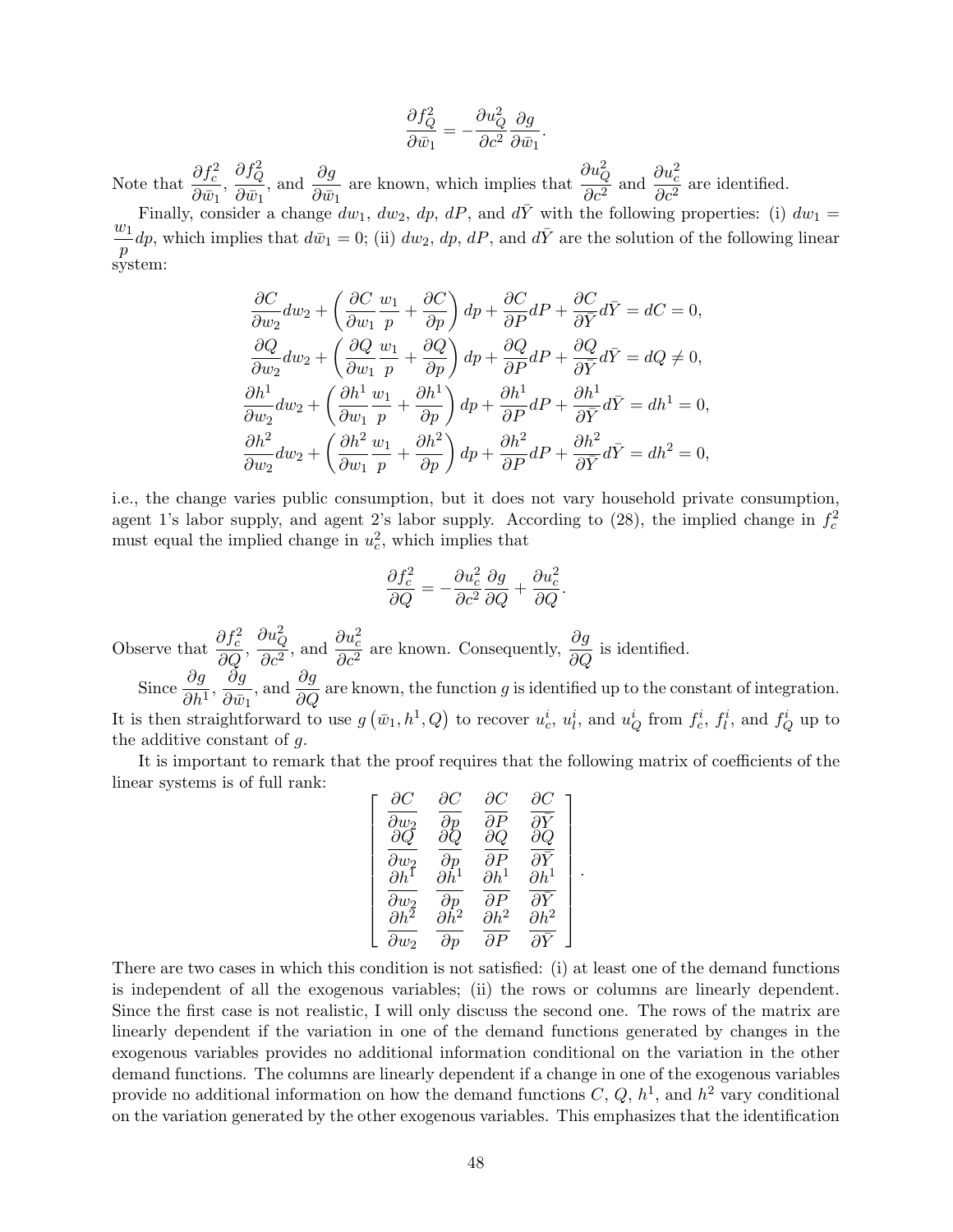$$\frac{\partial f_Q^2}{\partial \bar{w}_1} = -\frac{\partial u_Q^2}{\partial c^2}\frac{\partial g}{\partial \bar{w}_1}.$$

Note that $\frac{\partial f_c^2}{\partial \bar{w}_1}$, $\frac{\partial f_Q^2}{\partial \bar{w}_1}$, and $\frac{\partial g}{\partial \bar{w}_1}$ are known, which implies that $\frac{\partial u_Q^2}{\partial c^2}$ and $\frac{\partial u_c^2}{\partial c^2}$ are identified.

Finally, consider a change $dw_1$, $dw_2$, $dp$, $dP$, and $d\bar{Y}$ with the following properties: (i) $dw_1 = \frac{w_1}{p}dp$, which implies that $d\bar{w}_1 = 0$; (ii) $dw_2$, $dp$, $dP$, and $d\bar{Y}$ are the solution of the following linear system:

$$\frac{\partial C}{\partial w_2}dw_2 + \left(\frac{\partial C}{\partial w_1}\frac{w_1}{p} + \frac{\partial C}{\partial p}\right)dp + \frac{\partial C}{\partial P}dP + \frac{\partial C}{\partial \bar{Y}}d\bar{Y} = dC = 0,$$

$$\frac{\partial Q}{\partial w_2}dw_2 + \left(\frac{\partial Q}{\partial w_1}\frac{w_1}{p} + \frac{\partial Q}{\partial p}\right)dp + \frac{\partial Q}{\partial P}dP + \frac{\partial Q}{\partial \bar{Y}}d\bar{Y} = dQ \neq 0,$$

$$\frac{\partial h^1}{\partial w_2}dw_2 + \left(\frac{\partial h^1}{\partial w_1}\frac{w_1}{p} + \frac{\partial h^1}{\partial p}\right)dp + \frac{\partial h^1}{\partial P}dP + \frac{\partial h^1}{\partial \bar{Y}}d\bar{Y} = dh^1 = 0,$$

$$\frac{\partial h^2}{\partial w_2}dw_2 + \left(\frac{\partial h^2}{\partial w_1}\frac{w_1}{p} + \frac{\partial h^2}{\partial p}\right)dp + \frac{\partial h^2}{\partial P}dP + \frac{\partial h^2}{\partial \bar{Y}}d\bar{Y} = dh^2 = 0,$$

i.e., the change varies public consumption, but it does not vary household private consumption, agent 1's labor supply, and agent 2's labor supply. According to (28), the implied change in $f_c^2$ must equal the implied change in $u_c^2$, which implies that

$$\frac{\partial f_c^2}{\partial Q} = -\frac{\partial u_c^2}{\partial c^2}\frac{\partial g}{\partial Q} + \frac{\partial u_c^2}{\partial Q}.$$

Observe that $\frac{\partial f_c^2}{\partial Q}$, $\frac{\partial u_Q^2}{\partial c^2}$, and $\frac{\partial u_c^2}{\partial c^2}$ are known. Consequently, $\frac{\partial g}{\partial Q}$ is identified.

Since $\frac{\partial g}{\partial h^1}$, $\frac{\partial g}{\partial \bar{w}_1}$, and $\frac{\partial g}{\partial Q}$ are known, the function $g$ is identified up to the constant of integration. It is then straightforward to use $g\left(\bar{w}_1, h^1, Q\right)$ to recover $u_c^i$, $u_l^i$, and $u_Q^i$ from $f_c^i$, $f_l^i$, and $f_Q^i$ up to the additive constant of $g$.

It is important to remark that the proof requires that the following matrix of coefficients of the linear systems is of full rank:

$$\begin{bmatrix} \frac{\partial C}{\partial w_2} & \frac{\partial C}{\partial p} & \frac{\partial C}{\partial P} & \frac{\partial C}{\partial \bar{Y}} \\ \frac{\partial Q}{\partial w_2} & \frac{\partial Q}{\partial p} & \frac{\partial Q}{\partial P} & \frac{\partial Q}{\partial \bar{Y}} \\ \frac{\partial h^1}{\partial w_2} & \frac{\partial h^1}{\partial p} & \frac{\partial h^1}{\partial P} & \frac{\partial h^1}{\partial \bar{Y}} \\ \frac{\partial h^2}{\partial w_2} & \frac{\partial h^2}{\partial p} & \frac{\partial h^2}{\partial P} & \frac{\partial h^2}{\partial \bar{Y}} \end{bmatrix}.$$

There are two cases in which this condition is not satisfied: (i) at least one of the demand functions is independent of all the exogenous variables; (ii) the rows or columns are linearly dependent. Since the first case is not realistic, I will only discuss the second one. The rows of the matrix are linearly dependent if the variation in one of the demand functions generated by changes in the exogenous variables provides no additional information conditional on the variation in the other demand functions. The columns are linearly dependent if a change in one of the exogenous variables provide no additional information on how the demand functions $C$, $Q$, $h^1$, and $h^2$ vary conditional on the variation generated by the other exogenous variables. This emphasizes that the identification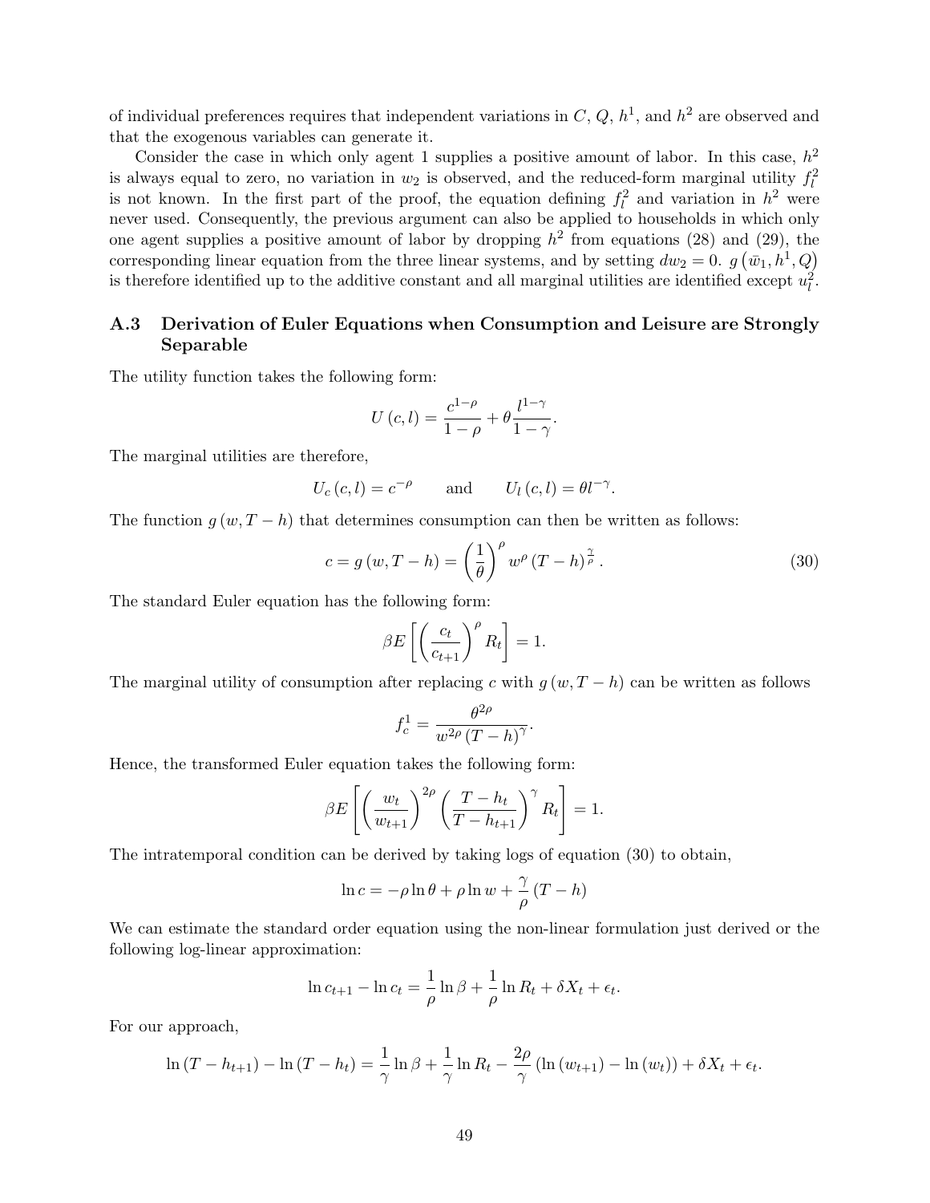of individual preferences requires that independent variations in $C$, $Q$, $h^1$, and $h^2$ are observed and that the exogenous variables can generate it.

Consider the case in which only agent 1 supplies a positive amount of labor. In this case, $h^2$ is always equal to zero, no variation in $w_2$ is observed, and the reduced-form marginal utility $f_l^2$ is not known. In the first part of the proof, the equation defining $f_l^2$ and variation in $h^2$ were never used. Consequently, the previous argument can also be applied to households in which only one agent supplies a positive amount of labor by dropping $h^2$ from equations (28) and (29), the corresponding linear equation from the three linear systems, and by setting $dw_2 = 0$. $g\left(\bar{w}_1, h^1, Q\right)$ is therefore identified up to the additive constant and all marginal utilities are identified except $u_l^2$.

### A.3 Derivation of Euler Equations when Consumption and Leisure are Strongly Separable

The utility function takes the following form:

$$U(c,l) = \frac{c^{1-\rho}}{1-\rho} + \theta \frac{l^{1-\gamma}}{1-\gamma}.$$

The marginal utilities are therefore,

$$U_c(c,l) = c^{-\rho} \qquad \text{and} \qquad U_l(c,l) = \theta l^{-\gamma}.$$

The function $g(w, T-h)$ that determines consumption can then be written as follows:

$$c = g(w, T-h) = \left(\frac{1}{\theta}\right)^{\rho} w^{\rho} (T-h)^{\frac{\gamma}{\rho}}. \tag{30}$$

The standard Euler equation has the following form:

$$\beta E\left[\left(\frac{c_t}{c_{t+1}}\right)^{\rho} R_t\right] = 1.$$

The marginal utility of consumption after replacing $c$ with $g(w, T-h)$ can be written as follows

$$f_c^1 = \frac{\theta^{2\rho}}{w^{2\rho}(T-h)^{\gamma}}.$$

Hence, the transformed Euler equation takes the following form:

$$\beta E\left[\left(\frac{w_t}{w_{t+1}}\right)^{2\rho}\left(\frac{T-h_t}{T-h_{t+1}}\right)^{\gamma} R_t\right] = 1.$$

The intratemporal condition can be derived by taking logs of equation (30) to obtain,

$$\ln c = -\rho \ln \theta + \rho \ln w + \frac{\gamma}{\rho}(T-h)$$

We can estimate the standard order equation using the non-linear formulation just derived or the following log-linear approximation:

$$\ln c_{t+1} - \ln c_t = \frac{1}{\rho}\ln \beta + \frac{1}{\rho}\ln R_t + \delta X_t + \epsilon_t.$$

For our approach,

$$\ln(T-h_{t+1}) - \ln(T-h_t) = \frac{1}{\gamma}\ln\beta + \frac{1}{\gamma}\ln R_t - \frac{2\rho}{\gamma}\left(\ln(w_{t+1}) - \ln(w_t)\right) + \delta X_t + \epsilon_t.$$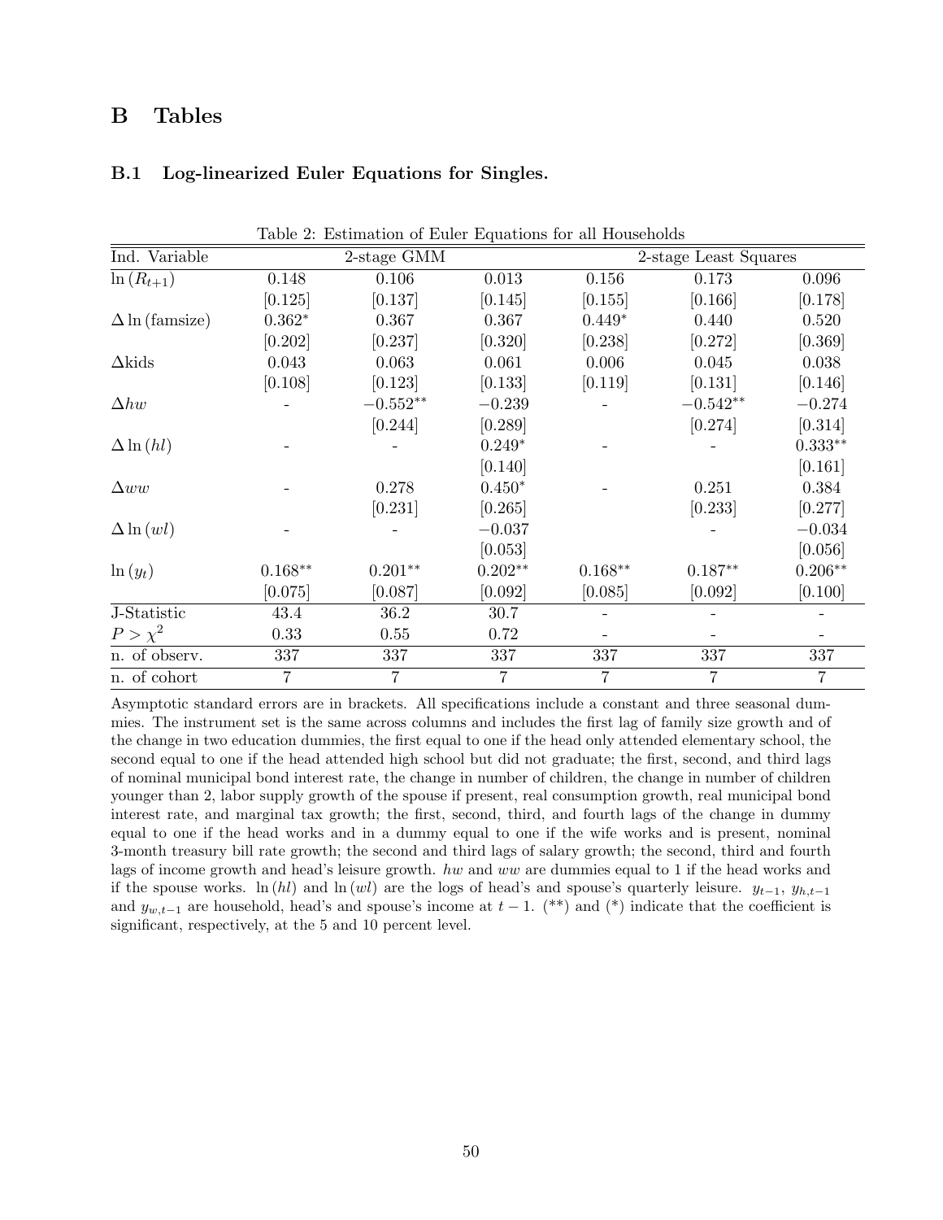# B Tables

## B.1 Log-linearized Euler Equations for Singles.

Table 2: Estimation of Euler Equations for all Households

| Ind. Variable | 2-stage GMM | | | 2-stage Least Squares | | |
|---|---|---|---|---|---|---|
| $\ln(R_{t+1})$ | 0.148 | 0.106 | 0.013 | 0.156 | 0.173 | 0.096 |
| | [0.125] | [0.137] | [0.145] | [0.155] | [0.166] | [0.178] |
| $\Delta \ln(\text{famsize})$ | $0.362^{*}$ | 0.367 | 0.367 | $0.449^{*}$ | 0.440 | 0.520 |
| | [0.202] | [0.237] | [0.320] | [0.238] | [0.272] | [0.369] |
| $\Delta$kids | 0.043 | 0.063 | 0.061 | 0.006 | 0.045 | 0.038 |
| | [0.108] | [0.123] | [0.133] | [0.119] | [0.131] | [0.146] |
| $\Delta hw$ | - | $-0.552^{**}$ | $-0.239$ | - | $-0.542^{**}$ | $-0.274$ |
| | | [0.244] | [0.289] | | [0.274] | [0.314] |
| $\Delta \ln(hl)$ | - | - | $0.249^{*}$ | - | - | $0.333^{**}$ |
| | | | [0.140] | | | [0.161] |
| $\Delta ww$ | - | 0.278 | $0.450^{*}$ | - | 0.251 | 0.384 |
| | | [0.231] | [0.265] | | [0.233] | [0.277] |
| $\Delta \ln(wl)$ | - | - | $-0.037$ | | - | $-0.034$ |
| | | | [0.053] | | | [0.056] |
| $\ln(y_t)$ | $0.168^{**}$ | $0.201^{**}$ | $0.202^{**}$ | $0.168^{**}$ | $0.187^{**}$ | $0.206^{**}$ |
| | [0.075] | [0.087] | [0.092] | [0.085] | [0.092] | [0.100] |
| J-Statistic | 43.4 | 36.2 | 30.7 | - | - | - |
| $P > \chi^2$ | 0.33 | 0.55 | 0.72 | - | - | - |
| n. of observ. | 337 | 337 | 337 | 337 | 337 | 337 |
| n. of cohort | 7 | 7 | 7 | 7 | 7 | 7 |

Asymptotic standard errors are in brackets. All specifications include a constant and three seasonal dummies. The instrument set is the same across columns and includes the first lag of family size growth and of the change in two education dummies, the first equal to one if the head only attended elementary school, the second equal to one if the head attended high school but did not graduate; the first, second, and third lags of nominal municipal bond interest rate, the change in number of children, the change in number of children younger than 2, labor supply growth of the spouse if present, real consumption growth, real municipal bond interest rate, and marginal tax growth; the first, second, third, and fourth lags of the change in dummy equal to one if the head works and in a dummy equal to one if the wife works and is present, nominal 3-month treasury bill rate growth; the second and third lags of salary growth; the second, third and fourth lags of income growth and head's leisure growth. $hw$ and $ww$ are dummies equal to 1 if the head works and if the spouse works. $\ln(hl)$ and $\ln(wl)$ are the logs of head's and spouse's quarterly leisure. $y_{t-1}$, $y_{h,t-1}$ and $y_{w,t-1}$ are household, head's and spouse's income at $t-1$. (**) and (*) indicate that the coefficient is significant, respectively, at the 5 and 10 percent level.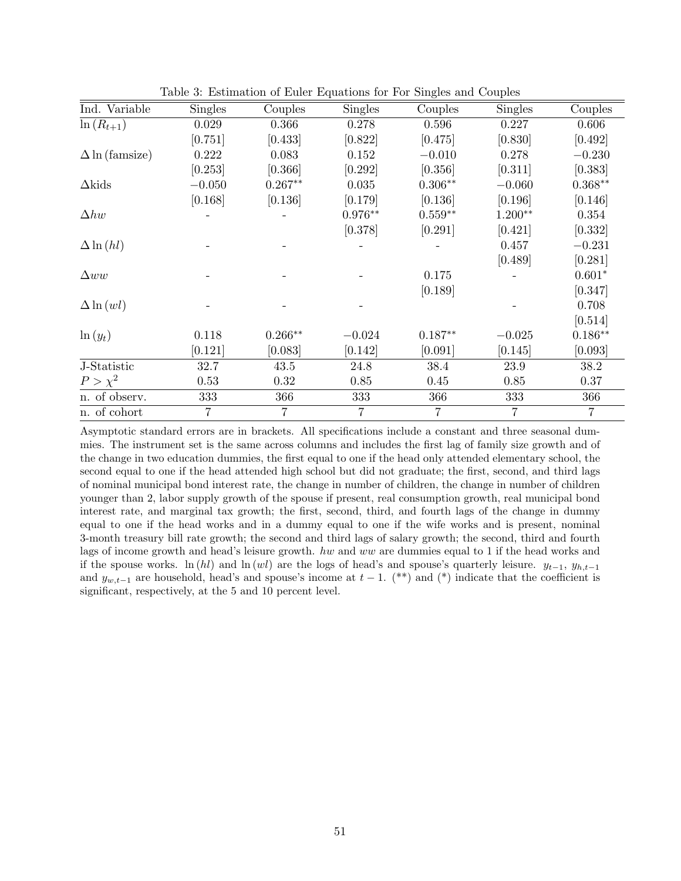Table 3: Estimation of Euler Equations for For Singles and Couples

| Ind. Variable | Singles | Couples | Singles | Couples | Singles | Couples |
|---|---|---|---|---|---|---|
| $\ln(R_{t+1})$ | 0.029 | 0.366 | 0.278 | 0.596 | 0.227 | 0.606 |
| | [0.751] | [0.433] | [0.822] | [0.475] | [0.830] | [0.492] |
| $\Delta \ln(\text{famsize})$ | 0.222 | 0.083 | 0.152 | $-0.010$ | 0.278 | $-0.230$ |
| | [0.253] | [0.366] | [0.292] | [0.356] | [0.311] | [0.383] |
| $\Delta$kids | $-0.050$ | $0.267^{**}$ | 0.035 | $0.306^{**}$ | $-0.060$ | $0.368^{**}$ |
| | [0.168] | [0.136] | [0.179] | [0.136] | [0.196] | [0.146] |
| $\Delta hw$ | - | - | $0.976^{**}$ | $0.559^{**}$ | $1.200^{**}$ | 0.354 |
| | | | [0.378] | [0.291] | [0.421] | [0.332] |
| $\Delta \ln(hl)$ | - | - | - | - | 0.457 | $-0.231$ |
| | | | | | [0.489] | [0.281] |
| $\Delta ww$ | - | - | - | 0.175 | - | $0.601^{*}$ |
| | | | | [0.189] | | [0.347] |
| $\Delta \ln(wl)$ | - | - | - | | - | 0.708 |
| | | | | | | [0.514] |
| $\ln(y_t)$ | 0.118 | $0.266^{**}$ | $-0.024$ | $0.187^{**}$ | $-0.025$ | $0.186^{**}$ |
| | [0.121] | [0.083] | [0.142] | [0.091] | [0.145] | [0.093] |
| J-Statistic | 32.7 | 43.5 | 24.8 | 38.4 | 23.9 | 38.2 |
| $P > \chi^2$ | 0.53 | 0.32 | 0.85 | 0.45 | 0.85 | 0.37 |
| n. of observ. | 333 | 366 | 333 | 366 | 333 | 366 |
| n. of cohort | 7 | 7 | 7 | 7 | 7 | 7 |

Asymptotic standard errors are in brackets. All specifications include a constant and three seasonal dummies. The instrument set is the same across columns and includes the first lag of family size growth and of the change in two education dummies, the first equal to one if the head only attended elementary school, the second equal to one if the head attended high school but did not graduate; the first, second, and third lags of nominal municipal bond interest rate, the change in number of children, the change in number of children younger than 2, labor supply growth of the spouse if present, real consumption growth, real municipal bond interest rate, and marginal tax growth; the first, second, third, and fourth lags of the change in dummy equal to one if the head works and in a dummy equal to one if the wife works and is present, nominal 3-month treasury bill rate growth; the second and third lags of salary growth; the second, third and fourth lags of income growth and head's leisure growth. $hw$ and $ww$ are dummies equal to 1 if the head works and if the spouse works. $\ln(hl)$ and $\ln(wl)$ are the logs of head's and spouse's quarterly leisure. $y_{t-1}$, $y_{h,t-1}$ and $y_{w,t-1}$ are household, head's and spouse's income at $t-1$. (**) and (*) indicate that the coefficient is significant, respectively, at the 5 and 10 percent level.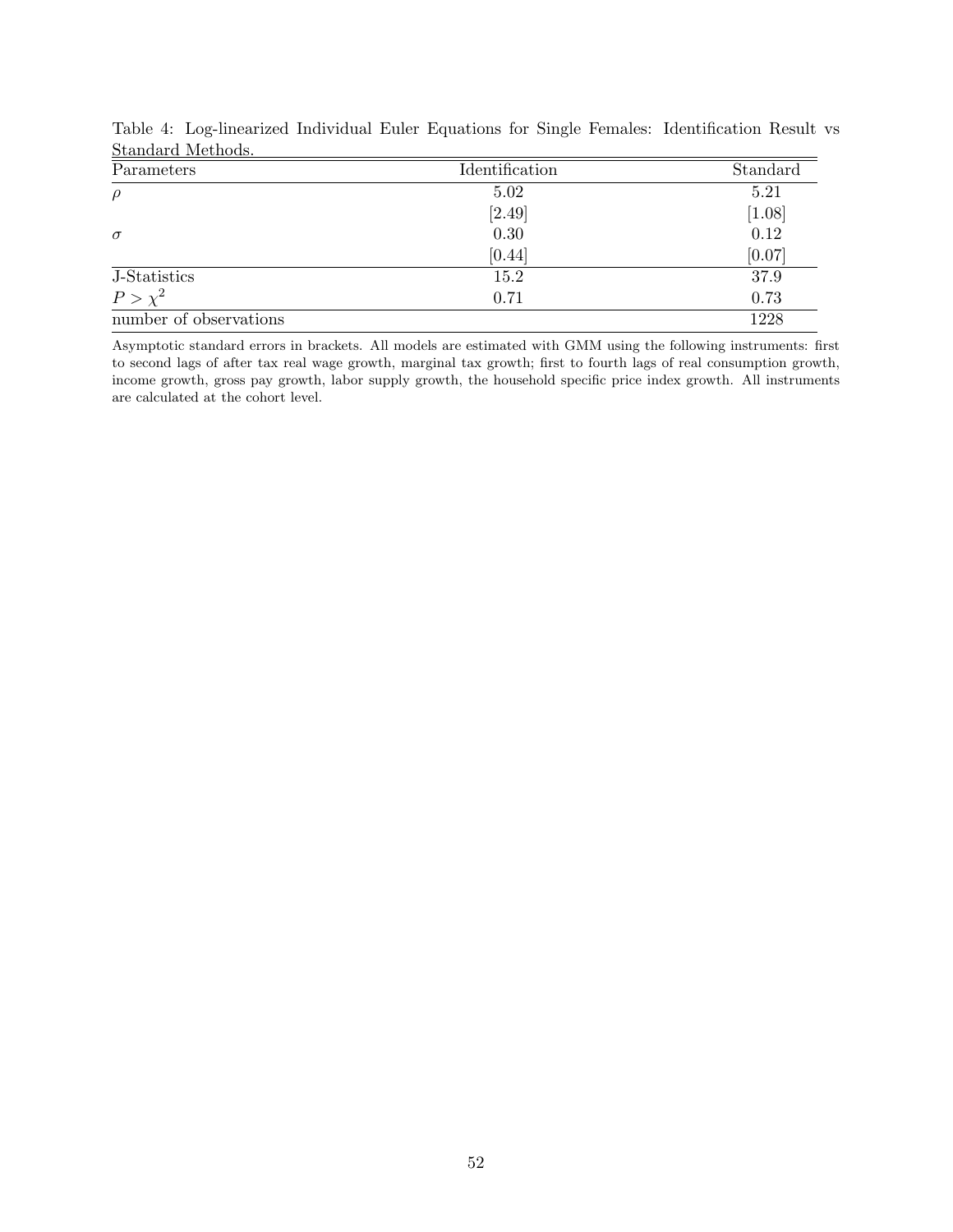Table 4: Log-linearized Individual Euler Equations for Single Females: Identification Result vs Standard Methods.

| Parameters | Identification | Standard |
|---|---|---|
| $\rho$ | 5.02 | 5.21 |
| | [2.49] | [1.08] |
| $\sigma$ | 0.30 | 0.12 |
| | [0.44] | [0.07] |
| J-Statistics | 15.2 | 37.9 |
| $P > \chi^2$ | 0.71 | 0.73 |
| number of observations | | 1228 |

Asymptotic standard errors in brackets. All models are estimated with GMM using the following instruments: first to second lags of after tax real wage growth, marginal tax growth; first to fourth lags of real consumption growth, income growth, gross pay growth, labor supply growth, the household specific price index growth. All instruments are calculated at the cohort level.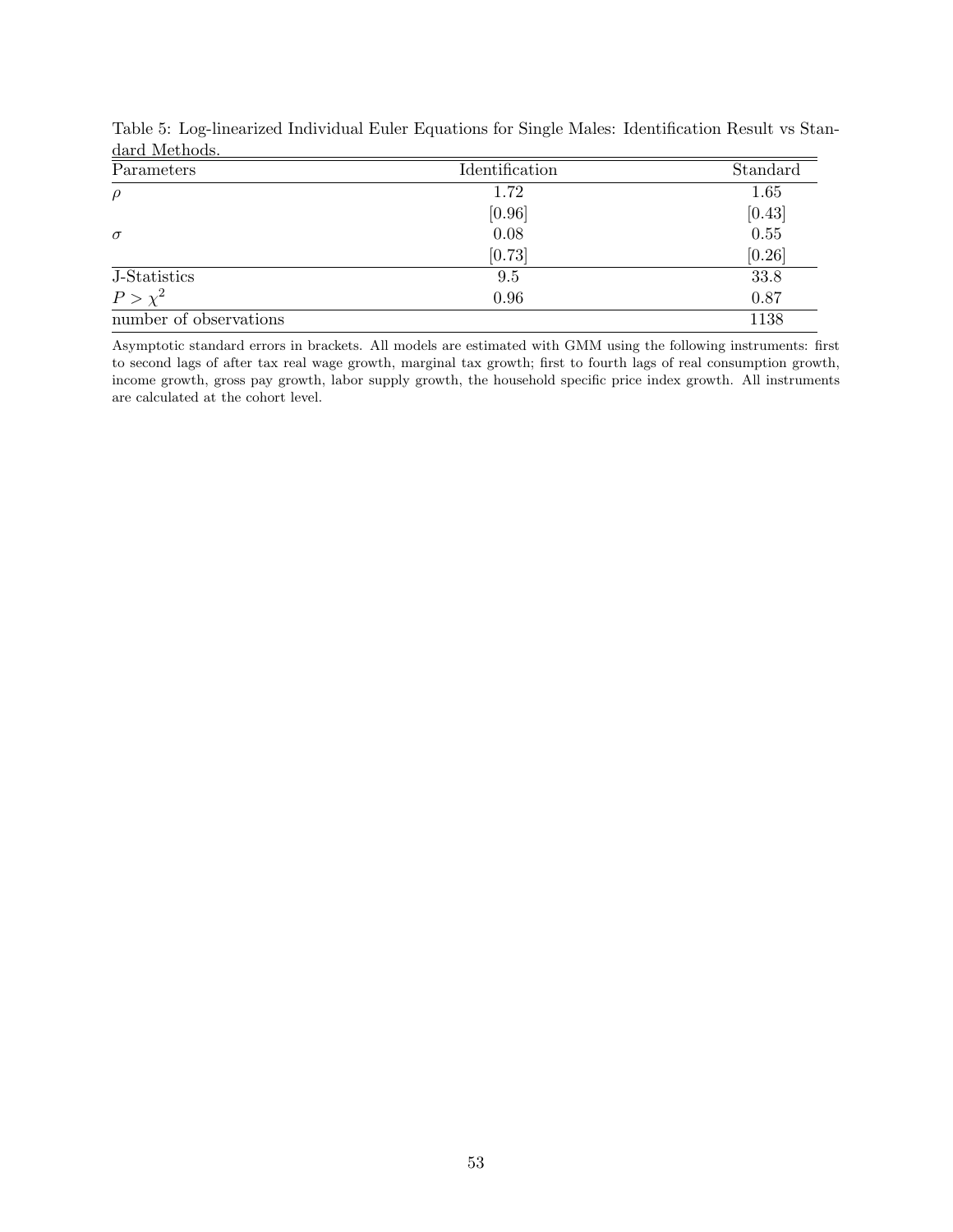Table 5: Log-linearized Individual Euler Equations for Single Males: Identification Result vs Standard Methods.

| Parameters | Identification | Standard |
|---|---|---|
| $\rho$ | 1.72 | 1.65 |
| | [0.96] | [0.43] |
| $\sigma$ | 0.08 | 0.55 |
| | [0.73] | [0.26] |
| J-Statistics | 9.5 | 33.8 |
| $P > \chi^2$ | 0.96 | 0.87 |
| number of observations | | 1138 |

Asymptotic standard errors in brackets. All models are estimated with GMM using the following instruments: first to second lags of after tax real wage growth, marginal tax growth; first to fourth lags of real consumption growth, income growth, gross pay growth, labor supply growth, the household specific price index growth. All instruments are calculated at the cohort level.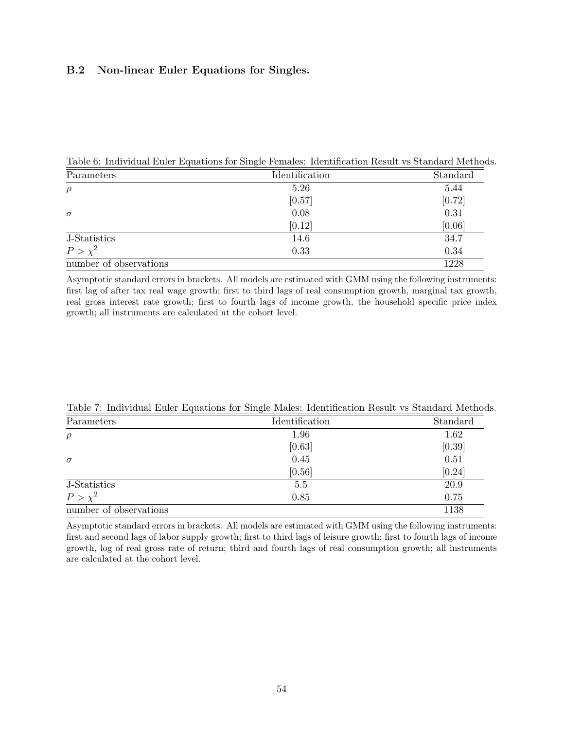### B.2 Non-linear Euler Equations for Singles.

Table 6: Individual Euler Equations for Single Females: Identification Result vs Standard Methods.

| Parameters | Identification | Standard |
|---|---|---|
| $\rho$ | 5.26 | 5.44 |
| | [0.57] | [0.72] |
| $\sigma$ | 0.08 | 0.31 |
| | [0.12] | [0.06] |
| J-Statistics | 14.6 | 34.7 |
| $P > \chi^2$ | 0.33 | 0.34 |
| number of observations | | 1228 |

Asymptotic standard errors in brackets. All models are estimated with GMM using the following instruments: first lag of after tax real wage growth; first to third lags of real consumption growth, marginal tax growth, real gross interest rate growth; first to fourth lags of income growth, the household specific price index growth; all instruments are calculated at the cohort level.

Table 7: Individual Euler Equations for Single Males: Identification Result vs Standard Methods.

| Parameters | Identification | Standard |
|---|---|---|
| $\rho$ | 1.96 | 1.62 |
| | [0.63] | [0.39] |
| $\sigma$ | 0.45 | 0.51 |
| | [0.56] | [0.24] |
| J-Statistics | 5.5 | 20.9 |
| $P > \chi^2$ | 0.85 | 0.75 |
| number of observations | | 1138 |

Asymptotic standard errors in brackets. All models are estimated with GMM using the following instruments: first and second lags of labor supply growth; first to third lags of leisure growth; first to fourth lags of income growth, log of real gross rate of return; third and fourth lags of real consumption growth; all instruments are calculated at the cohort level.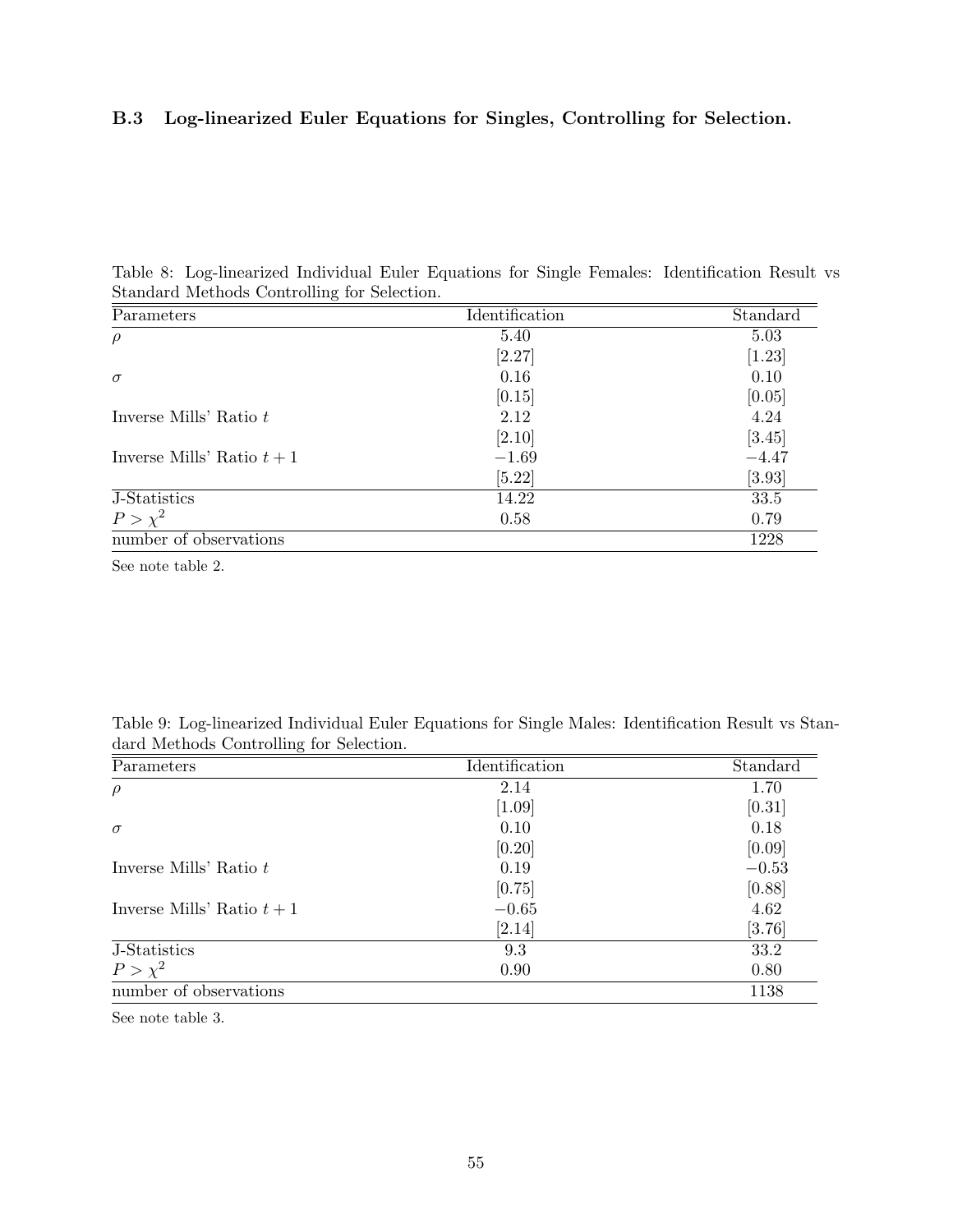### B.3 Log-linearized Euler Equations for Singles, Controlling for Selection.

Table 8: Log-linearized Individual Euler Equations for Single Females: Identification Result vs Standard Methods Controlling for Selection.

| Parameters | Identification | Standard |
|---|---|---|
| $\rho$ | 5.40 | 5.03 |
| | [2.27] | [1.23] |
| $\sigma$ | 0.16 | 0.10 |
| | [0.15] | [0.05] |
| Inverse Mills' Ratio $t$ | 2.12 | 4.24 |
| | [2.10] | [3.45] |
| Inverse Mills' Ratio $t+1$ | $-1.69$ | $-4.47$ |
| | [5.22] | [3.93] |
| J-Statistics | 14.22 | 33.5 |
| $P > \chi^2$ | 0.58 | 0.79 |
| number of observations | | 1228 |

See note table 2.

Table 9: Log-linearized Individual Euler Equations for Single Males: Identification Result vs Standard Methods Controlling for Selection.

| Parameters | Identification | Standard |
|---|---|---|
| $\rho$ | 2.14 | 1.70 |
| | [1.09] | [0.31] |
| $\sigma$ | 0.10 | 0.18 |
| | [0.20] | [0.09] |
| Inverse Mills' Ratio $t$ | 0.19 | $-0.53$ |
| | [0.75] | [0.88] |
| Inverse Mills' Ratio $t+1$ | $-0.65$ | 4.62 |
| | [2.14] | [3.76] |
| J-Statistics | 9.3 | 33.2 |
| $P > \chi^2$ | 0.90 | 0.80 |
| number of observations | | 1138 |

See note table 3.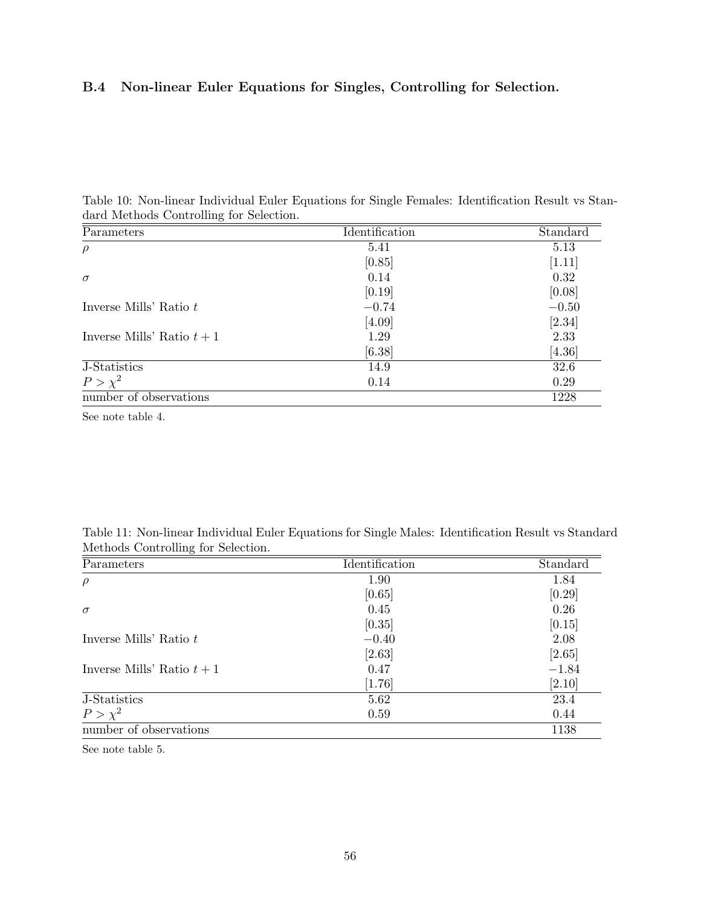### B.4 Non-linear Euler Equations for Singles, Controlling for Selection.

Table 10: Non-linear Individual Euler Equations for Single Females: Identification Result vs Standard Methods Controlling for Selection.

| Parameters | Identification | Standard |
|---|---|---|
| $\rho$ | 5.41 | 5.13 |
| | [0.85] | [1.11] |
| $\sigma$ | 0.14 | 0.32 |
| | [0.19] | [0.08] |
| Inverse Mills' Ratio $t$ | $-0.74$ | $-0.50$ |
| | [4.09] | [2.34] |
| Inverse Mills' Ratio $t+1$ | 1.29 | 2.33 |
| | [6.38] | [4.36] |
| J-Statistics | 14.9 | 32.6 |
| $P > \chi^2$ | 0.14 | 0.29 |
| number of observations | | 1228 |

See note table 4.

Table 11: Non-linear Individual Euler Equations for Single Males: Identification Result vs Standard Methods Controlling for Selection.

| Parameters | Identification | Standard |
|---|---|---|
| $\rho$ | 1.90 | 1.84 |
| | [0.65] | [0.29] |
| $\sigma$ | 0.45 | 0.26 |
| | [0.35] | [0.15] |
| Inverse Mills' Ratio $t$ | $-0.40$ | 2.08 |
| | [2.63] | [2.65] |
| Inverse Mills' Ratio $t+1$ | 0.47 | $-1.84$ |
| | [1.76] | [2.10] |
| J-Statistics | 5.62 | 23.4 |
| $P > \chi^2$ | 0.59 | 0.44 |
| number of observations | | 1138 |

See note table 5.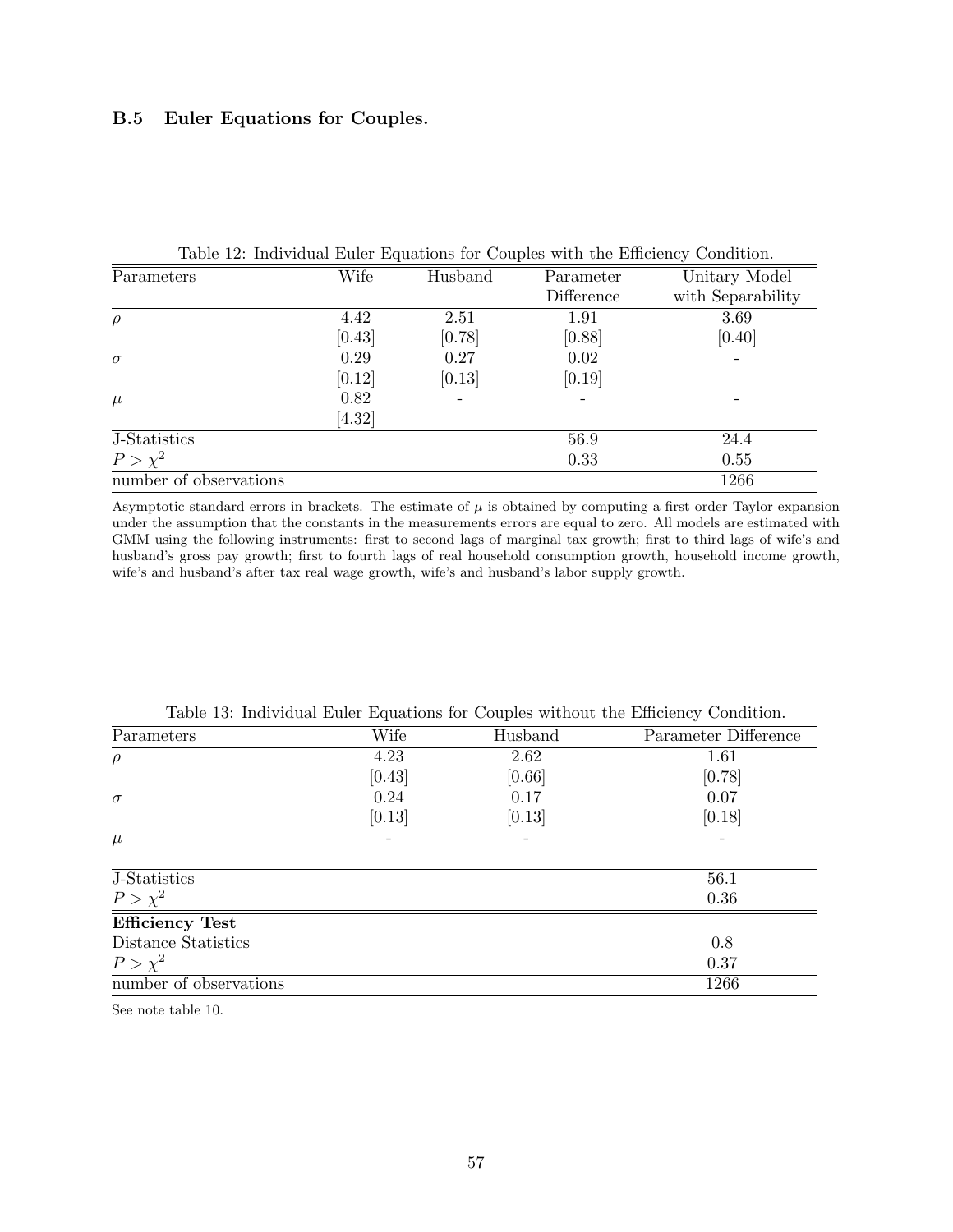### B.5 Euler Equations for Couples.

Table 12: Individual Euler Equations for Couples with the Efficiency Condition.

| Parameters | Wife | Husband | Parameter Difference | Unitary Model with Separability |
|---|---|---|---|---|
| $\rho$ | 4.42 | 2.51 | 1.91 | 3.69 |
| | [0.43] | [0.78] | [0.88] | [0.40] |
| $\sigma$ | 0.29 | 0.27 | 0.02 | - |
| | [0.12] | [0.13] | [0.19] | |
| $\mu$ | 0.82 | - | - | - |
| | [4.32] | | | |
| J-Statistics | | | 56.9 | 24.4 |
| $P > \chi^2$ | | | 0.33 | 0.55 |
| number of observations | | | | 1266 |

Asymptotic standard errors in brackets. The estimate of $\mu$ is obtained by computing a first order Taylor expansion under the assumption that the constants in the measurements errors are equal to zero. All models are estimated with GMM using the following instruments: first to second lags of marginal tax growth; first to third lags of wife's and husband's gross pay growth; first to fourth lags of real household consumption growth, household income growth, wife's and husband's after tax real wage growth, wife's and husband's labor supply growth.

Table 13: Individual Euler Equations for Couples without the Efficiency Condition.

| Parameters | Wife | Husband | Parameter Difference |
|---|---|---|---|
| $\rho$ | 4.23 | 2.62 | 1.61 |
| | [0.43] | [0.66] | [0.78] |
| $\sigma$ | 0.24 | 0.17 | 0.07 |
| | [0.13] | [0.13] | [0.18] |
| $\mu$ | - | - | - |
| J-Statistics | | | 56.1 |
| $P > \chi^2$ | | | 0.36 |
| **Efficiency Test** | | | |
| Distance Statistics | | | 0.8 |
| $P > \chi^2$ | | | 0.37 |
| number of observations | | | 1266 |

See note table 10.